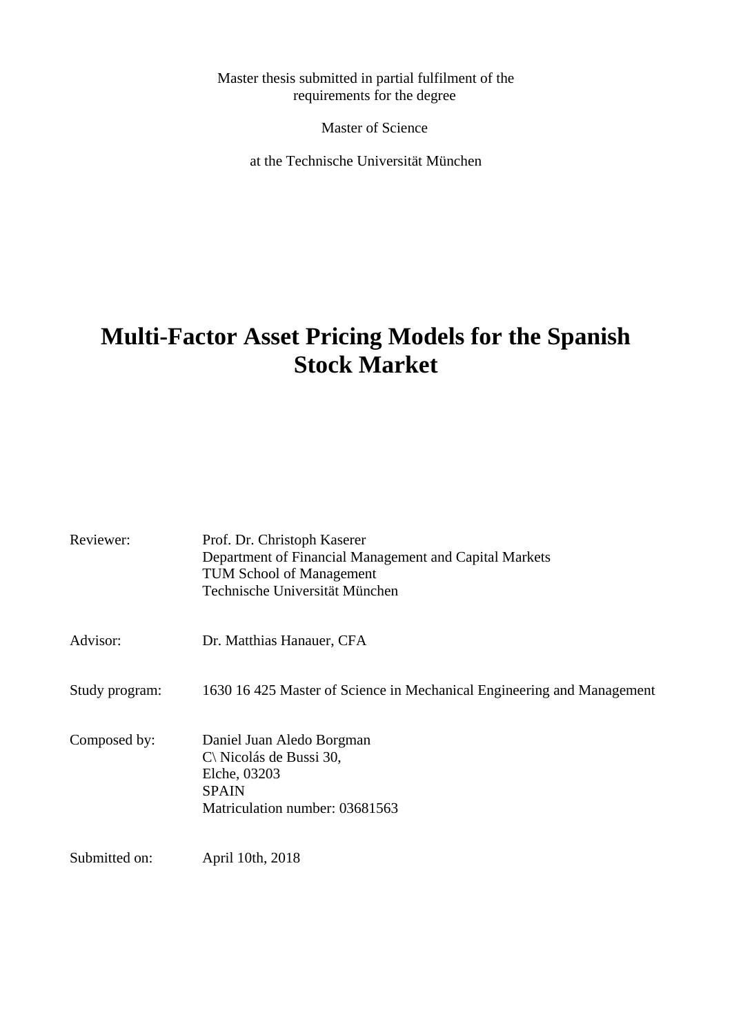Master thesis submitted in partial fulfilment of the requirements for the degree

Master of Science

at the Technische Universität München

# Multi-Factor Asset Pricing Models for the Spanish Stock Market

| | |
|---|---|
| Reviewer: | Prof. Dr. Christoph Kaserer<br>Department of Financial Management and Capital Markets<br>TUM School of Management<br>Technische Universität München |
| Advisor: | Dr. Matthias Hanauer, CFA |
| Study program: | 1630 16 425 Master of Science in Mechanical Engineering and Management |
| Composed by: | Daniel Juan Aledo Borgman<br>C\ Nicolás de Bussi 30,<br>Elche, 03203<br>SPAIN<br>Matriculation number: 03681563 |
| Submitted on: | April 10th, 2018 |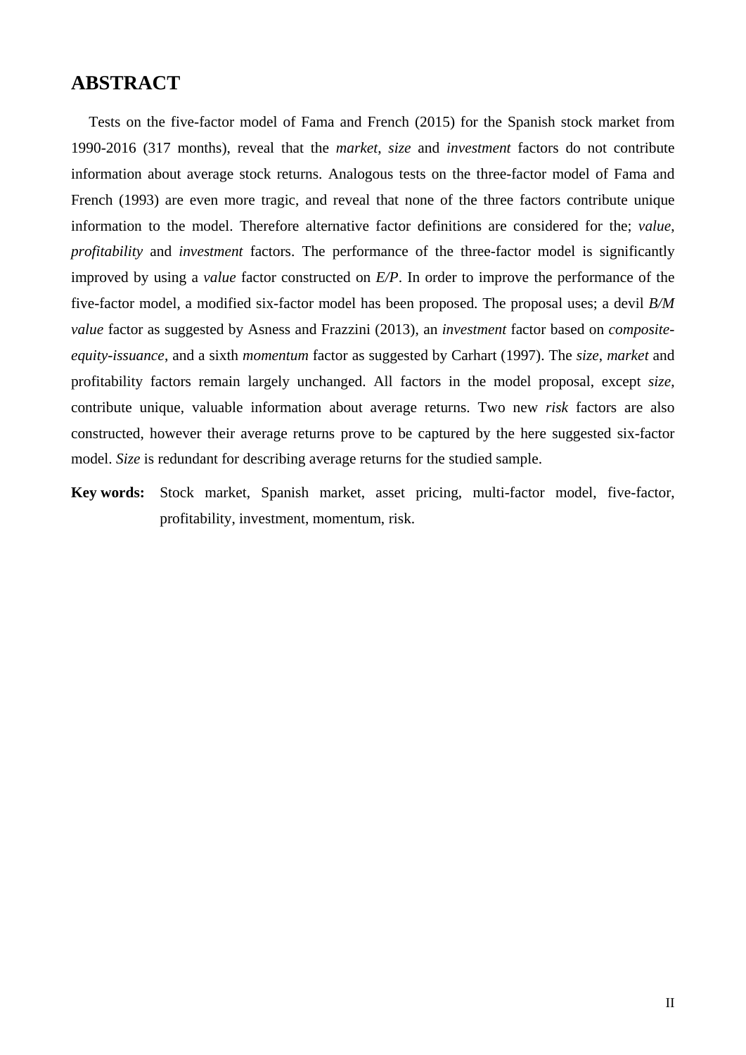# ABSTRACT

Tests on the five-factor model of Fama and French (2015) for the Spanish stock market from 1990-2016 (317 months), reveal that the *market*, *size* and *investment* factors do not contribute information about average stock returns. Analogous tests on the three-factor model of Fama and French (1993) are even more tragic, and reveal that none of the three factors contribute unique information to the model. Therefore alternative factor definitions are considered for the; *value*, *profitability* and *investment* factors. The performance of the three-factor model is significantly improved by using a *value* factor constructed on *E/P*. In order to improve the performance of the five-factor model, a modified six-factor model has been proposed. The proposal uses; a devil *B/M value* factor as suggested by Asness and Frazzini (2013), an *investment* factor based on *composite-equity-issuance*, and a sixth *momentum* factor as suggested by Carhart (1997). The *size*, *market* and profitability factors remain largely unchanged. All factors in the model proposal, except *size*, contribute unique, valuable information about average returns. Two new *risk* factors are also constructed, however their average returns prove to be captured by the here suggested six-factor model. *Size* is redundant for describing average returns for the studied sample.

**Key words:** Stock market, Spanish market, asset pricing, multi-factor model, five-factor, profitability, investment, momentum, risk.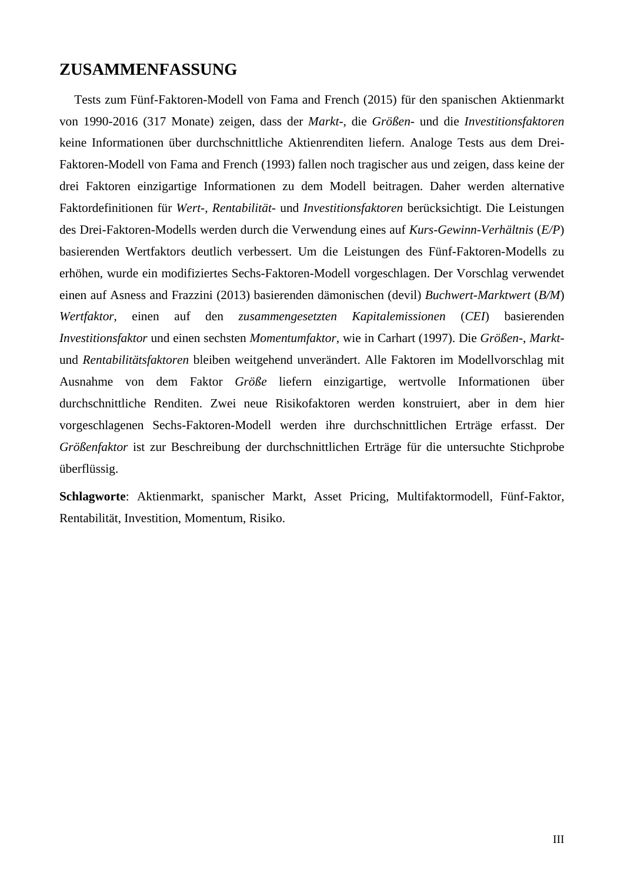# ZUSAMMENFASSUNG

Tests zum Fünf-Faktoren-Modell von Fama and French (2015) für den spanischen Aktienmarkt von 1990-2016 (317 Monate) zeigen, dass der *Markt-*, die *Größen-* und die *Investitionsfaktoren* keine Informationen über durchschnittliche Aktienrenditen liefern. Analoge Tests aus dem Drei-Faktoren-Modell von Fama and French (1993) fallen noch tragischer aus und zeigen, dass keine der drei Faktoren einzigartige Informationen zu dem Modell beitragen. Daher werden alternative Faktordefinitionen für *Wert-*, *Rentabilität-* und *Investitionsfaktoren* berücksichtigt. Die Leistungen des Drei-Faktoren-Modells werden durch die Verwendung eines auf *Kurs-Gewinn-Verhältnis* (*E/P*) basierenden Wertfaktors deutlich verbessert. Um die Leistungen des Fünf-Faktoren-Modells zu erhöhen, wurde ein modifiziertes Sechs-Faktoren-Modell vorgeschlagen. Der Vorschlag verwendet einen auf Asness and Frazzini (2013) basierenden dämonischen (devil) *Buchwert-Marktwert* (*B/M*) *Wertfaktor*, einen auf den *zusammengesetzten Kapitalemissionen* (*CEI*) basierenden *Investitionsfaktor* und einen sechsten *Momentumfaktor*, wie in Carhart (1997). Die *Größen-*, *Markt-* und *Rentabilitätsfaktoren* bleiben weitgehend unverändert. Alle Faktoren im Modellvorschlag mit Ausnahme von dem Faktor *Größe* liefern einzigartige, wertvolle Informationen über durchschnittliche Renditen. Zwei neue Risikofaktoren werden konstruiert, aber in dem hier vorgeschlagenen Sechs-Faktoren-Modell werden ihre durchschnittlichen Erträge erfasst. Der *Größenfaktor* ist zur Beschreibung der durchschnittlichen Erträge für die untersuchte Stichprobe überflüssig.

**Schlagworte**: Aktienmarkt, spanischer Markt, Asset Pricing, Multifaktormodell, Fünf-Faktor, Rentabilität, Investition, Momentum, Risiko.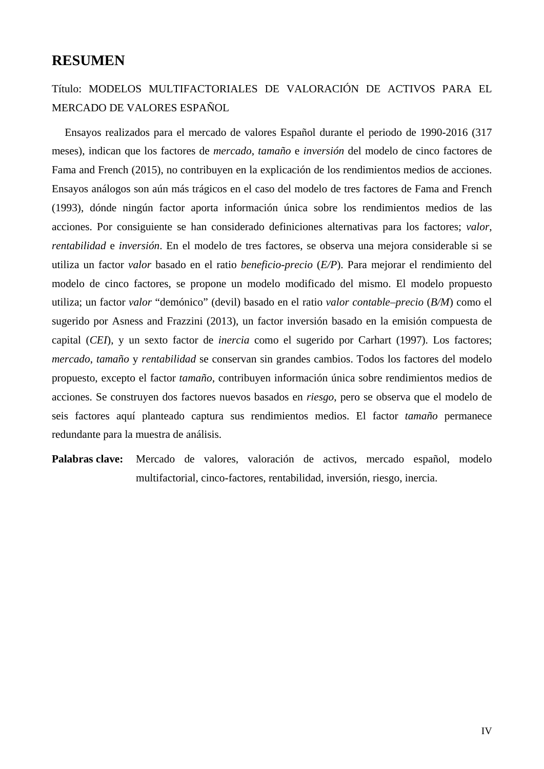# RESUMEN

Título: MODELOS MULTIFACTORIALES DE VALORACIÓN DE ACTIVOS PARA EL MERCADO DE VALORES ESPAÑOL

Ensayos realizados para el mercado de valores Español durante el periodo de 1990-2016 (317 meses), indican que los factores de *mercado*, *tamaño* e *inversión* del modelo de cinco factores de Fama and French (2015), no contribuyen en la explicación de los rendimientos medios de acciones. Ensayos análogos son aún más trágicos en el caso del modelo de tres factores de Fama and French (1993), dónde ningún factor aporta información única sobre los rendimientos medios de las acciones. Por consiguiente se han considerado definiciones alternativas para los factores; *valor*, *rentabilidad* e *inversión*. En el modelo de tres factores, se observa una mejora considerable si se utiliza un factor *valor* basado en el ratio *beneficio-precio* (*E/P*). Para mejorar el rendimiento del modelo de cinco factores, se propone un modelo modificado del mismo. El modelo propuesto utiliza; un factor *valor* "demónico" (devil) basado en el ratio *valor contable–precio* (*B/M*) como el sugerido por Asness and Frazzini (2013), un factor inversión basado en la emisión compuesta de capital (*CEI*), y un sexto factor de *inercia* como el sugerido por Carhart (1997). Los factores; *mercado*, *tamaño* y *rentabilidad* se conservan sin grandes cambios. Todos los factores del modelo propuesto, excepto el factor *tamaño*, contribuyen información única sobre rendimientos medios de acciones. Se construyen dos factores nuevos basados en *riesgo*, pero se observa que el modelo de seis factores aquí planteado captura sus rendimientos medios. El factor *tamaño* permanece redundante para la muestra de análisis.

**Palabras clave:** Mercado de valores, valoración de activos, mercado español, modelo multifactorial, cinco-factores, rentabilidad, inversión, riesgo, inercia.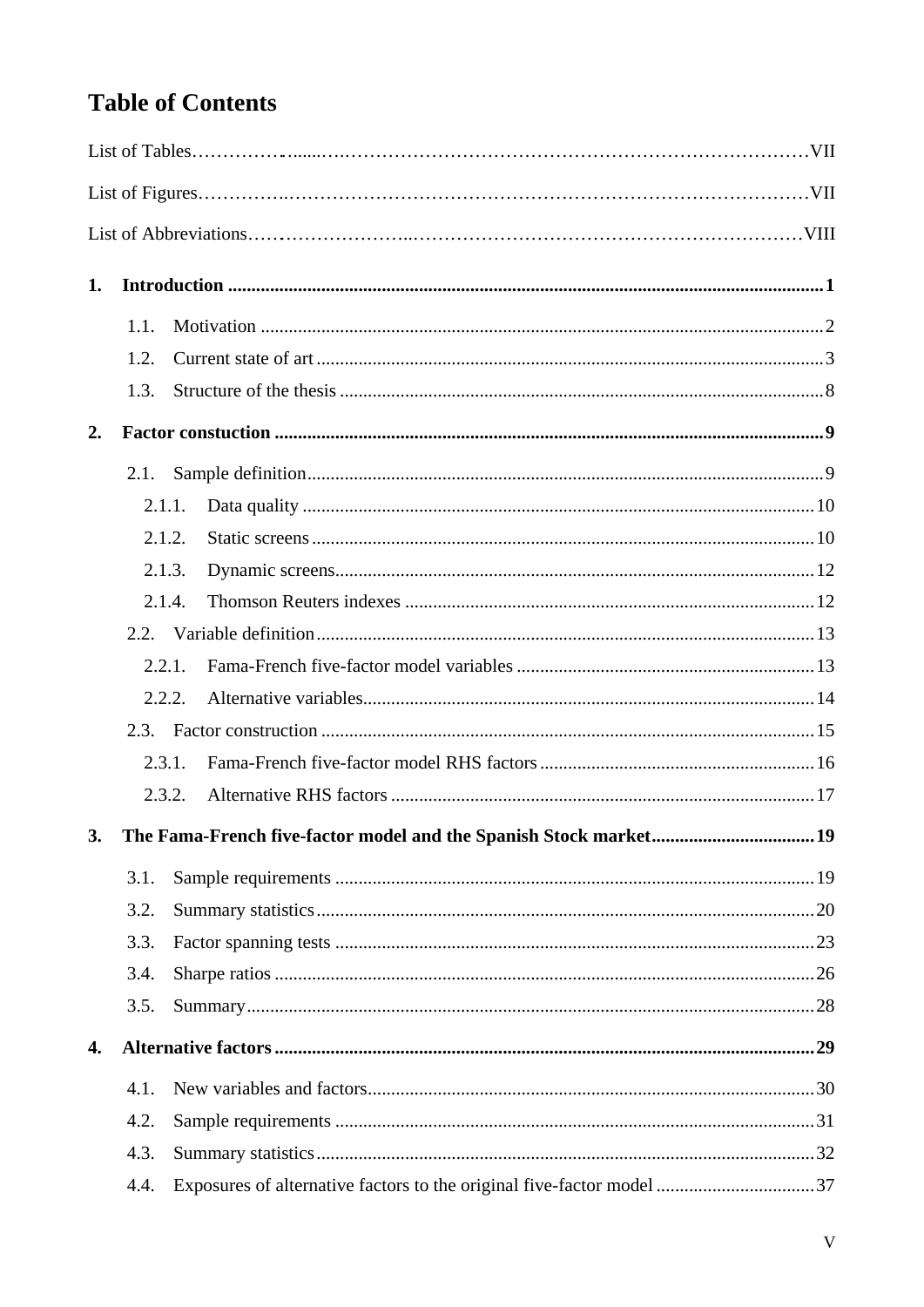# Table of Contents

List of Tables ........................................................................... VII

List of Figures ........................................................................... VII

List of Abbreviations ........................................................................... VIII

**1. Introduction** .......................................................................... **1**

- 1.1. Motivation .......................................................................... 2
- 1.2. Current state of art .......................................................................... 3
- 1.3. Structure of the thesis .......................................................................... 8

**2. Factor constuction** .......................................................................... **9**

- 2.1. Sample definition .......................................................................... 9
  - 2.1.1. Data quality .......................................................................... 10
  - 2.1.2. Static screens .......................................................................... 10
  - 2.1.3. Dynamic screens .......................................................................... 12
  - 2.1.4. Thomson Reuters indexes .......................................................................... 12
- 2.2. Variable definition .......................................................................... 13
  - 2.2.1. Fama-French five-factor model variables .......................................................................... 13
  - 2.2.2. Alternative variables .......................................................................... 14
- 2.3. Factor construction .......................................................................... 15
  - 2.3.1. Fama-French five-factor model RHS factors .......................................................................... 16
  - 2.3.2. Alternative RHS factors .......................................................................... 17

**3. The Fama-French five-factor model and the Spanish Stock market** .......................................................................... **19**

- 3.1. Sample requirements .......................................................................... 19
- 3.2. Summary statistics .......................................................................... 20
- 3.3. Factor spanning tests .......................................................................... 23
- 3.4. Sharpe ratios .......................................................................... 26
- 3.5. Summary .......................................................................... 28

**4. Alternative factors** .......................................................................... **29**

- 4.1. New variables and factors .......................................................................... 30
- 4.2. Sample requirements .......................................................................... 31
- 4.3. Summary statistics .......................................................................... 32
- 4.4. Exposures of alternative factors to the original five-factor model .......................................................................... 37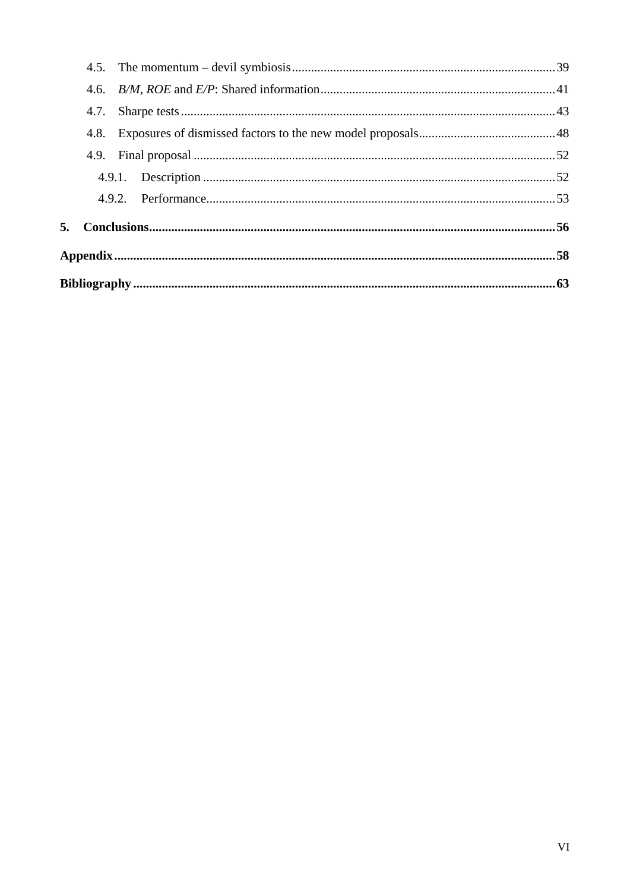- 4.5. The momentum – devil symbiosis .......... 39
- 4.6. *B/M*, *ROE* and *E/P*: Shared information .......... 41
- 4.7. Sharpe tests .......... 43
- 4.8. Exposures of dismissed factors to the new model proposals .......... 48
- 4.9. Final proposal .......... 52
  - 4.9.1. Description .......... 52
  - 4.9.2. Performance .......... 53

**5. Conclusions .......... 56**

**Appendix .......... 58**

**Bibliography .......... 63**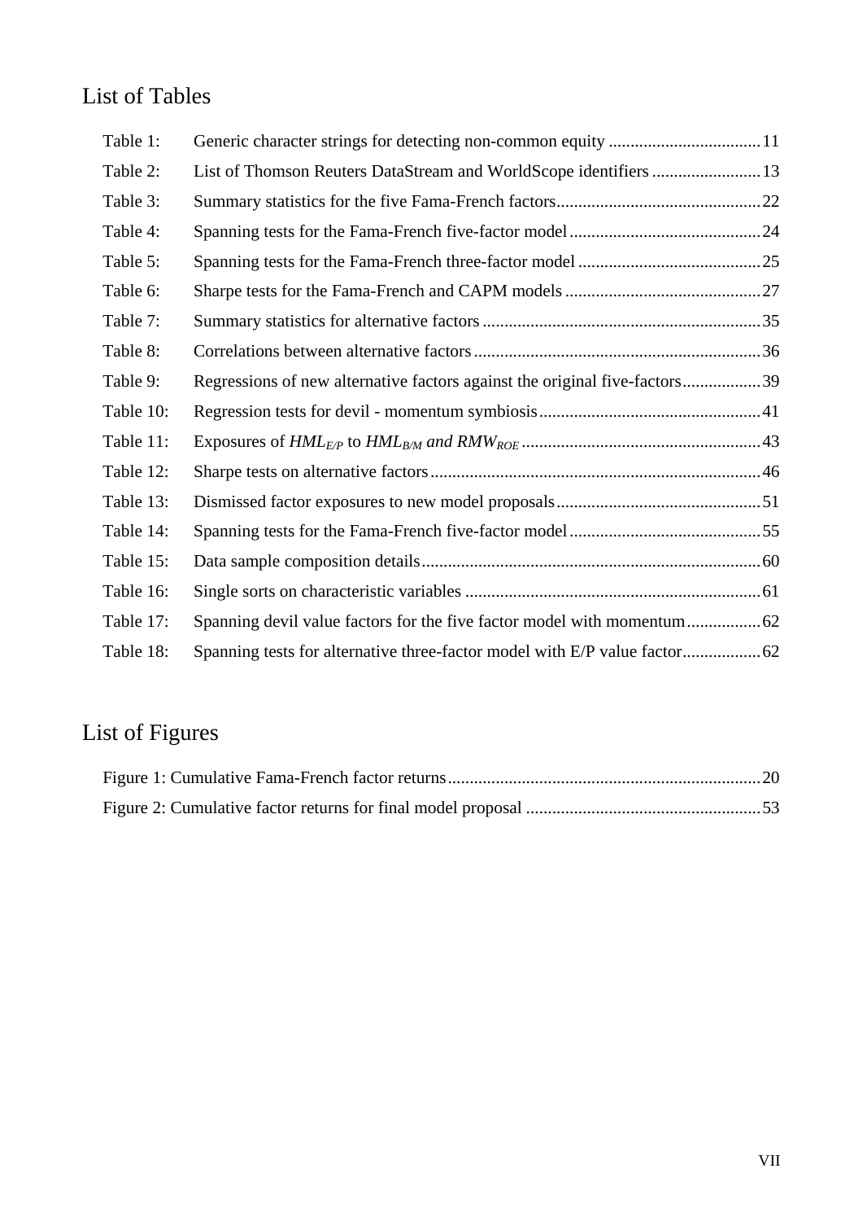# List of Tables

Table 1: Generic character strings for detecting non-common equity ..................................11
Table 2: List of Thomson Reuters DataStream and WorldScope identifiers .........................13
Table 3: Summary statistics for the five Fama-French factors...............................................22
Table 4: Spanning tests for the Fama-French five-factor model............................................24
Table 5: Spanning tests for the Fama-French three-factor model ..........................................25
Table 6: Sharpe tests for the Fama-French and CAPM models .............................................27
Table 7: Summary statistics for alternative factors ................................................................35
Table 8: Correlations between alternative factors..................................................................36
Table 9: Regressions of new alternative factors against the original five-factors..................39
Table 10: Regression tests for devil - momentum symbiosis...................................................41
Table 11: Exposures of $HML_{E/P}$ to $HML_{B/M}$ *and* $RMW_{ROE}$ .......................................................43
Table 12: Sharpe tests on alternative factors............................................................................46
Table 13: Dismissed factor exposures to new model proposals...............................................51
Table 14: Spanning tests for the Fama-French five-factor model............................................55
Table 15: Data sample composition details.............................................................................60
Table 16: Single sorts on characteristic variables ...................................................................61
Table 17: Spanning devil value factors for the five factor model with momentum.................62
Table 18: Spanning tests for alternative three-factor model with E/P value factor..................62

# List of Figures

Figure 1: Cumulative Fama-French factor returns.......................................................................20
Figure 2: Cumulative factor returns for final model proposal .....................................................53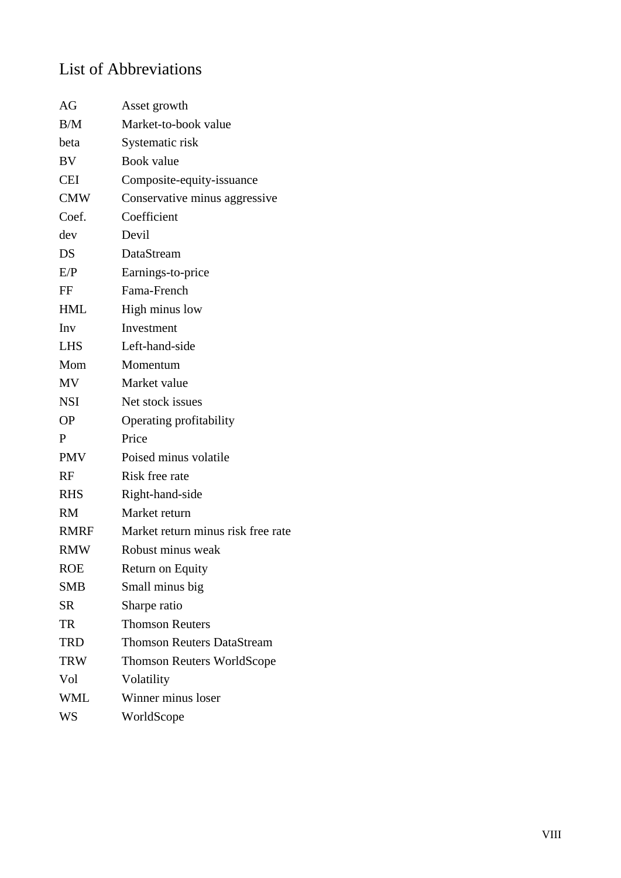# List of Abbreviations

| | |
|---|---|
| AG | Asset growth |
| B/M | Market-to-book value |
| beta | Systematic risk |
| BV | Book value |
| CEI | Composite-equity-issuance |
| CMW | Conservative minus aggressive |
| Coef. | Coefficient |
| dev | Devil |
| DS | DataStream |
| E/P | Earnings-to-price |
| FF | Fama-French |
| HML | High minus low |
| Inv | Investment |
| LHS | Left-hand-side |
| Mom | Momentum |
| MV | Market value |
| NSI | Net stock issues |
| OP | Operating profitability |
| P | Price |
| PMV | Poised minus volatile |
| RF | Risk free rate |
| RHS | Right-hand-side |
| RM | Market return |
| RMRF | Market return minus risk free rate |
| RMW | Robust minus weak |
| ROE | Return on Equity |
| SMB | Small minus big |
| SR | Sharpe ratio |
| TR | Thomson Reuters |
| TRD | Thomson Reuters DataStream |
| TRW | Thomson Reuters WorldScope |
| Vol | Volatility |
| WML | Winner minus loser |
| WS | WorldScope |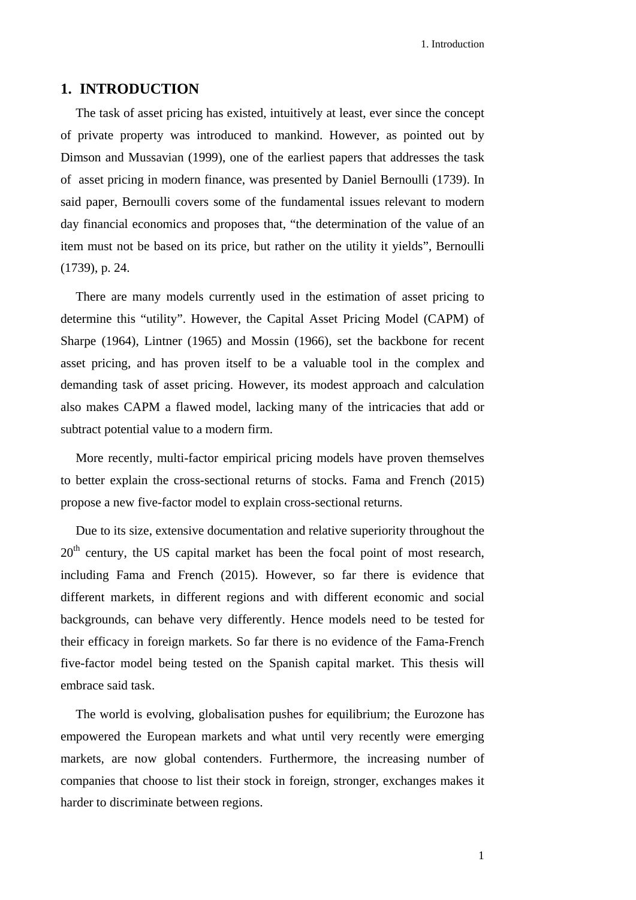# 1. INTRODUCTION

The task of asset pricing has existed, intuitively at least, ever since the concept of private property was introduced to mankind. However, as pointed out by Dimson and Mussavian (1999), one of the earliest papers that addresses the task of asset pricing in modern finance, was presented by Daniel Bernoulli (1739). In said paper, Bernoulli covers some of the fundamental issues relevant to modern day financial economics and proposes that, "the determination of the value of an item must not be based on its price, but rather on the utility it yields", Bernoulli (1739), p. 24.

There are many models currently used in the estimation of asset pricing to determine this "utility". However, the Capital Asset Pricing Model (CAPM) of Sharpe (1964), Lintner (1965) and Mossin (1966), set the backbone for recent asset pricing, and has proven itself to be a valuable tool in the complex and demanding task of asset pricing. However, its modest approach and calculation also makes CAPM a flawed model, lacking many of the intricacies that add or subtract potential value to a modern firm.

More recently, multi-factor empirical pricing models have proven themselves to better explain the cross-sectional returns of stocks. Fama and French (2015) propose a new five-factor model to explain cross-sectional returns.

Due to its size, extensive documentation and relative superiority throughout the 20th century, the US capital market has been the focal point of most research, including Fama and French (2015). However, so far there is evidence that different markets, in different regions and with different economic and social backgrounds, can behave very differently. Hence models need to be tested for their efficacy in foreign markets. So far there is no evidence of the Fama-French five-factor model being tested on the Spanish capital market. This thesis will embrace said task.

The world is evolving, globalisation pushes for equilibrium; the Eurozone has empowered the European markets and what until very recently were emerging markets, are now global contenders. Furthermore, the increasing number of companies that choose to list their stock in foreign, stronger, exchanges makes it harder to discriminate between regions.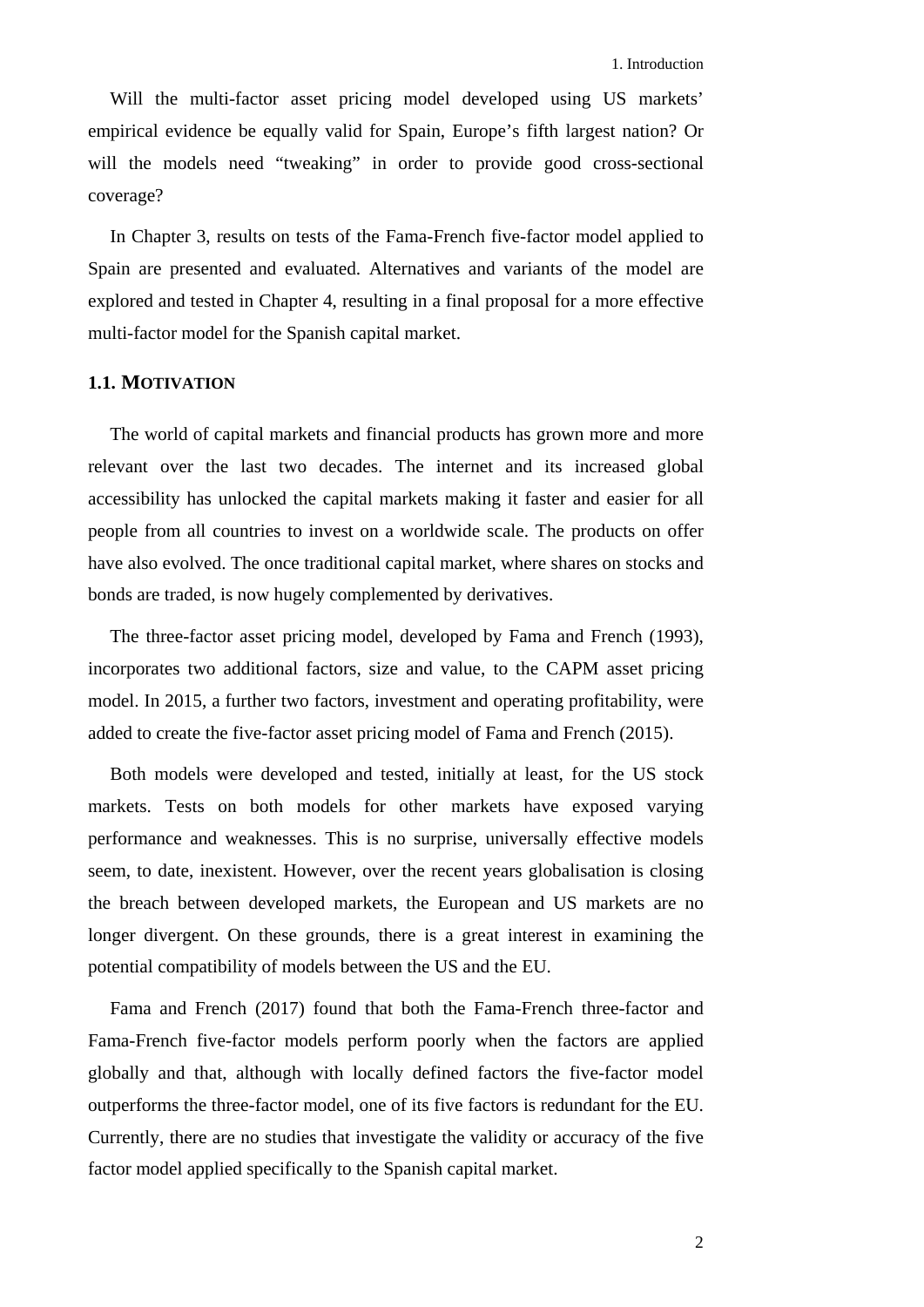Will the multi-factor asset pricing model developed using US markets' empirical evidence be equally valid for Spain, Europe's fifth largest nation? Or will the models need "tweaking" in order to provide good cross-sectional coverage?

In Chapter 3, results on tests of the Fama-French five-factor model applied to Spain are presented and evaluated. Alternatives and variants of the model are explored and tested in Chapter 4, resulting in a final proposal for a more effective multi-factor model for the Spanish capital market.

## 1.1. Motivation

The world of capital markets and financial products has grown more and more relevant over the last two decades. The internet and its increased global accessibility has unlocked the capital markets making it faster and easier for all people from all countries to invest on a worldwide scale. The products on offer have also evolved. The once traditional capital market, where shares on stocks and bonds are traded, is now hugely complemented by derivatives.

The three-factor asset pricing model, developed by Fama and French (1993), incorporates two additional factors, size and value, to the CAPM asset pricing model. In 2015, a further two factors, investment and operating profitability, were added to create the five-factor asset pricing model of Fama and French (2015).

Both models were developed and tested, initially at least, for the US stock markets. Tests on both models for other markets have exposed varying performance and weaknesses. This is no surprise, universally effective models seem, to date, inexistent. However, over the recent years globalisation is closing the breach between developed markets, the European and US markets are no longer divergent. On these grounds, there is a great interest in examining the potential compatibility of models between the US and the EU.

Fama and French (2017) found that both the Fama-French three-factor and Fama-French five-factor models perform poorly when the factors are applied globally and that, although with locally defined factors the five-factor model outperforms the three-factor model, one of its five factors is redundant for the EU. Currently, there are no studies that investigate the validity or accuracy of the five factor model applied specifically to the Spanish capital market.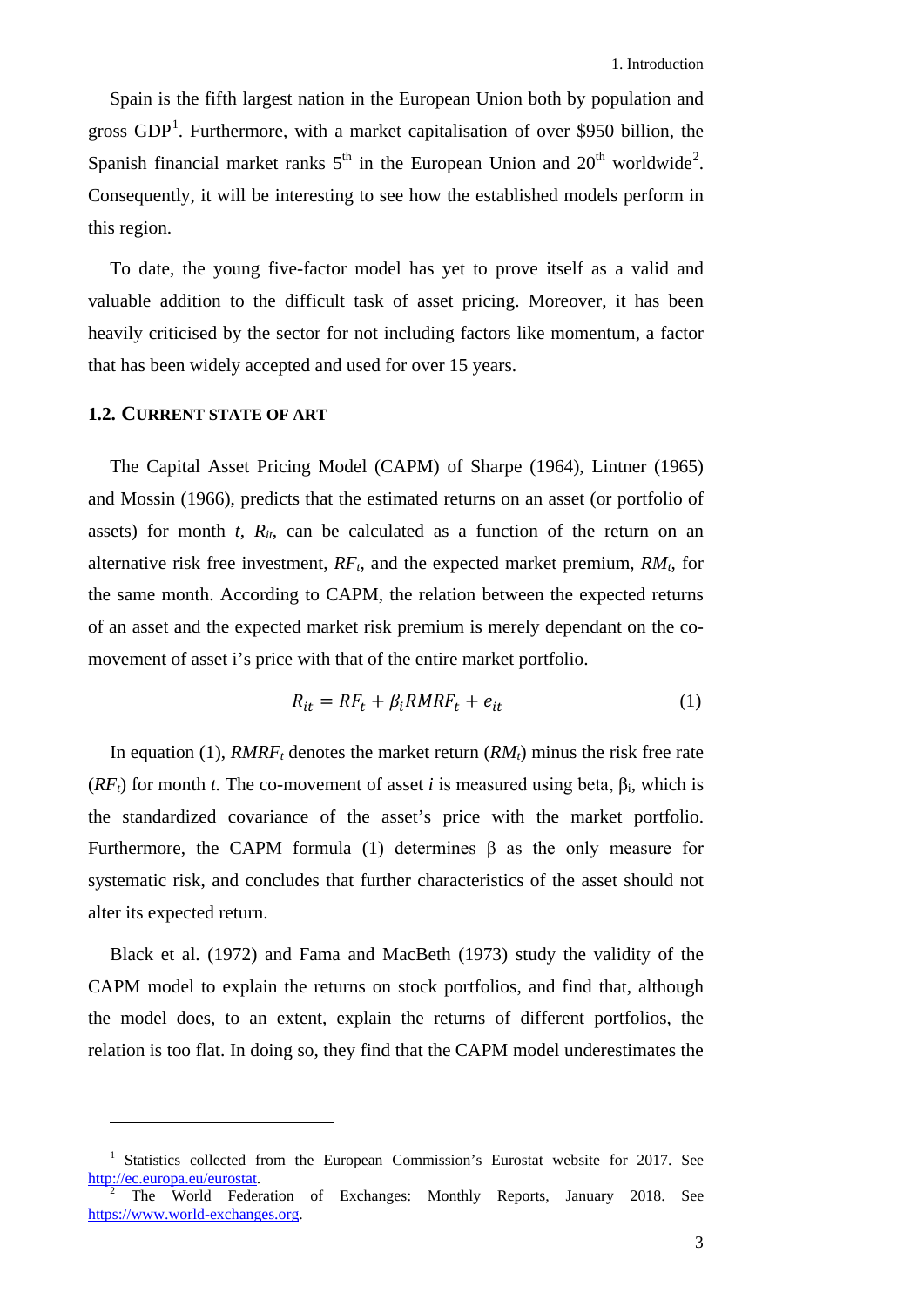Spain is the fifth largest nation in the European Union both by population and gross GDP[1]. Furthermore, with a market capitalisation of over $950 billion, the Spanish financial market ranks 5th in the European Union and 20th worldwide[2]. Consequently, it will be interesting to see how the established models perform in this region.

To date, the young five-factor model has yet to prove itself as a valid and valuable addition to the difficult task of asset pricing. Moreover, it has been heavily criticised by the sector for not including factors like momentum, a factor that has been widely accepted and used for over 15 years.

### 1.2. Current State of Art

The Capital Asset Pricing Model (CAPM) of Sharpe (1964), Lintner (1965) and Mossin (1966), predicts that the estimated returns on an asset (or portfolio of assets) for month $t$, $R_{it}$, can be calculated as a function of the return on an alternative risk free investment, $RF_t$, and the expected market premium, $RM_t$, for the same month. According to CAPM, the relation between the expected returns of an asset and the expected market risk premium is merely dependant on the co-movement of asset i's price with that of the entire market portfolio.

$$R_{it} = RF_t + \beta_i RMRF_t + e_{it} \tag{1}$$

In equation (1), $RMRF_t$ denotes the market return ($RM_t$) minus the risk free rate ($RF_t$) for month $t$. The co-movement of asset $i$ is measured using beta, $\beta_i$, which is the standardized covariance of the asset's price with the market portfolio. Furthermore, the CAPM formula (1) determines $\beta$ as the only measure for systematic risk, and concludes that further characteristics of the asset should not alter its expected return.

Black et al. (1972) and Fama and MacBeth (1973) study the validity of the CAPM model to explain the returns on stock portfolios, and find that, although the model does, to an extent, explain the returns of different portfolios, the relation is too flat. In doing so, they find that the CAPM model underestimates the

---

[1] Statistics collected from the European Commission's Eurostat website for 2017. See http://ec.europa.eu/eurostat.

[2] The World Federation of Exchanges: Monthly Reports, January 2018. See https://www.world-exchanges.org.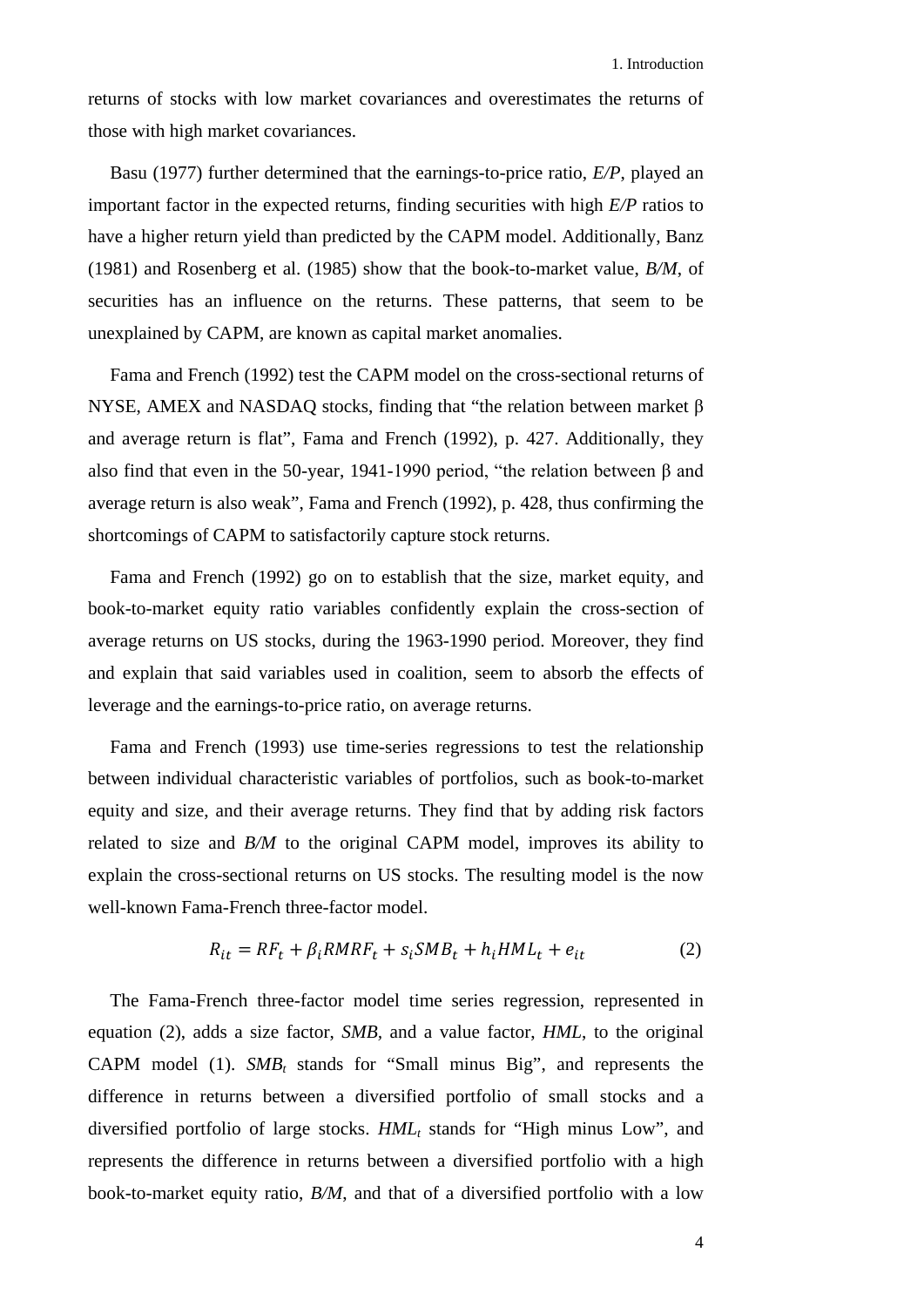returns of stocks with low market covariances and overestimates the returns of those with high market covariances.

Basu (1977) further determined that the earnings-to-price ratio, *E/P*, played an important factor in the expected returns, finding securities with high *E/P* ratios to have a higher return yield than predicted by the CAPM model. Additionally, Banz (1981) and Rosenberg et al. (1985) show that the book-to-market value, *B/M*, of securities has an influence on the returns. These patterns, that seem to be unexplained by CAPM, are known as capital market anomalies.

Fama and French (1992) test the CAPM model on the cross-sectional returns of NYSE, AMEX and NASDAQ stocks, finding that "the relation between market β and average return is flat", Fama and French (1992), p. 427. Additionally, they also find that even in the 50-year, 1941-1990 period, "the relation between β and average return is also weak", Fama and French (1992), p. 428, thus confirming the shortcomings of CAPM to satisfactorily capture stock returns.

Fama and French (1992) go on to establish that the size, market equity, and book-to-market equity ratio variables confidently explain the cross-section of average returns on US stocks, during the 1963-1990 period. Moreover, they find and explain that said variables used in coalition, seem to absorb the effects of leverage and the earnings-to-price ratio, on average returns.

Fama and French (1993) use time-series regressions to test the relationship between individual characteristic variables of portfolios, such as book-to-market equity and size, and their average returns. They find that by adding risk factors related to size and *B/M* to the original CAPM model, improves its ability to explain the cross-sectional returns on US stocks. The resulting model is the now well-known Fama-French three-factor model.

$$R_{it} = RF_t + \beta_i RMRF_t + s_i SMB_t + h_i HML_t + e_{it} \qquad (2)$$

The Fama-French three-factor model time series regression, represented in equation (2), adds a size factor, *SMB*, and a value factor, *HML*, to the original CAPM model (1). $SMB_t$ stands for "Small minus Big", and represents the difference in returns between a diversified portfolio of small stocks and a diversified portfolio of large stocks. $HML_t$ stands for "High minus Low", and represents the difference in returns between a diversified portfolio with a high book-to-market equity ratio, *B/M*, and that of a diversified portfolio with a low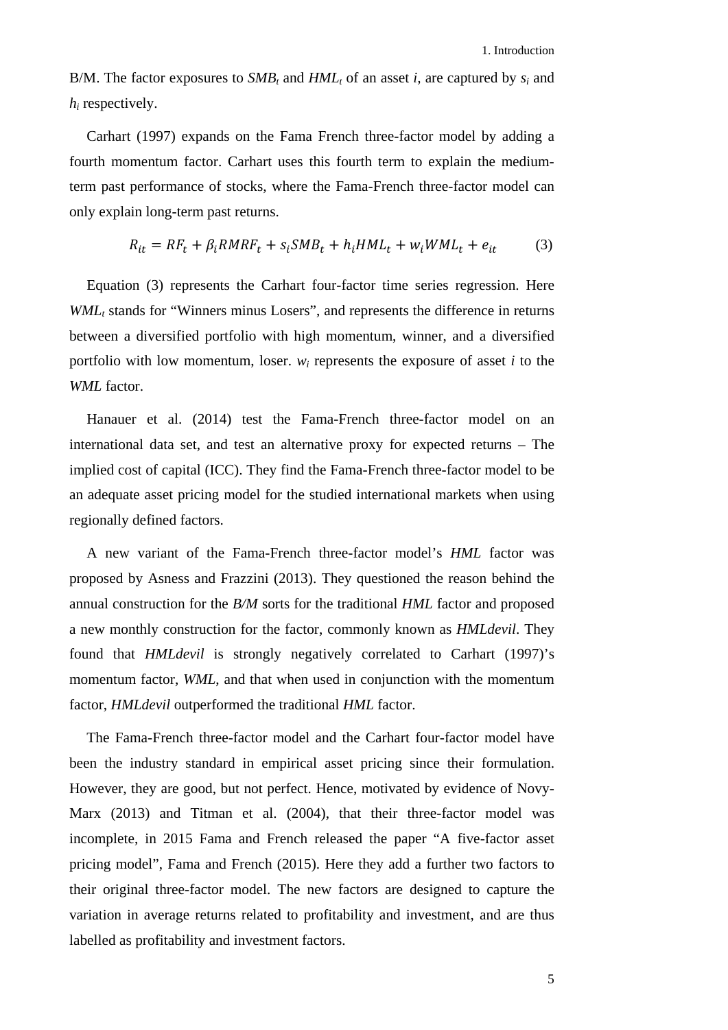B/M. The factor exposures to $SMB_t$ and $HML_t$ of an asset *i*, are captured by $s_i$ and $h_i$ respectively.

Carhart (1997) expands on the Fama French three-factor model by adding a fourth momentum factor. Carhart uses this fourth term to explain the medium-term past performance of stocks, where the Fama-French three-factor model can only explain long-term past returns.

$$R_{it} = RF_t + \beta_i RMRF_t + s_i SMB_t + h_i HML_t + w_i WML_t + e_{it} \tag{3}$$

Equation (3) represents the Carhart four-factor time series regression. Here $WML_t$ stands for "Winners minus Losers", and represents the difference in returns between a diversified portfolio with high momentum, winner, and a diversified portfolio with low momentum, loser. $w_i$ represents the exposure of asset *i* to the *WML* factor.

Hanauer et al. (2014) test the Fama-French three-factor model on an international data set, and test an alternative proxy for expected returns – The implied cost of capital (ICC). They find the Fama-French three-factor model to be an adequate asset pricing model for the studied international markets when using regionally defined factors.

A new variant of the Fama-French three-factor model's *HML* factor was proposed by Asness and Frazzini (2013). They questioned the reason behind the annual construction for the *B/M* sorts for the traditional *HML* factor and proposed a new monthly construction for the factor, commonly known as *HMLdevil*. They found that *HMLdevil* is strongly negatively correlated to Carhart (1997)'s momentum factor, *WML*, and that when used in conjunction with the momentum factor, *HMLdevil* outperformed the traditional *HML* factor.

The Fama-French three-factor model and the Carhart four-factor model have been the industry standard in empirical asset pricing since their formulation. However, they are good, but not perfect. Hence, motivated by evidence of Novy-Marx (2013) and Titman et al. (2004), that their three-factor model was incomplete, in 2015 Fama and French released the paper "A five-factor asset pricing model", Fama and French (2015). Here they add a further two factors to their original three-factor model. The new factors are designed to capture the variation in average returns related to profitability and investment, and are thus labelled as profitability and investment factors.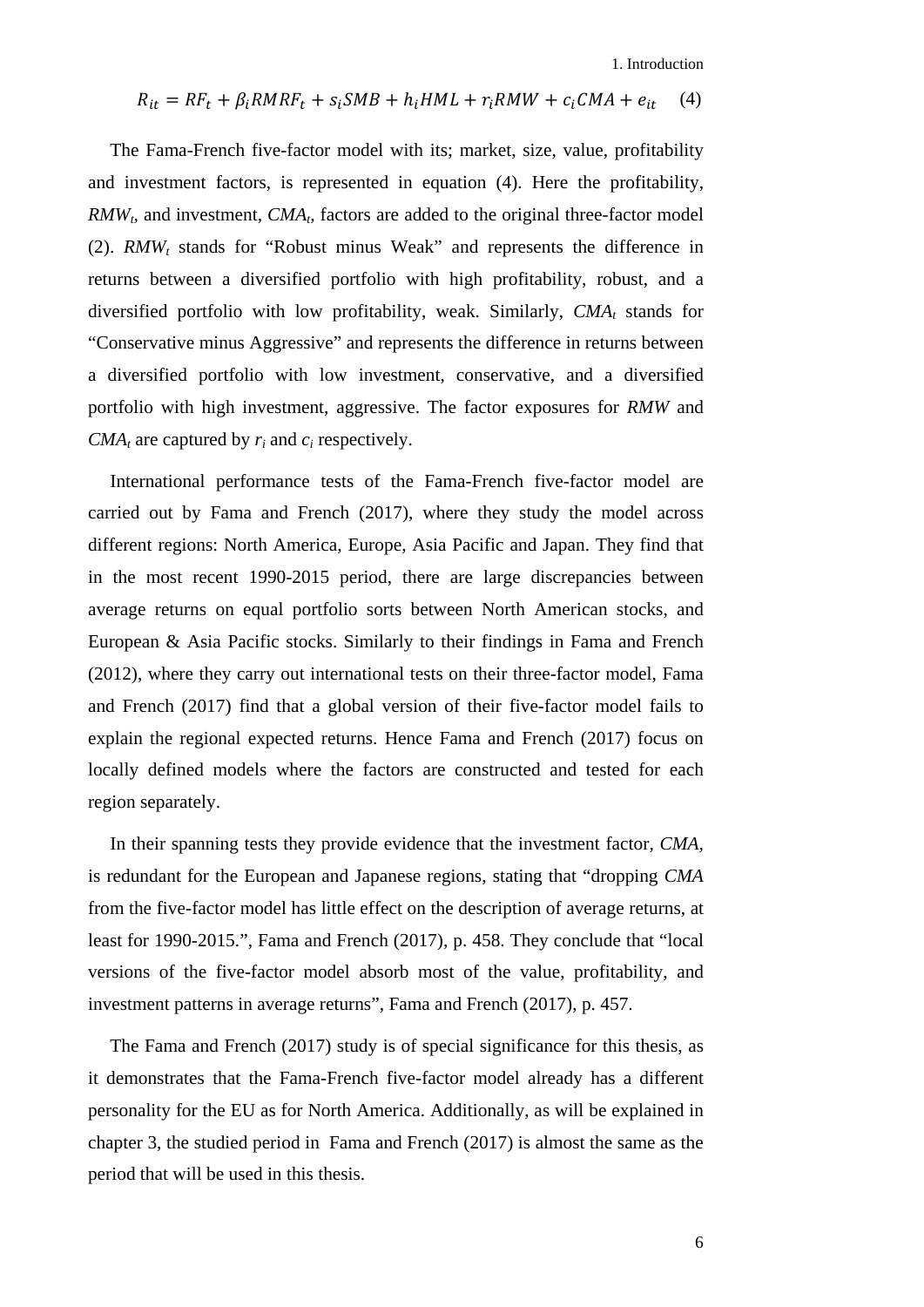$$R_{it} = RF_t + \beta_i RMRF_t + s_i SMB + h_i HML + r_i RMW + c_i CMA + e_{it} \quad (4)$$

The Fama-French five-factor model with its; market, size, value, profitability and investment factors, is represented in equation (4). Here the profitability, $RMW_t$, and investment, $CMA_t$, factors are added to the original three-factor model (2). $RMW_t$ stands for "Robust minus Weak" and represents the difference in returns between a diversified portfolio with high profitability, robust, and a diversified portfolio with low profitability, weak. Similarly, $CMA_t$ stands for "Conservative minus Aggressive" and represents the difference in returns between a diversified portfolio with low investment, conservative, and a diversified portfolio with high investment, aggressive. The factor exposures for *RMW* and $CMA_t$ are captured by $r_i$ and $c_i$ respectively.

International performance tests of the Fama-French five-factor model are carried out by Fama and French (2017), where they study the model across different regions: North America, Europe, Asia Pacific and Japan. They find that in the most recent 1990-2015 period, there are large discrepancies between average returns on equal portfolio sorts between North American stocks, and European & Asia Pacific stocks. Similarly to their findings in Fama and French (2012), where they carry out international tests on their three-factor model, Fama and French (2017) find that a global version of their five-factor model fails to explain the regional expected returns. Hence Fama and French (2017) focus on locally defined models where the factors are constructed and tested for each region separately.

In their spanning tests they provide evidence that the investment factor, *CMA*, is redundant for the European and Japanese regions, stating that "dropping *CMA* from the five-factor model has little effect on the description of average returns, at least for 1990-2015.", Fama and French (2017), p. 458. They conclude that "local versions of the five-factor model absorb most of the value, profitability, and investment patterns in average returns", Fama and French (2017), p. 457.

The Fama and French (2017) study is of special significance for this thesis, as it demonstrates that the Fama-French five-factor model already has a different personality for the EU as for North America. Additionally, as will be explained in chapter 3, the studied period in Fama and French (2017) is almost the same as the period that will be used in this thesis.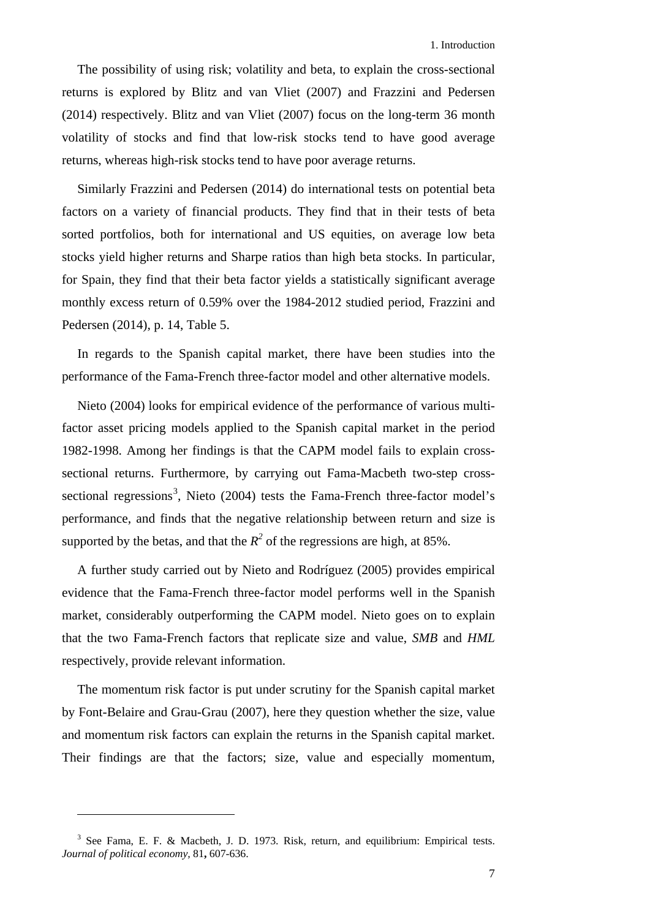The possibility of using risk; volatility and beta, to explain the cross-sectional returns is explored by Blitz and van Vliet (2007) and Frazzini and Pedersen (2014) respectively. Blitz and van Vliet (2007) focus on the long-term 36 month volatility of stocks and find that low-risk stocks tend to have good average returns, whereas high-risk stocks tend to have poor average returns.

Similarly Frazzini and Pedersen (2014) do international tests on potential beta factors on a variety of financial products. They find that in their tests of beta sorted portfolios, both for international and US equities, on average low beta stocks yield higher returns and Sharpe ratios than high beta stocks. In particular, for Spain, they find that their beta factor yields a statistically significant average monthly excess return of 0.59% over the 1984-2012 studied period, Frazzini and Pedersen (2014), p. 14, Table 5.

In regards to the Spanish capital market, there have been studies into the performance of the Fama-French three-factor model and other alternative models.

Nieto (2004) looks for empirical evidence of the performance of various multi-factor asset pricing models applied to the Spanish capital market in the period 1982-1998. Among her findings is that the CAPM model fails to explain cross-sectional returns. Furthermore, by carrying out Fama-Macbeth two-step cross-sectional regressions[3], Nieto (2004) tests the Fama-French three-factor model's performance, and finds that the negative relationship between return and size is supported by the betas, and that the $R^2$ of the regressions are high, at 85%.

A further study carried out by Nieto and Rodríguez (2005) provides empirical evidence that the Fama-French three-factor model performs well in the Spanish market, considerably outperforming the CAPM model. Nieto goes on to explain that the two Fama-French factors that replicate size and value, *SMB* and *HML* respectively, provide relevant information.

The momentum risk factor is put under scrutiny for the Spanish capital market by Font-Belaire and Grau-Grau (2007), here they question whether the size, value and momentum risk factors can explain the returns in the Spanish capital market. Their findings are that the factors; size, value and especially momentum,

---

[3] See Fama, E. F. & Macbeth, J. D. 1973. Risk, return, and equilibrium: Empirical tests. *Journal of political economy,* 81**,** 607-636.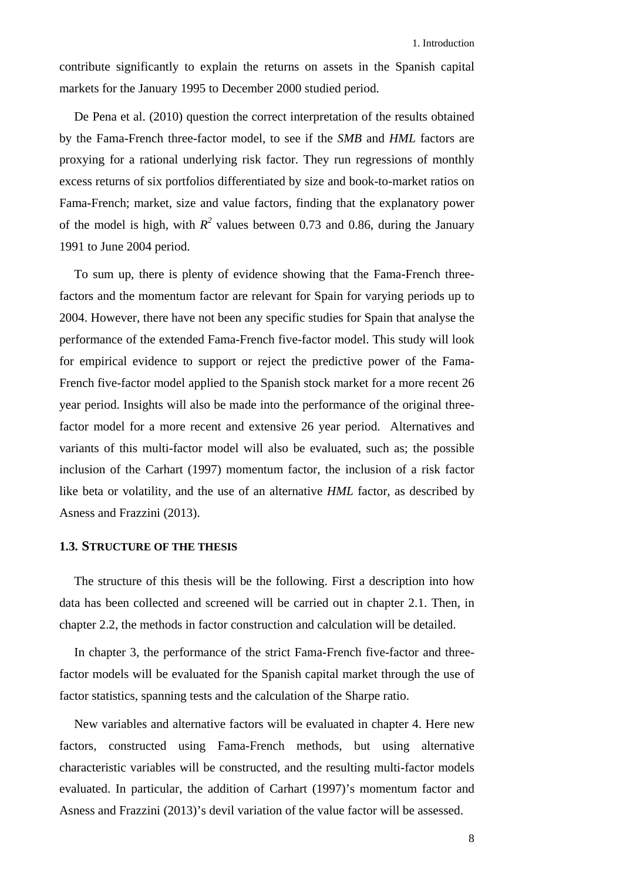contribute significantly to explain the returns on assets in the Spanish capital markets for the January 1995 to December 2000 studied period.

De Pena et al. (2010) question the correct interpretation of the results obtained by the Fama-French three-factor model, to see if the *SMB* and *HML* factors are proxying for a rational underlying risk factor. They run regressions of monthly excess returns of six portfolios differentiated by size and book-to-market ratios on Fama-French; market, size and value factors, finding that the explanatory power of the model is high, with $R^2$ values between 0.73 and 0.86, during the January 1991 to June 2004 period.

To sum up, there is plenty of evidence showing that the Fama-French three-factors and the momentum factor are relevant for Spain for varying periods up to 2004. However, there have not been any specific studies for Spain that analyse the performance of the extended Fama-French five-factor model. This study will look for empirical evidence to support or reject the predictive power of the Fama-French five-factor model applied to the Spanish stock market for a more recent 26 year period. Insights will also be made into the performance of the original three-factor model for a more recent and extensive 26 year period. Alternatives and variants of this multi-factor model will also be evaluated, such as; the possible inclusion of the Carhart (1997) momentum factor, the inclusion of a risk factor like beta or volatility, and the use of an alternative *HML* factor, as described by Asness and Frazzini (2013).

### 1.3. STRUCTURE OF THE THESIS

The structure of this thesis will be the following. First a description into how data has been collected and screened will be carried out in chapter 2.1. Then, in chapter 2.2, the methods in factor construction and calculation will be detailed.

In chapter 3, the performance of the strict Fama-French five-factor and three-factor models will be evaluated for the Spanish capital market through the use of factor statistics, spanning tests and the calculation of the Sharpe ratio.

New variables and alternative factors will be evaluated in chapter 4. Here new factors, constructed using Fama-French methods, but using alternative characteristic variables will be constructed, and the resulting multi-factor models evaluated. In particular, the addition of Carhart (1997)'s momentum factor and Asness and Frazzini (2013)'s devil variation of the value factor will be assessed.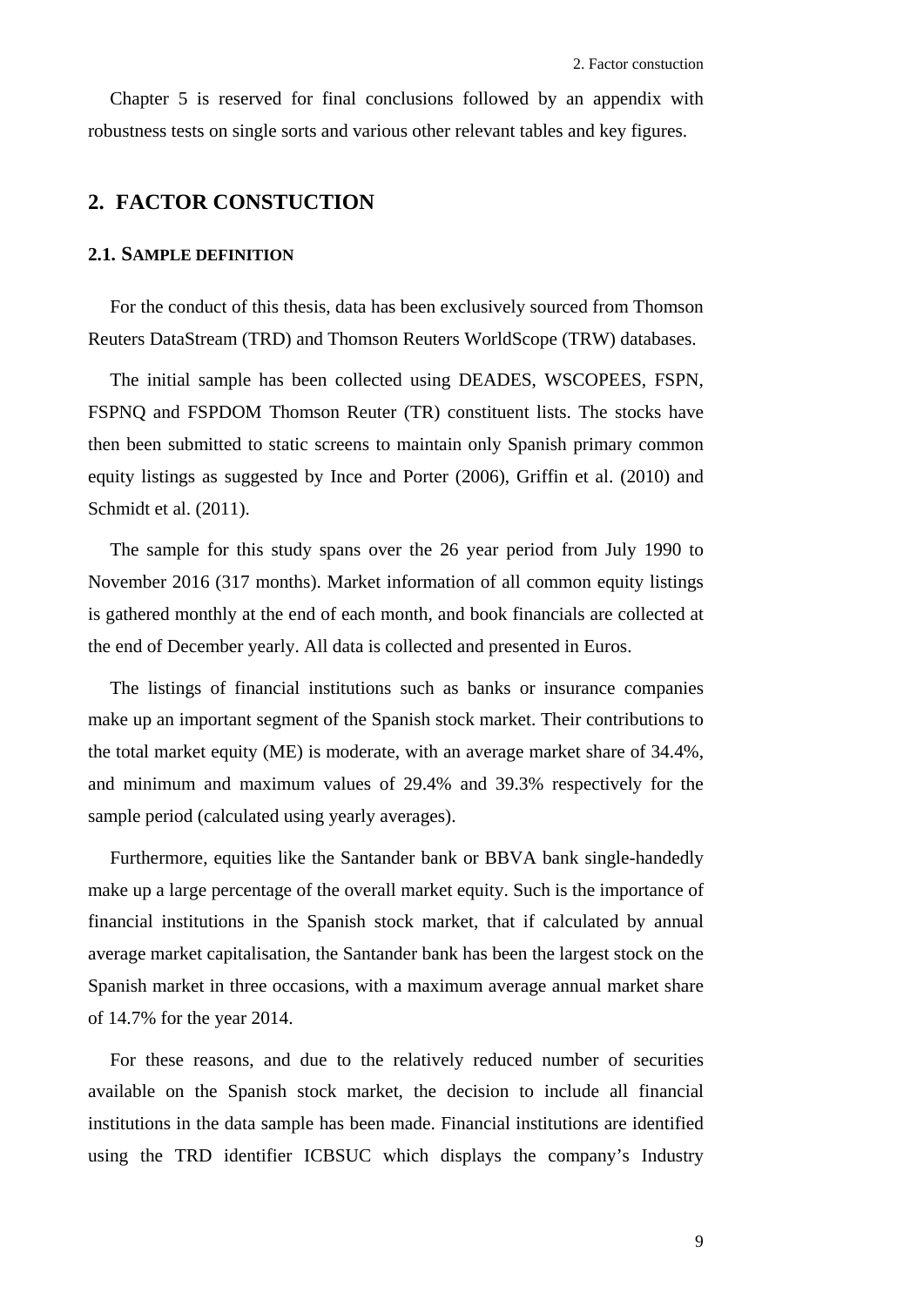Chapter 5 is reserved for final conclusions followed by an appendix with robustness tests on single sorts and various other relevant tables and key figures.

## 2. FACTOR CONSTUCTION

### 2.1. SAMPLE DEFINITION

For the conduct of this thesis, data has been exclusively sourced from Thomson Reuters DataStream (TRD) and Thomson Reuters WorldScope (TRW) databases.

The initial sample has been collected using DEADES, WSCOPEES, FSPN, FSPNQ and FSPDOM Thomson Reuter (TR) constituent lists. The stocks have then been submitted to static screens to maintain only Spanish primary common equity listings as suggested by Ince and Porter (2006), Griffin et al. (2010) and Schmidt et al. (2011).

The sample for this study spans over the 26 year period from July 1990 to November 2016 (317 months). Market information of all common equity listings is gathered monthly at the end of each month, and book financials are collected at the end of December yearly. All data is collected and presented in Euros.

The listings of financial institutions such as banks or insurance companies make up an important segment of the Spanish stock market. Their contributions to the total market equity (ME) is moderate, with an average market share of 34.4%, and minimum and maximum values of 29.4% and 39.3% respectively for the sample period (calculated using yearly averages).

Furthermore, equities like the Santander bank or BBVA bank single-handedly make up a large percentage of the overall market equity. Such is the importance of financial institutions in the Spanish stock market, that if calculated by annual average market capitalisation, the Santander bank has been the largest stock on the Spanish market in three occasions, with a maximum average annual market share of 14.7% for the year 2014.

For these reasons, and due to the relatively reduced number of securities available on the Spanish stock market, the decision to include all financial institutions in the data sample has been made. Financial institutions are identified using the TRD identifier ICBSUC which displays the company's Industry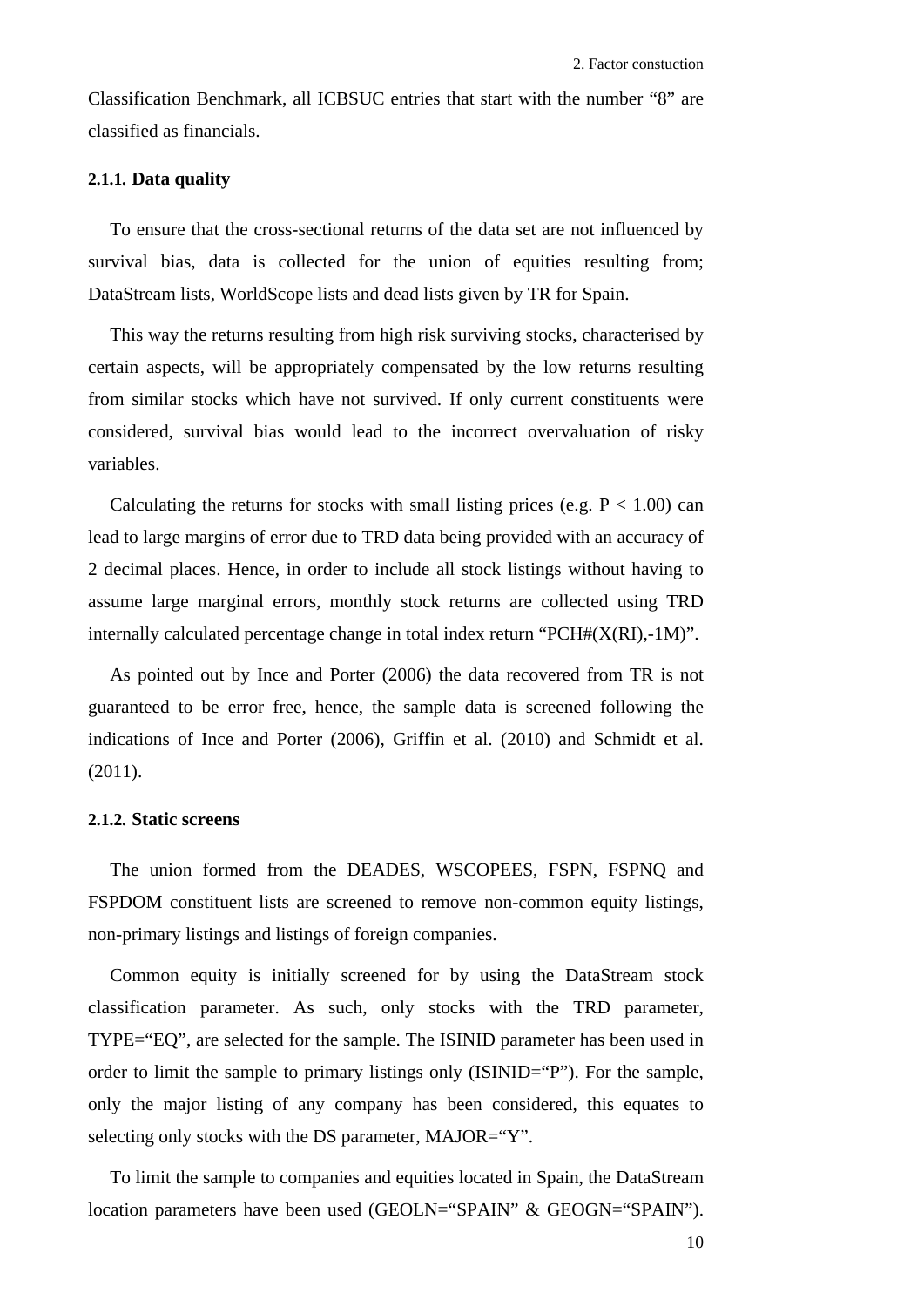Classification Benchmark, all ICBSUC entries that start with the number "8" are classified as financials.

### 2.1.1. Data quality

To ensure that the cross-sectional returns of the data set are not influenced by survival bias, data is collected for the union of equities resulting from; DataStream lists, WorldScope lists and dead lists given by TR for Spain.

This way the returns resulting from high risk surviving stocks, characterised by certain aspects, will be appropriately compensated by the low returns resulting from similar stocks which have not survived. If only current constituents were considered, survival bias would lead to the incorrect overvaluation of risky variables.

Calculating the returns for stocks with small listing prices (e.g. P < 1.00) can lead to large margins of error due to TRD data being provided with an accuracy of 2 decimal places. Hence, in order to include all stock listings without having to assume large marginal errors, monthly stock returns are collected using TRD internally calculated percentage change in total index return "PCH#(X(RI),-1M)".

As pointed out by Ince and Porter (2006) the data recovered from TR is not guaranteed to be error free, hence, the sample data is screened following the indications of Ince and Porter (2006), Griffin et al. (2010) and Schmidt et al. (2011).

### 2.1.2. Static screens

The union formed from the DEADES, WSCOPEES, FSPN, FSPNQ and FSPDOM constituent lists are screened to remove non-common equity listings, non-primary listings and listings of foreign companies.

Common equity is initially screened for by using the DataStream stock classification parameter. As such, only stocks with the TRD parameter, TYPE="EQ", are selected for the sample. The ISINID parameter has been used in order to limit the sample to primary listings only (ISINID="P"). For the sample, only the major listing of any company has been considered, this equates to selecting only stocks with the DS parameter, MAJOR="Y".

To limit the sample to companies and equities located in Spain, the DataStream location parameters have been used (GEOLN="SPAIN" & GEOGN="SPAIN").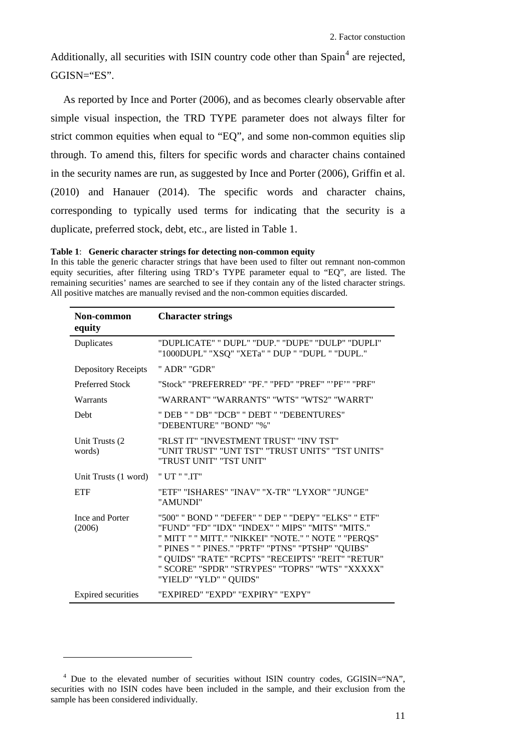Additionally, all securities with ISIN country code other than Spain[4] are rejected, GGISN="ES".

As reported by Ince and Porter (2006), and as becomes clearly observable after simple visual inspection, the TRD TYPE parameter does not always filter for strict common equities when equal to "EQ", and some non-common equities slip through. To amend this, filters for specific words and character chains contained in the security names are run, as suggested by Ince and Porter (2006), Griffin et al. (2010) and Hanauer (2014). The specific words and character chains, corresponding to typically used terms for indicating that the security is a duplicate, preferred stock, debt, etc., are listed in Table 1.

**Table 1**: **Generic character strings for detecting non-common equity**
In this table the generic character strings that have been used to filter out remnant non-common equity securities, after filtering using TRD's TYPE parameter equal to "EQ", are listed. The remaining securities' names are searched to see if they contain any of the listed character strings. All positive matches are manually revised and the non-common equities discarded.

| Non-common equity | Character strings |
|---|---|
| Duplicates | "DUPLICATE" " DUPL" "DUP." "DUPE" "DULP" "DUPLI" "1000DUPL" "XSQ" "XETa" " DUP " "DUPL " "DUPL." |
| Depository Receipts | " ADR" "GDR" |
| Preferred Stock | "Stock" "PREFERRED" "PF." "PFD" "PREF" "'PF'" "PRF" |
| Warrants | "WARRANT" "WARRANTS" "WTS" "WTS2" "WARRT" |
| Debt | " DEB " " DB" "DCB" " DEBT " "DEBENTURES" "DEBENTURE" "BOND" "%" |
| Unit Trusts (2 words) | "RLST IT" "INVESTMENT TRUST" "INV TST" "UNIT TRUST" "UNT TST" "TRUST UNITS" "TST UNITS" "TRUST UNIT" "TST UNIT" |
| Unit Trusts (1 word) | " UT " ".IT" |
| ETF | "ETF" "ISHARES" "INAV" "X-TR" "LYXOR" "JUNGE" "AMUNDI" |
| Ince and Porter (2006) | "500" " BOND " "DEFER" " DEP " "DEPY" "ELKS" " ETF" "FUND" "FD" "IDX" "INDEX" " MIPS" "MITS" "MITS." " MITT " " MITT." "NIKKEI" "NOTE." " NOTE " "PERQS" " PINES " " PINES." "PRTF" "PTNS" "PTSHP" "QUIBS" " QUIDS" "RATE" "RCPTS" "RECEIPTS" "REIT" "RETUR" " SCORE" "SPDR" "STRYPES" "TOPRS" "WTS" "XXXXX" "YIELD" "YLD" " QUIDS" |
| Expired securities | "EXPIRED" "EXPD" "EXPIRY" "EXPY" |

[4] Due to the elevated number of securities without ISIN country codes, GGISIN="NA", securities with no ISIN codes have been included in the sample, and their exclusion from the sample has been considered individually.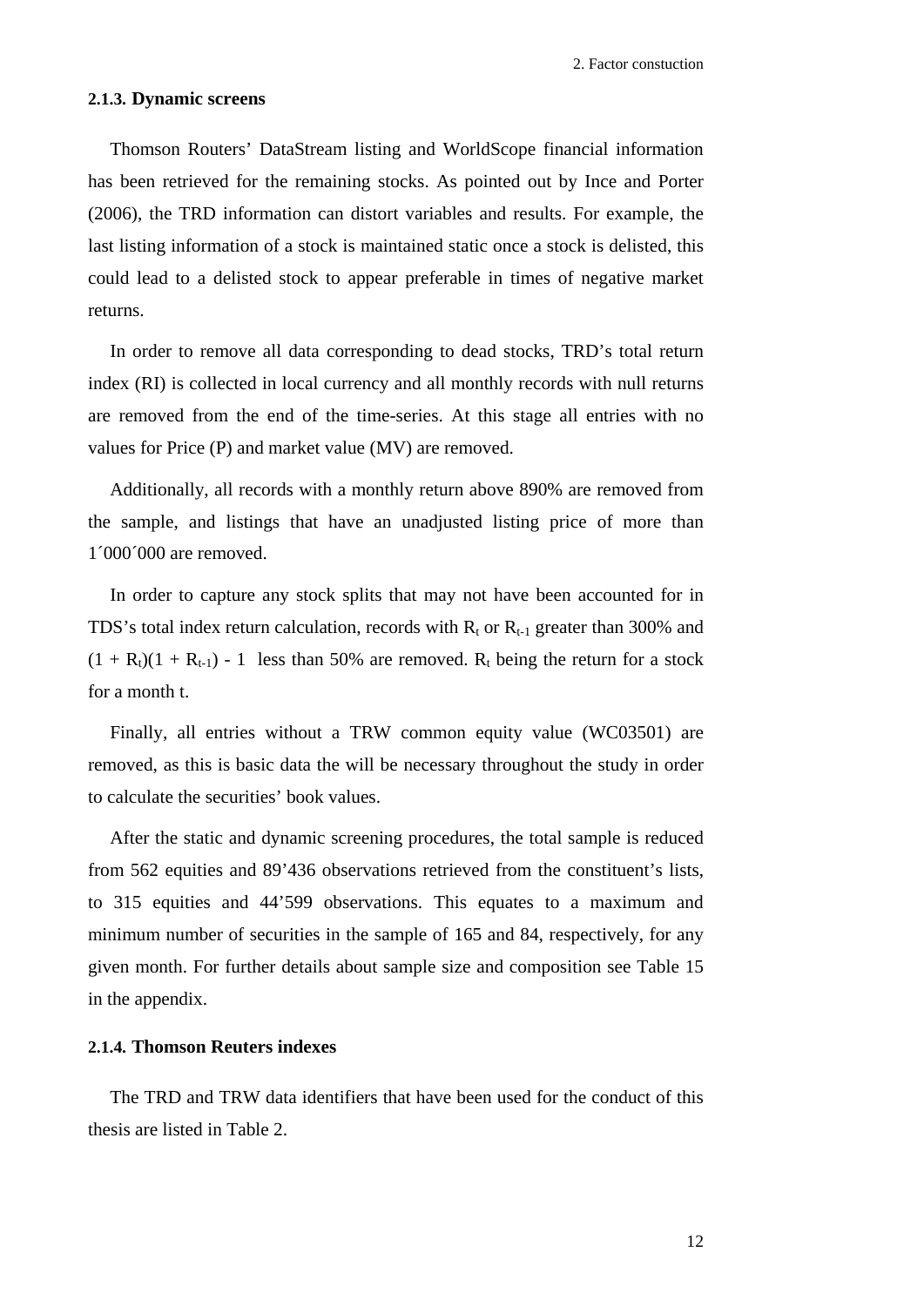### 2.1.3. Dynamic screens

Thomson Routers' DataStream listing and WorldScope financial information has been retrieved for the remaining stocks. As pointed out by Ince and Porter (2006), the TRD information can distort variables and results. For example, the last listing information of a stock is maintained static once a stock is delisted, this could lead to a delisted stock to appear preferable in times of negative market returns.

In order to remove all data corresponding to dead stocks, TRD's total return index (RI) is collected in local currency and all monthly records with null returns are removed from the end of the time-series. At this stage all entries with no values for Price (P) and market value (MV) are removed.

Additionally, all records with a monthly return above 890% are removed from the sample, and listings that have an unadjusted listing price of more than 1´000´000 are removed.

In order to capture any stock splits that may not have been accounted for in TDS's total index return calculation, records with $R_t$ or $R_{t-1}$ greater than 300% and $(1 + R_t)(1 + R_{t-1}) - 1$ less than 50% are removed. $R_t$ being the return for a stock for a month t.

Finally, all entries without a TRW common equity value (WC03501) are removed, as this is basic data the will be necessary throughout the study in order to calculate the securities' book values.

After the static and dynamic screening procedures, the total sample is reduced from 562 equities and 89'436 observations retrieved from the constituent's lists, to 315 equities and 44'599 observations. This equates to a maximum and minimum number of securities in the sample of 165 and 84, respectively, for any given month. For further details about sample size and composition see Table 15 in the appendix.

### 2.1.4. Thomson Reuters indexes

The TRD and TRW data identifiers that have been used for the conduct of this thesis are listed in Table 2.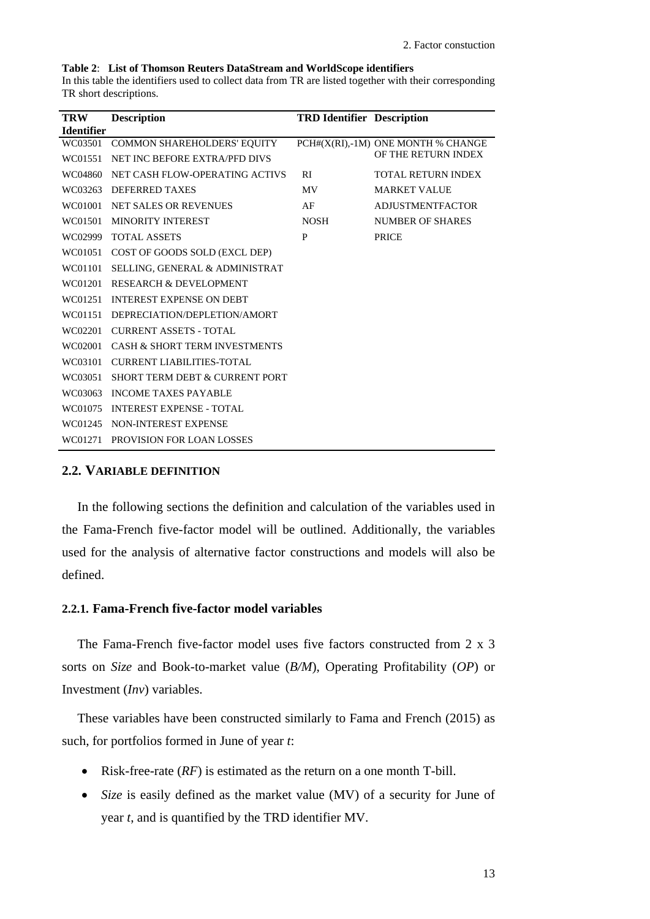**Table 2**: **List of Thomson Reuters DataStream and WorldScope identifiers**
In this table the identifiers used to collect data from TR are listed together with their corresponding TR short descriptions.

| TRW Identifier | Description | TRD Identifier | Description |
|---|---|---|---|
| WC03501 | COMMON SHAREHOLDERS' EQUITY | PCH#(X(RI),-1M) | ONE MONTH % CHANGE OF THE RETURN INDEX |
| WC01551 | NET INC BEFORE EXTRA/PFD DIVS | | |
| WC04860 | NET CASH FLOW-OPERATING ACTIVS | RI | TOTAL RETURN INDEX |
| WC03263 | DEFERRED TAXES | MV | MARKET VALUE |
| WC01001 | NET SALES OR REVENUES | AF | ADJUSTMENTFACTOR |
| WC01501 | MINORITY INTEREST | NOSH | NUMBER OF SHARES |
| WC02999 | TOTAL ASSETS | P | PRICE |
| WC01051 | COST OF GOODS SOLD (EXCL DEP) | | |
| WC01101 | SELLING, GENERAL & ADMINISTRAT | | |
| WC01201 | RESEARCH & DEVELOPMENT | | |
| WC01251 | INTEREST EXPENSE ON DEBT | | |
| WC01151 | DEPRECIATION/DEPLETION/AMORT | | |
| WC02201 | CURRENT ASSETS - TOTAL | | |
| WC02001 | CASH & SHORT TERM INVESTMENTS | | |
| WC03101 | CURRENT LIABILITIES-TOTAL | | |
| WC03051 | SHORT TERM DEBT & CURRENT PORT | | |
| WC03063 | INCOME TAXES PAYABLE | | |
| WC01075 | INTEREST EXPENSE - TOTAL | | |
| WC01245 | NON-INTEREST EXPENSE | | |
| WC01271 | PROVISION FOR LOAN LOSSES | | |

## 2.2. VARIABLE DEFINITION

In the following sections the definition and calculation of the variables used in the Fama-French five-factor model will be outlined. Additionally, the variables used for the analysis of alternative factor constructions and models will also be defined.

### 2.2.1. Fama-French five-factor model variables

The Fama-French five-factor model uses five factors constructed from 2 x 3 sorts on *Size* and Book-to-market value (*B/M*), Operating Profitability (*OP*) or Investment (*Inv*) variables.

These variables have been constructed similarly to Fama and French (2015) as such, for portfolios formed in June of year *t*:

- Risk-free-rate (*RF*) is estimated as the return on a one month T-bill.
- *Size* is easily defined as the market value (MV) of a security for June of year *t*, and is quantified by the TRD identifier MV.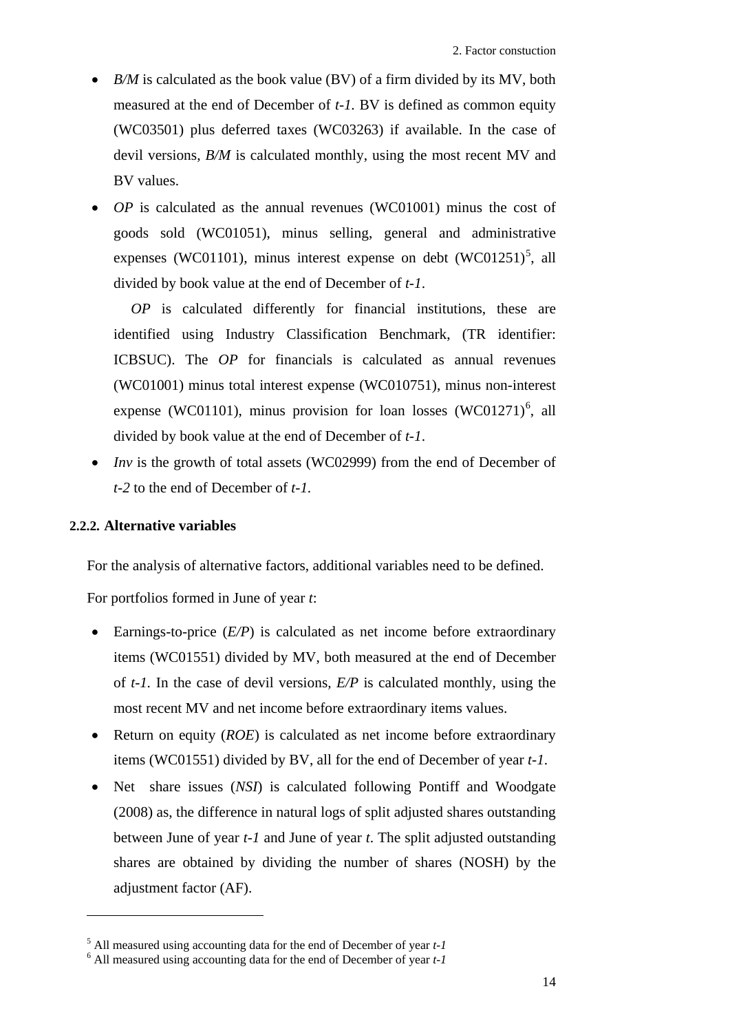- *B/M* is calculated as the book value (BV) of a firm divided by its MV, both measured at the end of December of *t-1*. BV is defined as common equity (WC03501) plus deferred taxes (WC03263) if available. In the case of devil versions, *B/M* is calculated monthly, using the most recent MV and BV values.
- *OP* is calculated as the annual revenues (WC01001) minus the cost of goods sold (WC01051), minus selling, general and administrative expenses (WC01101), minus interest expense on debt (WC01251)[5], all divided by book value at the end of December of *t-1*.

  *OP* is calculated differently for financial institutions, these are identified using Industry Classification Benchmark, (TR identifier: ICBSUC). The *OP* for financials is calculated as annual revenues (WC01001) minus total interest expense (WC010751), minus non-interest expense (WC01101), minus provision for loan losses (WC01271)[6], all divided by book value at the end of December of *t-1*.
- *Inv* is the growth of total assets (WC02999) from the end of December of *t-2* to the end of December of *t-1*.

### 2.2.2. Alternative variables

For the analysis of alternative factors, additional variables need to be defined.

For portfolios formed in June of year *t*:

- Earnings-to-price (*E/P*) is calculated as net income before extraordinary items (WC01551) divided by MV, both measured at the end of December of *t-1*. In the case of devil versions, *E/P* is calculated monthly, using the most recent MV and net income before extraordinary items values.
- Return on equity (*ROE*) is calculated as net income before extraordinary items (WC01551) divided by BV, all for the end of December of year *t-1*.
- Net share issues (*NSI*) is calculated following Pontiff and Woodgate (2008) as, the difference in natural logs of split adjusted shares outstanding between June of year *t-1* and June of year *t*. The split adjusted outstanding shares are obtained by dividing the number of shares (NOSH) by the adjustment factor (AF).

---

[5] All measured using accounting data for the end of December of year *t-1*

[6] All measured using accounting data for the end of December of year *t-1*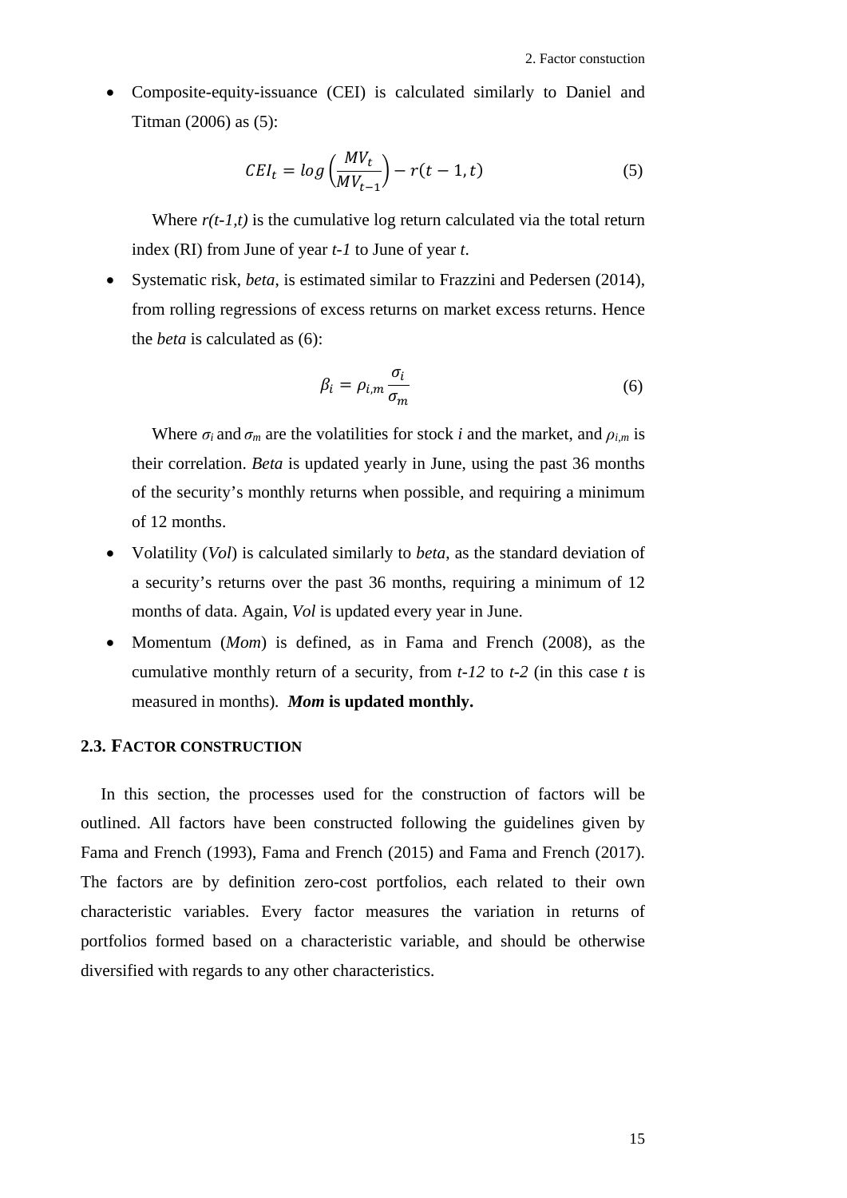- Composite-equity-issuance (CEI) is calculated similarly to Daniel and Titman (2006) as (5):

$$CEI_t = log\left(\frac{MV_t}{MV_{t-1}}\right) - r(t-1, t) \tag{5}$$

  Where *r(t-1,t)* is the cumulative log return calculated via the total return index (RI) from June of year *t-1* to June of year *t*.

- Systematic risk, *beta*, is estimated similar to Frazzini and Pedersen (2014), from rolling regressions of excess returns on market excess returns. Hence the *beta* is calculated as (6):

$$\beta_i = \rho_{i,m} \frac{\sigma_i}{\sigma_m} \tag{6}$$

  Where $\sigma_i$ and $\sigma_m$ are the volatilities for stock *i* and the market, and $\rho_{i,m}$ is their correlation. *Beta* is updated yearly in June, using the past 36 months of the security's monthly returns when possible, and requiring a minimum of 12 months.

- Volatility (*Vol*) is calculated similarly to *beta*, as the standard deviation of a security's returns over the past 36 months, requiring a minimum of 12 months of data. Again, *Vol* is updated every year in June.

- Momentum (*Mom*) is defined, as in Fama and French (2008), as the cumulative monthly return of a security, from *t-12* to *t-2* (in this case *t* is measured in months). ***Mom* is updated monthly.**

### 2.3. Factor construction

In this section, the processes used for the construction of factors will be outlined. All factors have been constructed following the guidelines given by Fama and French (1993), Fama and French (2015) and Fama and French (2017). The factors are by definition zero-cost portfolios, each related to their own characteristic variables. Every factor measures the variation in returns of portfolios formed based on a characteristic variable, and should be otherwise diversified with regards to any other characteristics.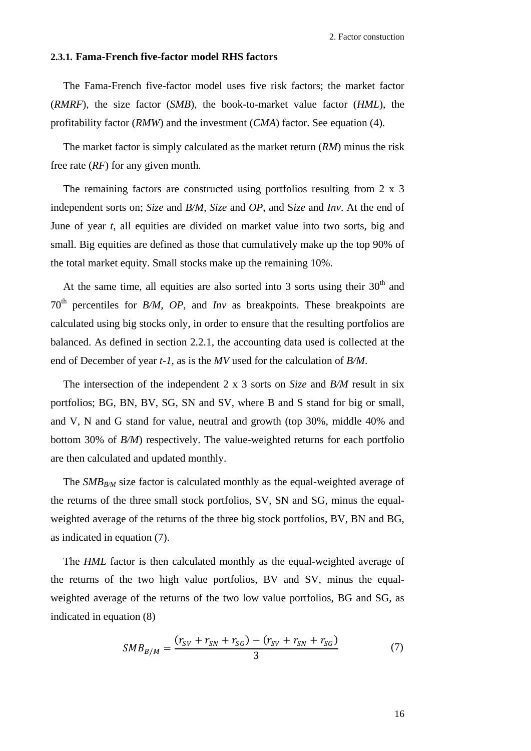### 2.3.1. Fama-French five-factor model RHS factors

The Fama-French five-factor model uses five risk factors; the market factor (*RMRF*), the size factor (*SMB*), the book-to-market value factor (*HML*), the profitability factor (*RMW*) and the investment (*CMA*) factor. See equation (4).

The market factor is simply calculated as the market return (*RM*) minus the risk free rate (*RF*) for any given month.

The remaining factors are constructed using portfolios resulting from 2 x 3 independent sorts on; *Size* and *B/M*, *Size* and *OP*, and *Size* and *Inv*. At the end of June of year *t*, all equities are divided on market value into two sorts, big and small. Big equities are defined as those that cumulatively make up the top 90% of the total market equity. Small stocks make up the remaining 10%.

At the same time, all equities are also sorted into 3 sorts using their 30th and 70th percentiles for *B/M*, *OP*, and *Inv* as breakpoints. These breakpoints are calculated using big stocks only, in order to ensure that the resulting portfolios are balanced. As defined in section 2.2.1, the accounting data used is collected at the end of December of year *t-1*, as is the *MV* used for the calculation of *B/M*.

The intersection of the independent 2 x 3 sorts on *Size* and *B/M* result in six portfolios; BG, BN, BV, SG, SN and SV, where B and S stand for big or small, and V, N and G stand for value, neutral and growth (top 30%, middle 40% and bottom 30% of *B/M*) respectively. The value-weighted returns for each portfolio are then calculated and updated monthly.

The $SMB_{B/M}$ size factor is calculated monthly as the equal-weighted average of the returns of the three small stock portfolios, SV, SN and SG, minus the equal-weighted average of the returns of the three big stock portfolios, BV, BN and BG, as indicated in equation (7).

The *HML* factor is then calculated monthly as the equal-weighted average of the returns of the two high value portfolios, BV and SV, minus the equal-weighted average of the returns of the two low value portfolios, BG and SG, as indicated in equation (8)

$$SMB_{B/M} = \frac{(r_{SV} + r_{SN} + r_{SG}) - (r_{SV} + r_{SN} + r_{SG})}{3} \tag{7}$$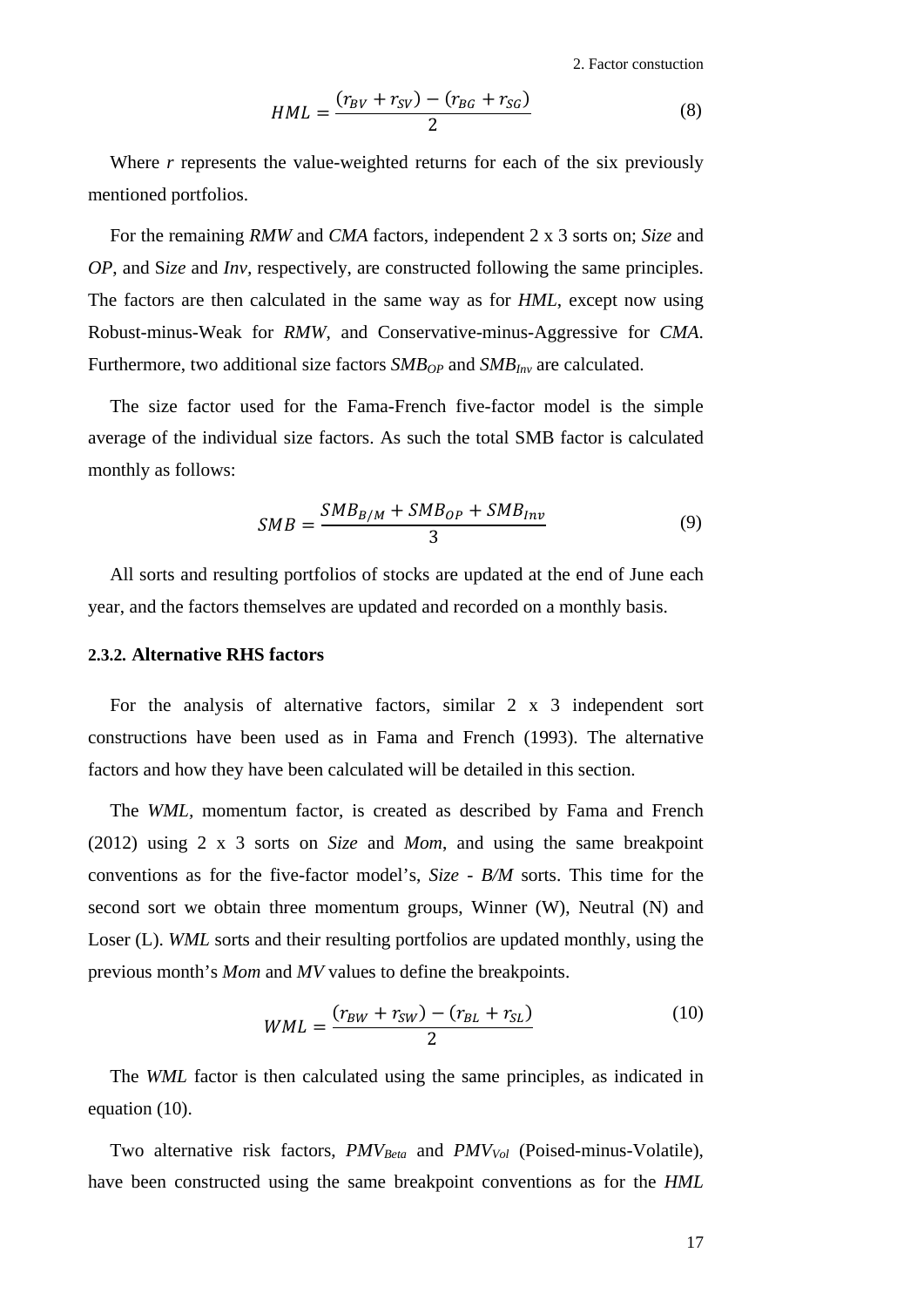$$HML = \frac{(r_{BV} + r_{SV}) - (r_{BG} + r_{SG})}{2} \tag{8}$$

Where *r* represents the value-weighted returns for each of the six previously mentioned portfolios.

For the remaining *RMW* and *CMA* factors, independent 2 x 3 sorts on; *Size* and *OP*, and S*ize* and *Inv*, respectively, are constructed following the same principles. The factors are then calculated in the same way as for *HML*, except now using Robust-minus-Weak for *RMW*, and Conservative-minus-Aggressive for *CMA*. Furthermore, two additional size factors $SMB_{OP}$ and $SMB_{Inv}$ are calculated.

The size factor used for the Fama-French five-factor model is the simple average of the individual size factors. As such the total SMB factor is calculated monthly as follows:

$$SMB = \frac{SMB_{B/M} + SMB_{OP} + SMB_{Inv}}{3} \tag{9}$$

All sorts and resulting portfolios of stocks are updated at the end of June each year, and the factors themselves are updated and recorded on a monthly basis.

### 2.3.2. Alternative RHS factors

For the analysis of alternative factors, similar 2 x 3 independent sort constructions have been used as in Fama and French (1993). The alternative factors and how they have been calculated will be detailed in this section.

The *WML*, momentum factor, is created as described by Fama and French (2012) using 2 x 3 sorts on *Size* and *Mom*, and using the same breakpoint conventions as for the five-factor model's, *Size - B/M* sorts. This time for the second sort we obtain three momentum groups, Winner (W), Neutral (N) and Loser (L). *WML* sorts and their resulting portfolios are updated monthly, using the previous month's *Mom* and *MV* values to define the breakpoints.

$$WML = \frac{(r_{BW} + r_{SW}) - (r_{BL} + r_{SL})}{2} \tag{10}$$

The *WML* factor is then calculated using the same principles, as indicated in equation (10).

Two alternative risk factors, $PMV_{Beta}$ and $PMV_{Vol}$ (Poised-minus-Volatile), have been constructed using the same breakpoint conventions as for the *HML*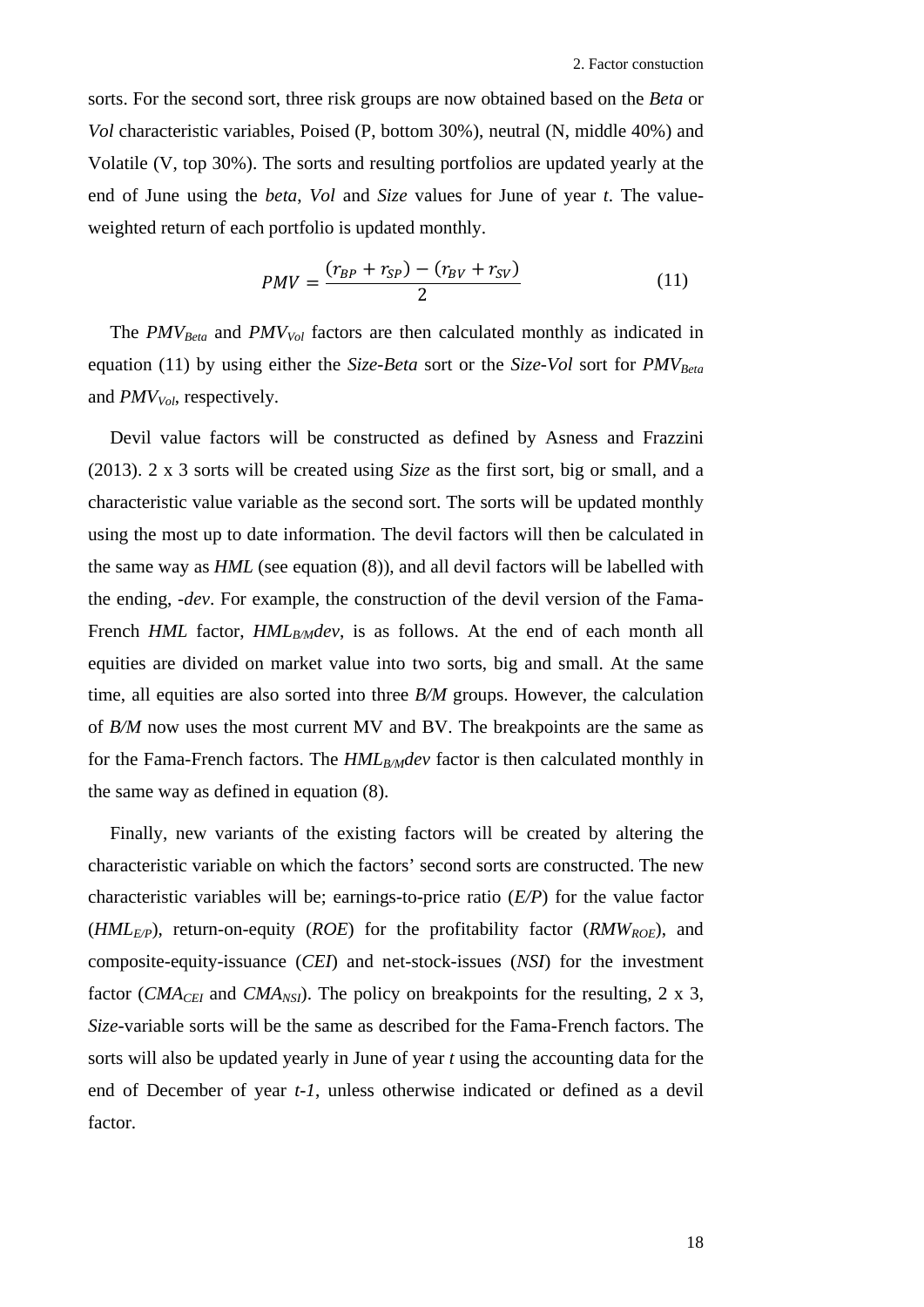sorts. For the second sort, three risk groups are now obtained based on the *Beta* or *Vol* characteristic variables, Poised (P, bottom 30%), neutral (N, middle 40%) and Volatile (V, top 30%). The sorts and resulting portfolios are updated yearly at the end of June using the *beta*, *Vol* and *Size* values for June of year *t*. The value-weighted return of each portfolio is updated monthly.

$$PMV = \frac{(r_{BP} + r_{SP}) - (r_{BV} + r_{SV})}{2} \tag{11}$$

The $PMV_{Beta}$ and $PMV_{Vol}$ factors are then calculated monthly as indicated in equation (11) by using either the *Size-Beta* sort or the *Size-Vol* sort for $PMV_{Beta}$ and $PMV_{Vol}$, respectively.

Devil value factors will be constructed as defined by Asness and Frazzini (2013). 2 x 3 sorts will be created using *Size* as the first sort, big or small, and a characteristic value variable as the second sort. The sorts will be updated monthly using the most up to date information. The devil factors will then be calculated in the same way as *HML* (see equation (8)), and all devil factors will be labelled with the ending, *-dev*. For example, the construction of the devil version of the Fama-French *HML* factor, $HML_{B/M}dev$, is as follows. At the end of each month all equities are divided on market value into two sorts, big and small. At the same time, all equities are also sorted into three *B/M* groups. However, the calculation of *B/M* now uses the most current MV and BV. The breakpoints are the same as for the Fama-French factors. The $HML_{B/M}dev$ factor is then calculated monthly in the same way as defined in equation (8).

Finally, new variants of the existing factors will be created by altering the characteristic variable on which the factors' second sorts are constructed. The new characteristic variables will be; earnings-to-price ratio (*E/P*) for the value factor ($HML_{E/P}$), return-on-equity (*ROE*) for the profitability factor ($RMW_{ROE}$), and composite-equity-issuance (*CEI*) and net-stock-issues (*NSI*) for the investment factor ($CMA_{CEI}$ and $CMA_{NSI}$). The policy on breakpoints for the resulting, 2 x 3, *Size*-variable sorts will be the same as described for the Fama-French factors. The sorts will also be updated yearly in June of year *t* using the accounting data for the end of December of year *t-1*, unless otherwise indicated or defined as a devil factor.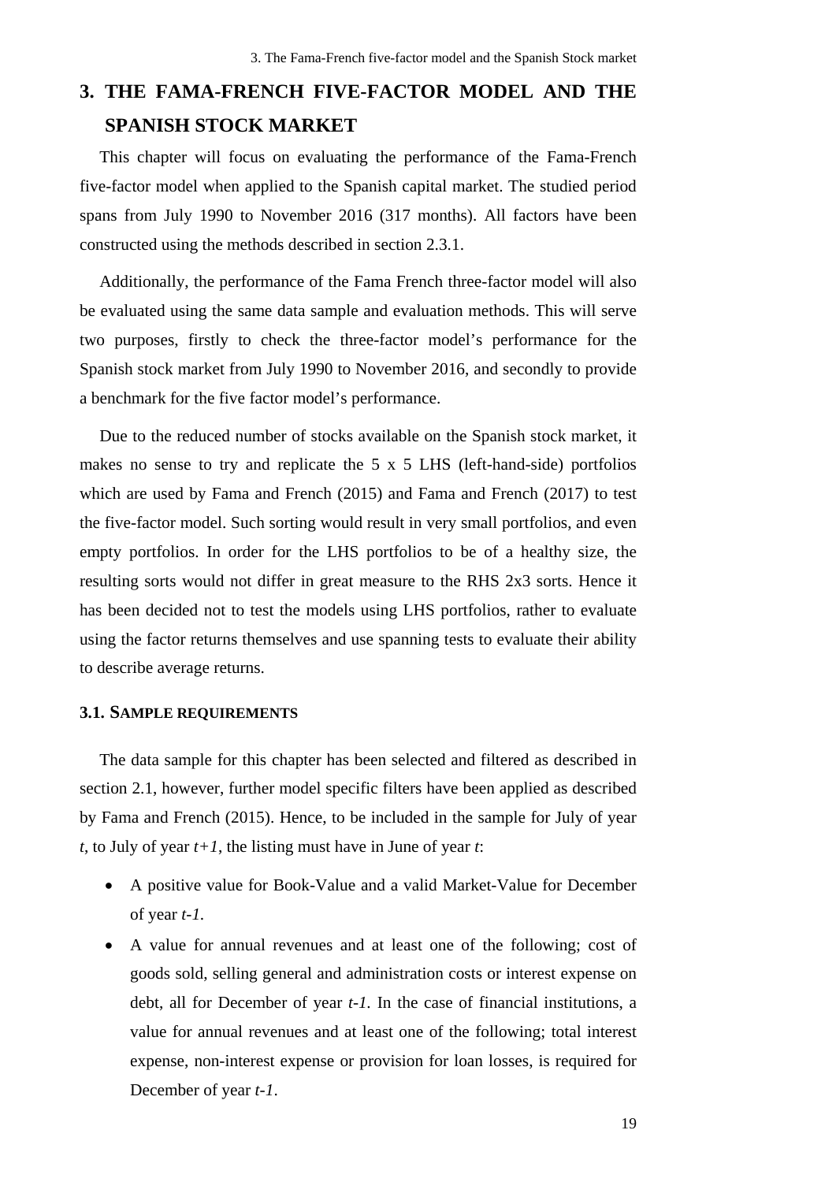# 3. THE FAMA-FRENCH FIVE-FACTOR MODEL AND THE SPANISH STOCK MARKET

This chapter will focus on evaluating the performance of the Fama-French five-factor model when applied to the Spanish capital market. The studied period spans from July 1990 to November 2016 (317 months). All factors have been constructed using the methods described in section 2.3.1.

Additionally, the performance of the Fama French three-factor model will also be evaluated using the same data sample and evaluation methods. This will serve two purposes, firstly to check the three-factor model's performance for the Spanish stock market from July 1990 to November 2016, and secondly to provide a benchmark for the five factor model's performance.

Due to the reduced number of stocks available on the Spanish stock market, it makes no sense to try and replicate the 5 x 5 LHS (left-hand-side) portfolios which are used by Fama and French (2015) and Fama and French (2017) to test the five-factor model. Such sorting would result in very small portfolios, and even empty portfolios. In order for the LHS portfolios to be of a healthy size, the resulting sorts would not differ in great measure to the RHS 2x3 sorts. Hence it has been decided not to test the models using LHS portfolios, rather to evaluate using the factor returns themselves and use spanning tests to evaluate their ability to describe average returns.

### 3.1. SAMPLE REQUIREMENTS

The data sample for this chapter has been selected and filtered as described in section 2.1, however, further model specific filters have been applied as described by Fama and French (2015). Hence, to be included in the sample for July of year *t*, to July of year *t+1*, the listing must have in June of year *t*:

- A positive value for Book-Value and a valid Market-Value for December of year *t-1*.
- A value for annual revenues and at least one of the following; cost of goods sold, selling general and administration costs or interest expense on debt, all for December of year *t-1*. In the case of financial institutions, a value for annual revenues and at least one of the following; total interest expense, non-interest expense or provision for loan losses, is required for December of year *t-1*.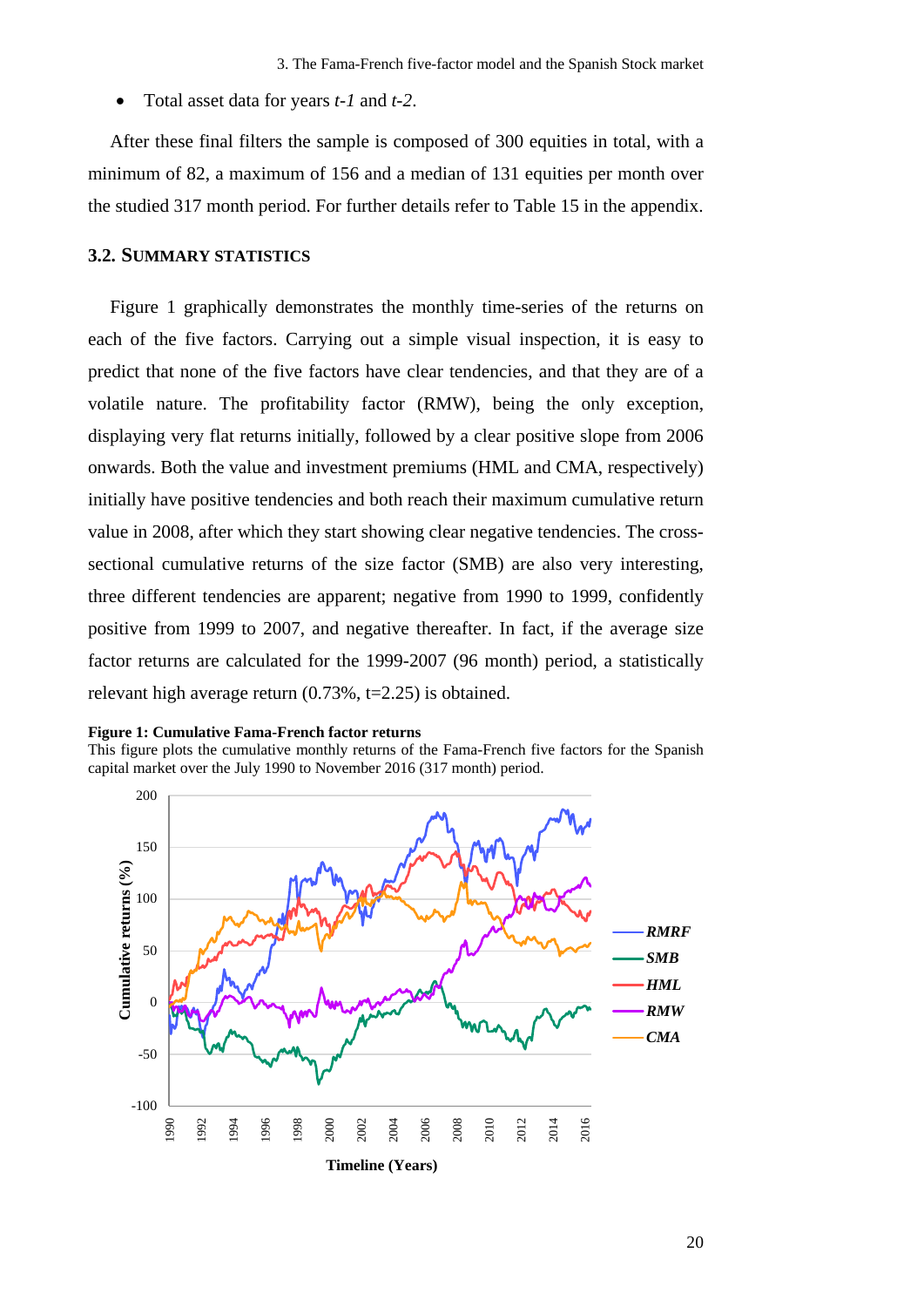- Total asset data for years *t-1* and *t-2*.

After these final filters the sample is composed of 300 equities in total, with a minimum of 82, a maximum of 156 and a median of 131 equities per month over the studied 317 month period. For further details refer to Table 15 in the appendix.

## 3.2. SUMMARY STATISTICS

Figure 1 graphically demonstrates the monthly time-series of the returns on each of the five factors. Carrying out a simple visual inspection, it is easy to predict that none of the five factors have clear tendencies, and that they are of a volatile nature. The profitability factor (RMW), being the only exception, displaying very flat returns initially, followed by a clear positive slope from 2006 onwards. Both the value and investment premiums (HML and CMA, respectively) initially have positive tendencies and both reach their maximum cumulative return value in 2008, after which they start showing clear negative tendencies. The cross-sectional cumulative returns of the size factor (SMB) are also very interesting, three different tendencies are apparent; negative from 1990 to 1999, confidently positive from 1999 to 2007, and negative thereafter. In fact, if the average size factor returns are calculated for the 1999-2007 (96 month) period, a statistically relevant high average return (0.73%, t=2.25) is obtained.

**Figure 1: Cumulative Fama-French factor returns**
This figure plots the cumulative monthly returns of the Fama-French five factors for the Spanish capital market over the July 1990 to November 2016 (317 month) period.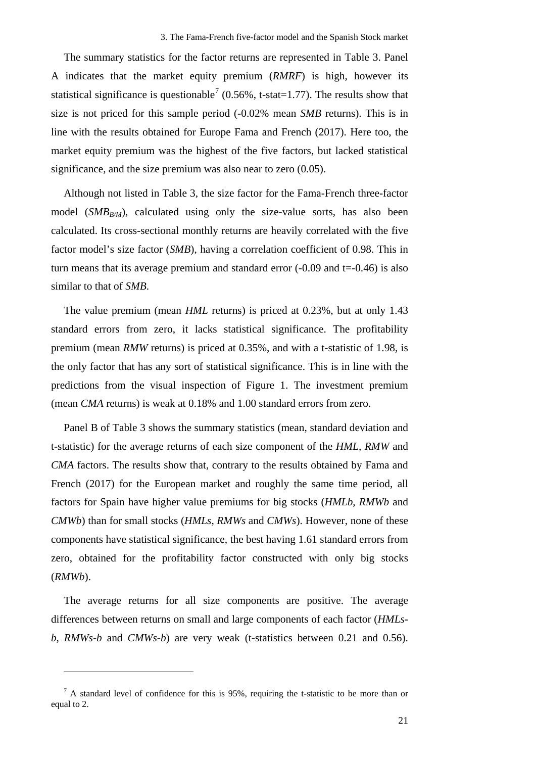The summary statistics for the factor returns are represented in Table 3. Panel A indicates that the market equity premium (*RMRF*) is high, however its statistical significance is questionable[7] (0.56%, t-stat=1.77). The results show that size is not priced for this sample period (-0.02% mean *SMB* returns). This is in line with the results obtained for Europe Fama and French (2017). Here too, the market equity premium was the highest of the five factors, but lacked statistical significance, and the size premium was also near to zero (0.05).

Although not listed in Table 3, the size factor for the Fama-French three-factor model ($SMB_{B/M}$), calculated using only the size-value sorts, has also been calculated. Its cross-sectional monthly returns are heavily correlated with the five factor model's size factor (*SMB*), having a correlation coefficient of 0.98. This in turn means that its average premium and standard error (-0.09 and t=-0.46) is also similar to that of *SMB*.

The value premium (mean *HML* returns) is priced at 0.23%, but at only 1.43 standard errors from zero, it lacks statistical significance. The profitability premium (mean *RMW* returns) is priced at 0.35%, and with a t-statistic of 1.98, is the only factor that has any sort of statistical significance. This is in line with the predictions from the visual inspection of Figure 1. The investment premium (mean *CMA* returns) is weak at 0.18% and 1.00 standard errors from zero.

Panel B of Table 3 shows the summary statistics (mean, standard deviation and t-statistic) for the average returns of each size component of the *HML*, *RMW* and *CMA* factors. The results show that, contrary to the results obtained by Fama and French (2017) for the European market and roughly the same time period, all factors for Spain have higher value premiums for big stocks (*HMLb*, *RMWb* and *CMWb*) than for small stocks (*HMLs*, *RMWs* and *CMWs*). However, none of these components have statistical significance, the best having 1.61 standard errors from zero, obtained for the profitability factor constructed with only big stocks (*RMWb*).

The average returns for all size components are positive. The average differences between returns on small and large components of each factor (*HMLs-b*, *RMWs-b* and *CMWs-b*) are very weak (t-statistics between 0.21 and 0.56).

[7] A standard level of confidence for this is 95%, requiring the t-statistic to be more than or equal to 2.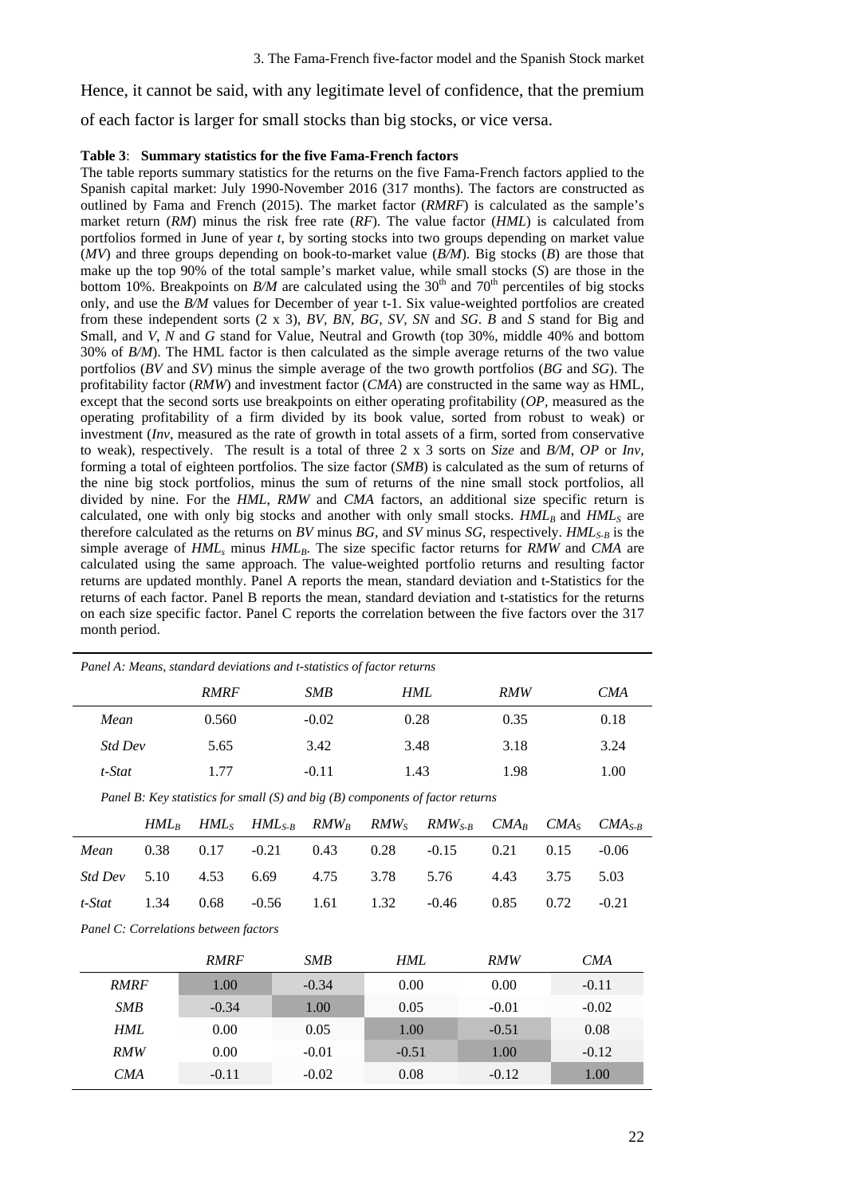Hence, it cannot be said, with any legitimate level of confidence, that the premium of each factor is larger for small stocks than big stocks, or vice versa.

**Table 3**: **Summary statistics for the five Fama-French factors**

The table reports summary statistics for the returns on the five Fama-French factors applied to the Spanish capital market: July 1990-November 2016 (317 months). The factors are constructed as outlined by Fama and French (2015). The market factor (*RMRF*) is calculated as the sample's market return (*RM*) minus the risk free rate (*RF*). The value factor (*HML*) is calculated from portfolios formed in June of year *t*, by sorting stocks into two groups depending on market value (*MV*) and three groups depending on book-to-market value (*B/M*). Big stocks (*B*) are those that make up the top 90% of the total sample's market value, while small stocks (*S*) are those in the bottom 10%. Breakpoints on *B/M* are calculated using the 30th and 70th percentiles of big stocks only, and use the *B/M* values for December of year t-1. Six value-weighted portfolios are created from these independent sorts (2 x 3), *BV*, *BN*, *BG*, *SV*, *SN* and *SG*. *B* and *S* stand for Big and Small, and *V*, *N* and *G* stand for Value, Neutral and Growth (top 30%, middle 40% and bottom 30% of *B/M*). The HML factor is then calculated as the simple average returns of the two value portfolios (*BV* and *SV*) minus the simple average of the two growth portfolios (*BG* and *SG*). The profitability factor (*RMW*) and investment factor (*CMA*) are constructed in the same way as HML, except that the second sorts use breakpoints on either operating profitability (*OP*, measured as the operating profitability of a firm divided by its book value, sorted from robust to weak) or investment (*Inv*, measured as the rate of growth in total assets of a firm, sorted from conservative to weak), respectively. The result is a total of three 2 x 3 sorts on *Size* and *B/M*, *OP* or *Inv*, forming a total of eighteen portfolios. The size factor (*SMB*) is calculated as the sum of returns of the nine big stock portfolios, minus the sum of returns of the nine small stock portfolios, all divided by nine. For the *HML*, *RMW* and *CMA* factors, an additional size specific return is calculated, one with only big stocks and another with only small stocks. $HML_B$ and $HML_S$ are therefore calculated as the returns on *BV* minus *BG*, and *SV* minus *SG*, respectively. $HML_{S\text{-}B}$ is the simple average of $HML_s$ minus $HML_B$. The size specific factor returns for *RMW* and *CMA* are calculated using the same approach. The value-weighted portfolio returns and resulting factor returns are updated monthly. Panel A reports the mean, standard deviation and t-Statistics for the returns of each factor. Panel B reports the mean, standard deviation and t-statistics for the returns on each size specific factor. Panel C reports the correlation between the five factors over the 317 month period.

*Panel A: Means, standard deviations and t-statistics of factor returns*

| | *RMRF* | *SMB* | *HML* | *RMW* | *CMA* |
|---|---|---|---|---|---|
| *Mean* | 0.560 | -0.02 | 0.28 | 0.35 | 0.18 |
| *Std Dev* | 5.65 | 3.42 | 3.48 | 3.18 | 3.24 |
| *t-Stat* | 1.77 | -0.11 | 1.43 | 1.98 | 1.00 |

*Panel B: Key statistics for small (S) and big (B) components of factor returns*

| | $HML_B$ | $HML_S$ | $HML_{S\text{-}B}$ | $RMW_B$ | $RMW_S$ | $RMW_{S\text{-}B}$ | $CMA_B$ | $CMA_S$ | $CMA_{S\text{-}B}$ |
|---|---|---|---|---|---|---|---|---|---|
| *Mean* | 0.38 | 0.17 | -0.21 | 0.43 | 0.28 | -0.15 | 0.21 | 0.15 | -0.06 |
| *Std Dev* | 5.10 | 4.53 | 6.69 | 4.75 | 3.78 | 5.76 | 4.43 | 3.75 | 5.03 |
| *t-Stat* | 1.34 | 0.68 | -0.56 | 1.61 | 1.32 | -0.46 | 0.85 | 0.72 | -0.21 |

*Panel C: Correlations between factors*

| | *RMRF* | *SMB* | *HML* | *RMW* | *CMA* |
|---|---|---|---|---|---|
| *RMRF* | 1.00 | -0.34 | 0.00 | 0.00 | -0.11 |
| *SMB* | -0.34 | 1.00 | 0.05 | -0.01 | -0.02 |
| *HML* | 0.00 | 0.05 | 1.00 | -0.51 | 0.08 |
| *RMW* | 0.00 | -0.01 | -0.51 | 1.00 | -0.12 |
| *CMA* | -0.11 | -0.02 | 0.08 | -0.12 | 1.00 |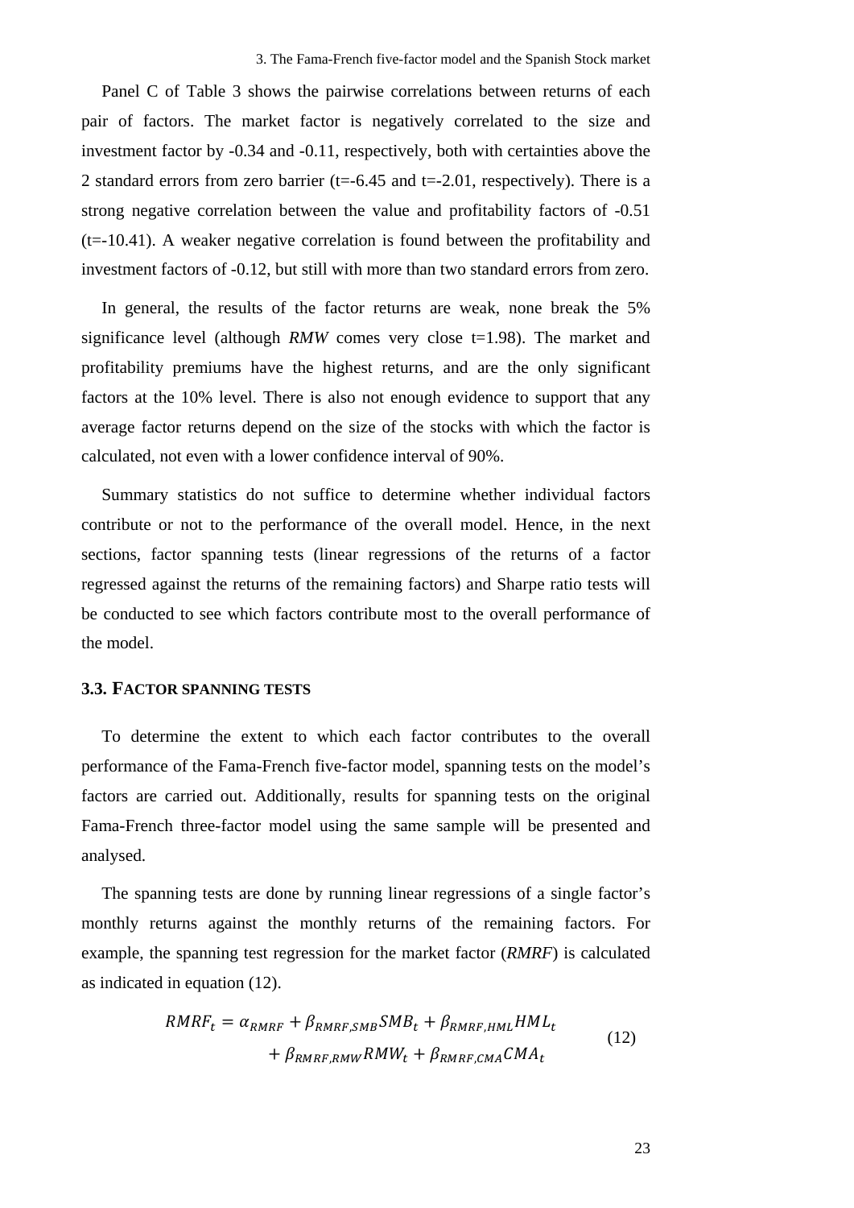Panel C of Table 3 shows the pairwise correlations between returns of each pair of factors. The market factor is negatively correlated to the size and investment factor by -0.34 and -0.11, respectively, both with certainties above the 2 standard errors from zero barrier (t=-6.45 and t=-2.01, respectively). There is a strong negative correlation between the value and profitability factors of -0.51 (t=-10.41). A weaker negative correlation is found between the profitability and investment factors of -0.12, but still with more than two standard errors from zero.

In general, the results of the factor returns are weak, none break the 5% significance level (although *RMW* comes very close t=1.98). The market and profitability premiums have the highest returns, and are the only significant factors at the 10% level. There is also not enough evidence to support that any average factor returns depend on the size of the stocks with which the factor is calculated, not even with a lower confidence interval of 90%.

Summary statistics do not suffice to determine whether individual factors contribute or not to the performance of the overall model. Hence, in the next sections, factor spanning tests (linear regressions of the returns of a factor regressed against the returns of the remaining factors) and Sharpe ratio tests will be conducted to see which factors contribute most to the overall performance of the model.

### 3.3. Factor spanning tests

To determine the extent to which each factor contributes to the overall performance of the Fama-French five-factor model, spanning tests on the model's factors are carried out. Additionally, results for spanning tests on the original Fama-French three-factor model using the same sample will be presented and analysed.

The spanning tests are done by running linear regressions of a single factor's monthly returns against the monthly returns of the remaining factors. For example, the spanning test regression for the market factor (*RMRF*) is calculated as indicated in equation (12).

$$RMRF_t = \alpha_{RMRF} + \beta_{RMRF,SMB} SMB_t + \beta_{RMRF,HML} HML_t + \beta_{RMRF,RMW} RMW_t + \beta_{RMRF,CMA} CMA_t \tag{12}$$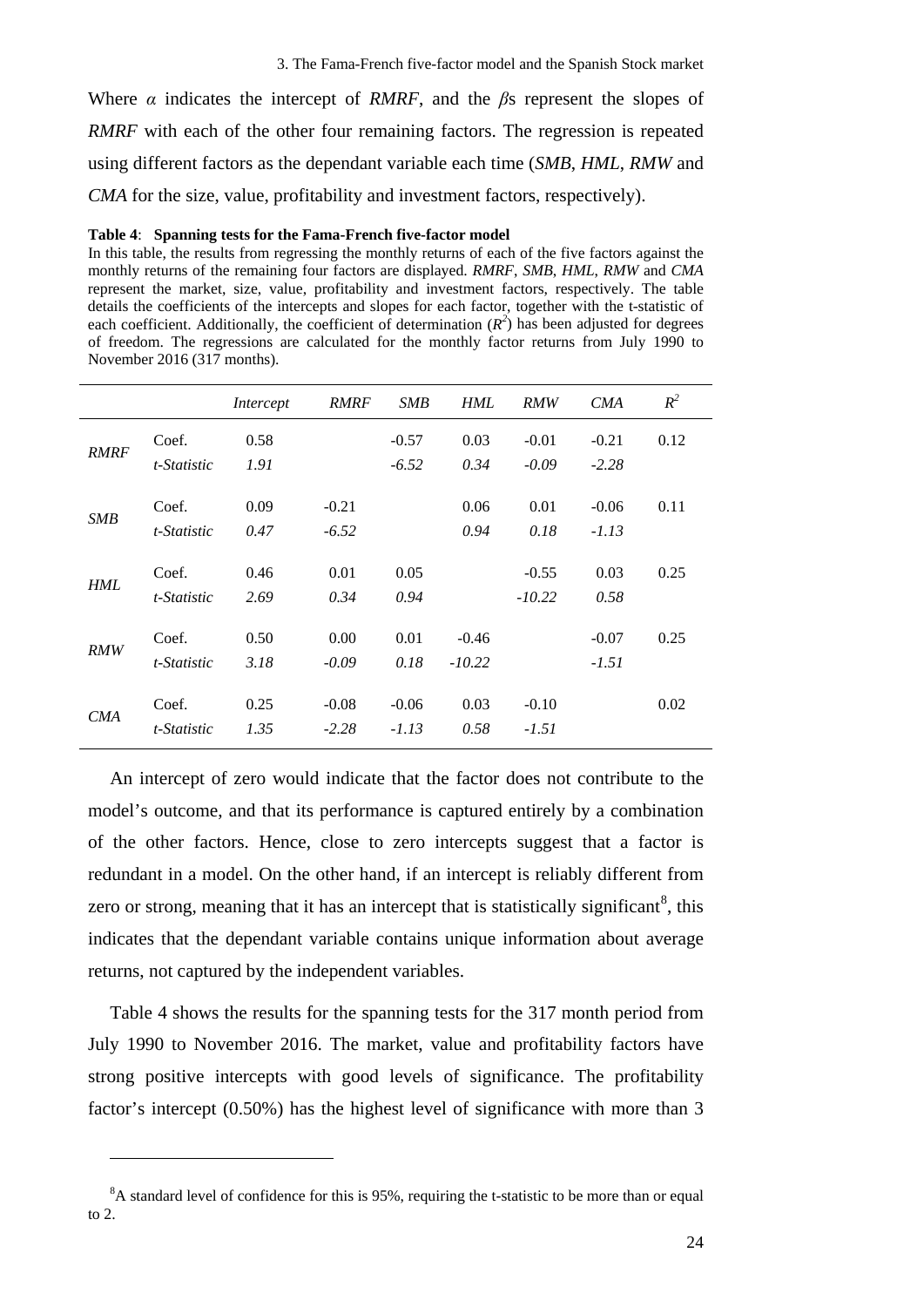Where $\alpha$ indicates the intercept of *RMRF*, and the $\beta$s represent the slopes of *RMRF* with each of the other four remaining factors. The regression is repeated using different factors as the dependant variable each time (*SMB*, *HML*, *RMW* and *CMA* for the size, value, profitability and investment factors, respectively).

**Table 4**: **Spanning tests for the Fama-French five-factor model**

In this table, the results from regressing the monthly returns of each of the five factors against the monthly returns of the remaining four factors are displayed. *RMRF*, *SMB*, *HML*, *RMW* and *CMA* represent the market, size, value, profitability and investment factors, respectively. The table details the coefficients of the intercepts and slopes for each factor, together with the t-statistic of each coefficient. Additionally, the coefficient of determination ($R^2$) has been adjusted for degrees of freedom. The regressions are calculated for the monthly factor returns from July 1990 to November 2016 (317 months).

| | | *Intercept* | *RMRF* | *SMB* | *HML* | *RMW* | *CMA* | $R^2$ |
|---|---|---|---|---|---|---|---|---|
| *RMRF* | Coef. | 0.58 | | -0.57 | 0.03 | -0.01 | -0.21 | 0.12 |
| | *t-Statistic* | *1.91* | | *-6.52* | *0.34* | *-0.09* | *-2.28* | |
| *SMB* | Coef. | 0.09 | -0.21 | | 0.06 | 0.01 | -0.06 | 0.11 |
| | *t-Statistic* | *0.47* | *-6.52* | | *0.94* | *0.18* | *-1.13* | |
| *HML* | Coef. | 0.46 | 0.01 | 0.05 | | -0.55 | 0.03 | 0.25 |
| | *t-Statistic* | *2.69* | *0.34* | *0.94* | | *-10.22* | *0.58* | |
| *RMW* | Coef. | 0.50 | 0.00 | 0.01 | -0.46 | | -0.07 | 0.25 |
| | *t-Statistic* | *3.18* | *-0.09* | *0.18* | *-10.22* | | *-1.51* | |
| *CMA* | Coef. | 0.25 | -0.08 | -0.06 | 0.03 | -0.10 | | 0.02 |
| | *t-Statistic* | *1.35* | *-2.28* | *-1.13* | *0.58* | *-1.51* | | |

An intercept of zero would indicate that the factor does not contribute to the model's outcome, and that its performance is captured entirely by a combination of the other factors. Hence, close to zero intercepts suggest that a factor is redundant in a model. On the other hand, if an intercept is reliably different from zero or strong, meaning that it has an intercept that is statistically significant[8], this indicates that the dependant variable contains unique information about average returns, not captured by the independent variables.

Table 4 shows the results for the spanning tests for the 317 month period from July 1990 to November 2016. The market, value and profitability factors have strong positive intercepts with good levels of significance. The profitability factor's intercept (0.50%) has the highest level of significance with more than 3

[8] A standard level of confidence for this is 95%, requiring the t-statistic to be more than or equal to 2.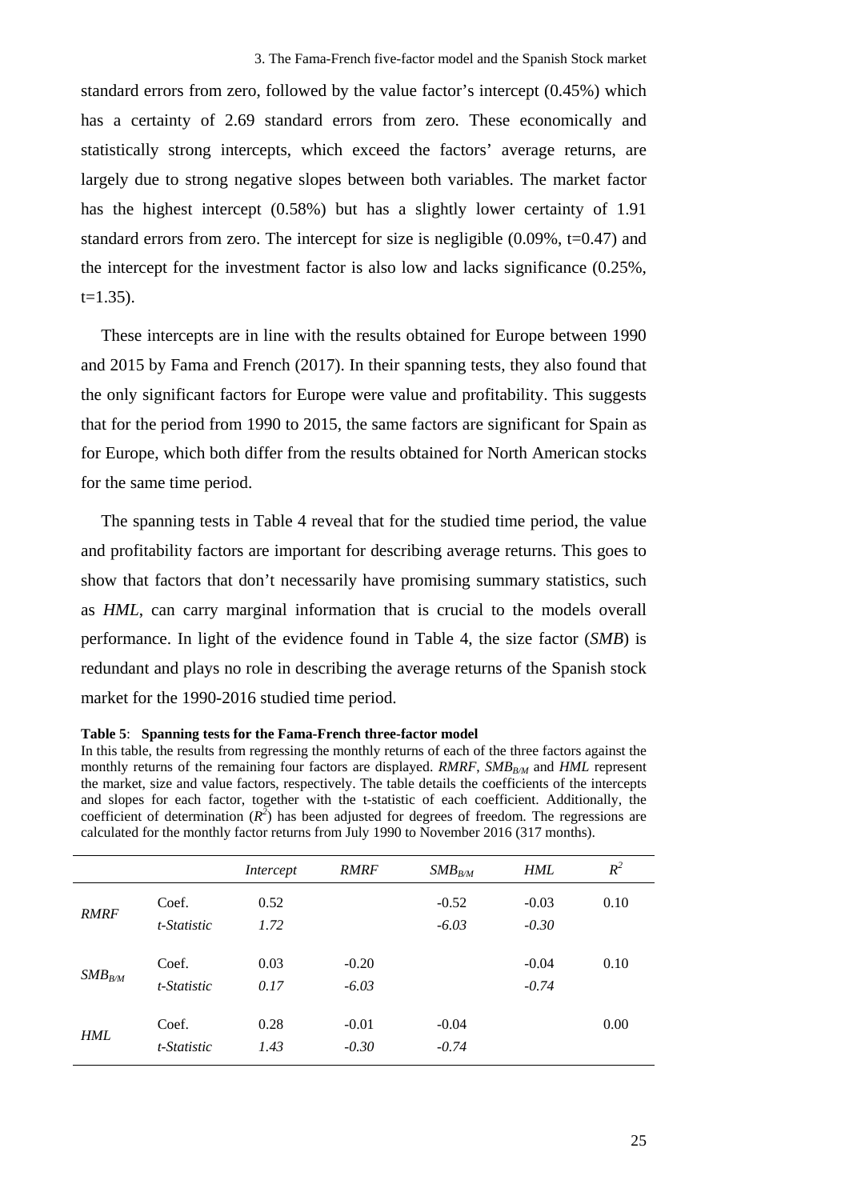standard errors from zero, followed by the value factor's intercept (0.45%) which has a certainty of 2.69 standard errors from zero. These economically and statistically strong intercepts, which exceed the factors' average returns, are largely due to strong negative slopes between both variables. The market factor has the highest intercept (0.58%) but has a slightly lower certainty of 1.91 standard errors from zero. The intercept for size is negligible (0.09%, t=0.47) and the intercept for the investment factor is also low and lacks significance (0.25%, t=1.35).

These intercepts are in line with the results obtained for Europe between 1990 and 2015 by Fama and French (2017). In their spanning tests, they also found that the only significant factors for Europe were value and profitability. This suggests that for the period from 1990 to 2015, the same factors are significant for Spain as for Europe, which both differ from the results obtained for North American stocks for the same time period.

The spanning tests in Table 4 reveal that for the studied time period, the value and profitability factors are important for describing average returns. This goes to show that factors that don't necessarily have promising summary statistics, such as *HML*, can carry marginal information that is crucial to the models overall performance. In light of the evidence found in Table 4, the size factor (*SMB*) is redundant and plays no role in describing the average returns of the Spanish stock market for the 1990-2016 studied time period.

**Table 5**: **Spanning tests for the Fama-French three-factor model**

In this table, the results from regressing the monthly returns of each of the three factors against the monthly returns of the remaining four factors are displayed. *RMRF*, $SMB_{B/M}$ and *HML* represent the market, size and value factors, respectively. The table details the coefficients of the intercepts and slopes for each factor, together with the t-statistic of each coefficient. Additionally, the coefficient of determination ($R^2$) has been adjusted for degrees of freedom. The regressions are calculated for the monthly factor returns from July 1990 to November 2016 (317 months).

| | | *Intercept* | *RMRF* | $SMB_{B/M}$ | *HML* | $R^2$ |
|---|---|---|---|---|---|---|
| *RMRF* | Coef. | 0.52 | | -0.52 | -0.03 | 0.10 |
| | *t-Statistic* | *1.72* | | *-6.03* | *-0.30* | |
| $SMB_{B/M}$ | Coef. | 0.03 | -0.20 | | -0.04 | 0.10 |
| | *t-Statistic* | *0.17* | *-6.03* | | *-0.74* | |
| *HML* | Coef. | 0.28 | -0.01 | -0.04 | | 0.00 |
| | *t-Statistic* | *1.43* | *-0.30* | *-0.74* | | |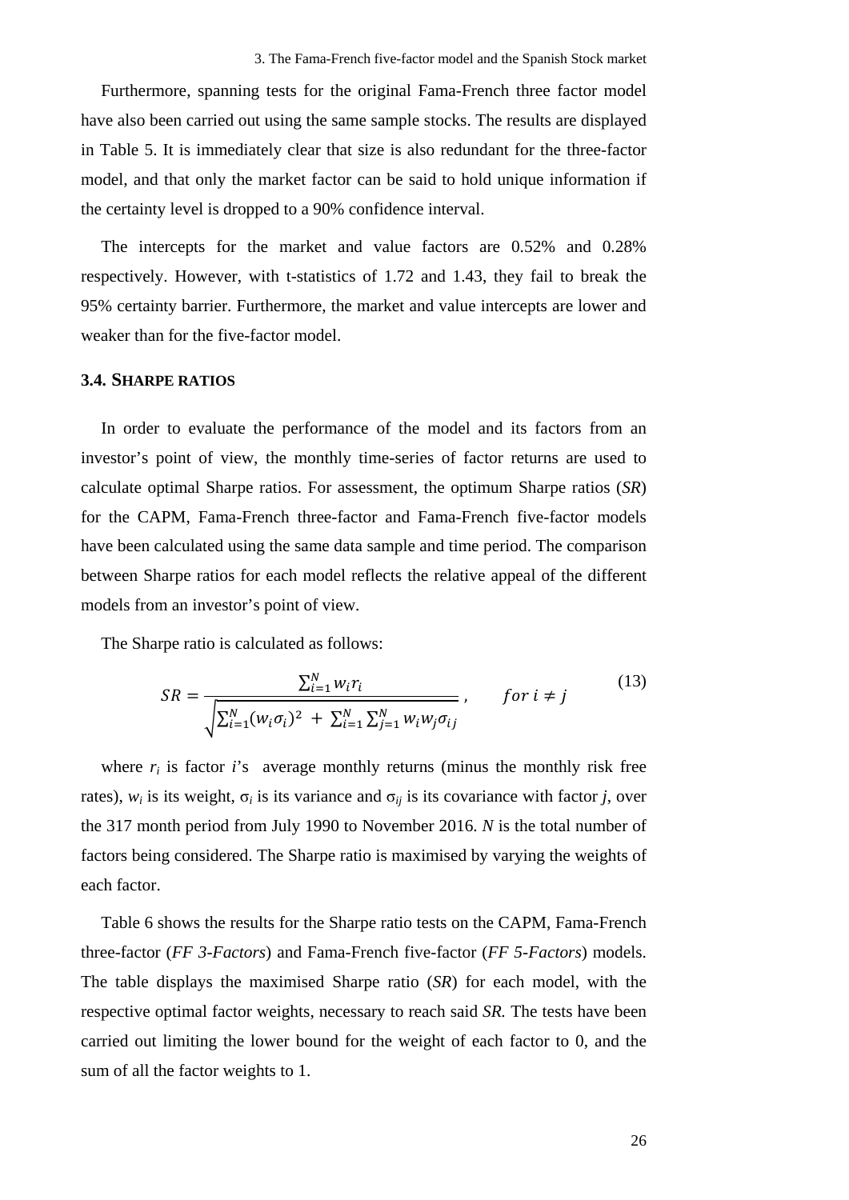Furthermore, spanning tests for the original Fama-French three factor model have also been carried out using the same sample stocks. The results are displayed in Table 5. It is immediately clear that size is also redundant for the three-factor model, and that only the market factor can be said to hold unique information if the certainty level is dropped to a 90% confidence interval.

The intercepts for the market and value factors are 0.52% and 0.28% respectively. However, with t-statistics of 1.72 and 1.43, they fail to break the 95% certainty barrier. Furthermore, the market and value intercepts are lower and weaker than for the five-factor model.

### 3.4. SHARPE RATIOS

In order to evaluate the performance of the model and its factors from an investor's point of view, the monthly time-series of factor returns are used to calculate optimal Sharpe ratios. For assessment, the optimum Sharpe ratios (*SR*) for the CAPM, Fama-French three-factor and Fama-French five-factor models have been calculated using the same data sample and time period. The comparison between Sharpe ratios for each model reflects the relative appeal of the different models from an investor's point of view.

The Sharpe ratio is calculated as follows:

$$SR = \frac{\sum_{i=1}^{N} w_i r_i}{\sqrt{\sum_{i=1}^{N}(w_i \sigma_i)^2 + \sum_{i=1}^{N}\sum_{j=1}^{N} w_i w_j \sigma_{ij}}}, \qquad for\ i \neq j \tag{13}$$

where $r_i$ is factor $i$'s average monthly returns (minus the monthly risk free rates), $w_i$ is its weight, $\sigma_i$ is its variance and $\sigma_{ij}$ is its covariance with factor $j$, over the 317 month period from July 1990 to November 2016. $N$ is the total number of factors being considered. The Sharpe ratio is maximised by varying the weights of each factor.

Table 6 shows the results for the Sharpe ratio tests on the CAPM, Fama-French three-factor (*FF 3-Factors*) and Fama-French five-factor (*FF 5-Factors*) models. The table displays the maximised Sharpe ratio (*SR*) for each model, with the respective optimal factor weights, necessary to reach said *SR.* The tests have been carried out limiting the lower bound for the weight of each factor to 0, and the sum of all the factor weights to 1.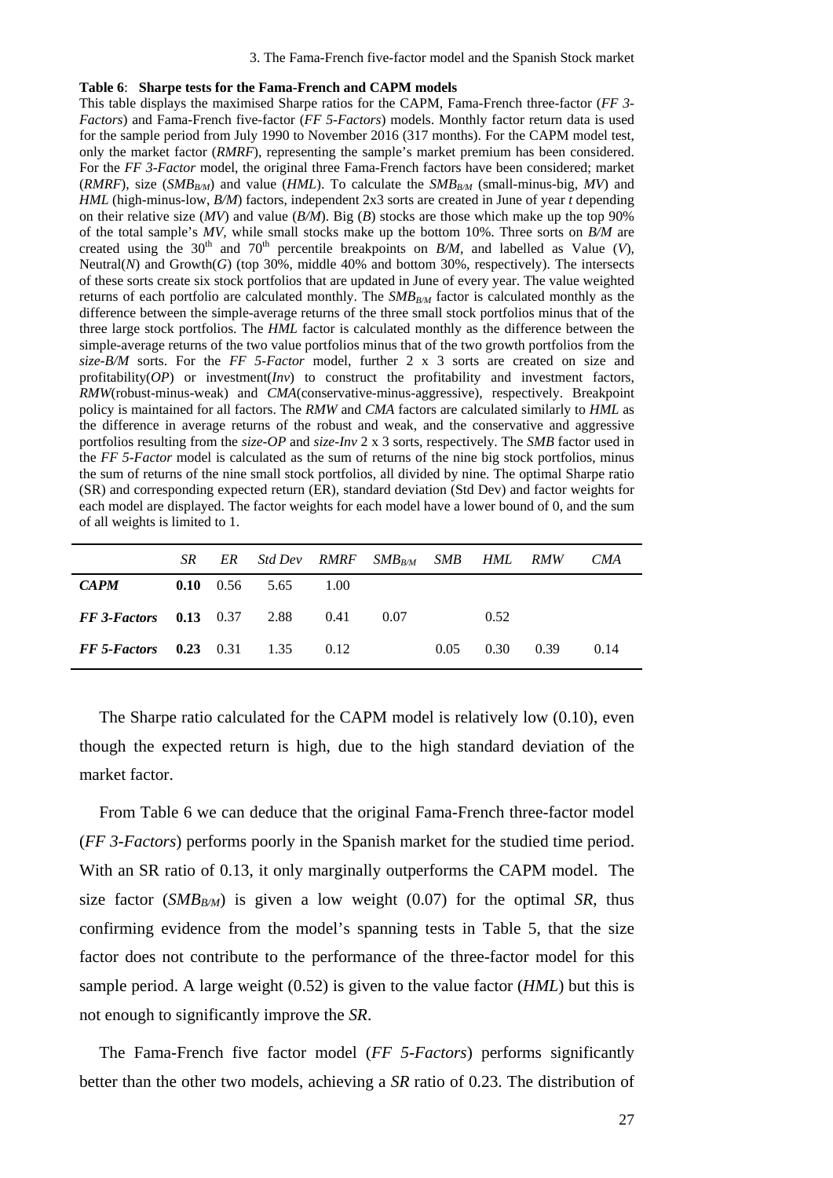**Table 6**: **Sharpe tests for the Fama-French and CAPM models**

This table displays the maximised Sharpe ratios for the CAPM, Fama-French three-factor (*FF 3-Factors*) and Fama-French five-factor (*FF 5-Factors*) models. Monthly factor return data is used for the sample period from July 1990 to November 2016 (317 months). For the CAPM model test, only the market factor (*RMRF*), representing the sample's market premium has been considered. For the *FF 3-Factor* model, the original three Fama-French factors have been considered; market (*RMRF*), size ($SMB_{B/M}$) and value (*HML*). To calculate the $SMB_{B/M}$ (small-minus-big, *MV*) and *HML* (high-minus-low, *B/M*) factors, independent 2x3 sorts are created in June of year *t* depending on their relative size (*MV*) and value (*B/M*). Big (*B*) stocks are those which make up the top 90% of the total sample's *MV*, while small stocks make up the bottom 10%. Three sorts on *B/M* are created using the 30<sup>th</sup> and 70<sup>th</sup> percentile breakpoints on *B/M*, and labelled as Value (*V*), Neutral(*N*) and Growth(*G*) (top 30%, middle 40% and bottom 30%, respectively). The intersects of these sorts create six stock portfolios that are updated in June of every year. The value weighted returns of each portfolio are calculated monthly. The $SMB_{B/M}$ factor is calculated monthly as the difference between the simple-average returns of the three small stock portfolios minus that of the three large stock portfolios. The *HML* factor is calculated monthly as the difference between the simple-average returns of the two value portfolios minus that of the two growth portfolios from the *size-B/M* sorts. For the *FF 5-Factor* model, further 2 x 3 sorts are created on size and profitability(*OP*) or investment(*Inv*) to construct the profitability and investment factors, *RMW*(robust-minus-weak) and *CMA*(conservative-minus-aggressive), respectively. Breakpoint policy is maintained for all factors. The *RMW* and *CMA* factors are calculated similarly to *HML* as the difference in average returns of the robust and weak, and the conservative and aggressive portfolios resulting from the *size-OP* and *size-Inv* 2 x 3 sorts, respectively. The *SMB* factor used in the *FF 5-Factor* model is calculated as the sum of returns of the nine big stock portfolios, minus the sum of returns of the nine small stock portfolios, all divided by nine. The optimal Sharpe ratio (SR) and corresponding expected return (ER), standard deviation (Std Dev) and factor weights for each model are displayed. The factor weights for each model have a lower bound of 0, and the sum of all weights is limited to 1.

| | *SR* | *ER* | *Std Dev* | *RMRF* | $SMB_{B/M}$ | *SMB* | *HML* | *RMW* | *CMA* |
|---|---|---|---|---|---|---|---|---|---|
| ***CAPM*** | **0.10** | 0.56 | 5.65 | 1.00 | | | | | |
| ***FF 3-Factors*** | **0.13** | 0.37 | 2.88 | 0.41 | 0.07 | | 0.52 | | |
| ***FF 5-Factors*** | **0.23** | 0.31 | 1.35 | 0.12 | | 0.05 | 0.30 | 0.39 | 0.14 |

The Sharpe ratio calculated for the CAPM model is relatively low (0.10), even though the expected return is high, due to the high standard deviation of the market factor.

From Table 6 we can deduce that the original Fama-French three-factor model (*FF 3-Factors*) performs poorly in the Spanish market for the studied time period. With an SR ratio of 0.13, it only marginally outperforms the CAPM model. The size factor ($SMB_{B/M}$) is given a low weight (0.07) for the optimal *SR*, thus confirming evidence from the model's spanning tests in Table 5, that the size factor does not contribute to the performance of the three-factor model for this sample period. A large weight (0.52) is given to the value factor (*HML*) but this is not enough to significantly improve the *SR*.

The Fama-French five factor model (*FF 5-Factors*) performs significantly better than the other two models, achieving a *SR* ratio of 0.23. The distribution of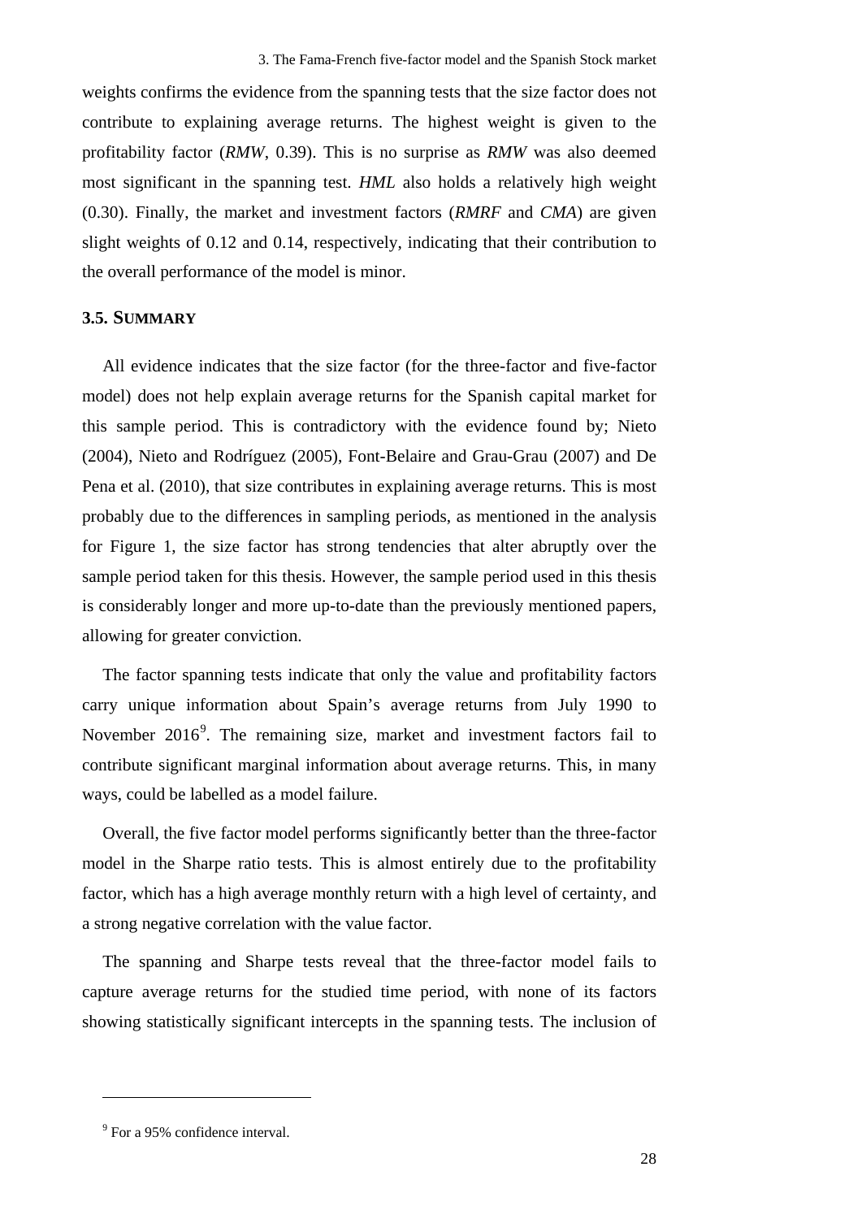weights confirms the evidence from the spanning tests that the size factor does not contribute to explaining average returns. The highest weight is given to the profitability factor (*RMW*, 0.39). This is no surprise as *RMW* was also deemed most significant in the spanning test. *HML* also holds a relatively high weight (0.30). Finally, the market and investment factors (*RMRF* and *CMA*) are given slight weights of 0.12 and 0.14, respectively, indicating that their contribution to the overall performance of the model is minor.

### 3.5. SUMMARY

All evidence indicates that the size factor (for the three-factor and five-factor model) does not help explain average returns for the Spanish capital market for this sample period. This is contradictory with the evidence found by; Nieto (2004), Nieto and Rodríguez (2005), Font-Belaire and Grau-Grau (2007) and De Pena et al. (2010), that size contributes in explaining average returns. This is most probably due to the differences in sampling periods, as mentioned in the analysis for Figure 1, the size factor has strong tendencies that alter abruptly over the sample period taken for this thesis. However, the sample period used in this thesis is considerably longer and more up-to-date than the previously mentioned papers, allowing for greater conviction.

The factor spanning tests indicate that only the value and profitability factors carry unique information about Spain's average returns from July 1990 to November 2016[9]. The remaining size, market and investment factors fail to contribute significant marginal information about average returns. This, in many ways, could be labelled as a model failure.

Overall, the five factor model performs significantly better than the three-factor model in the Sharpe ratio tests. This is almost entirely due to the profitability factor, which has a high average monthly return with a high level of certainty, and a strong negative correlation with the value factor.

The spanning and Sharpe tests reveal that the three-factor model fails to capture average returns for the studied time period, with none of its factors showing statistically significant intercepts in the spanning tests. The inclusion of

[9] For a 95% confidence interval.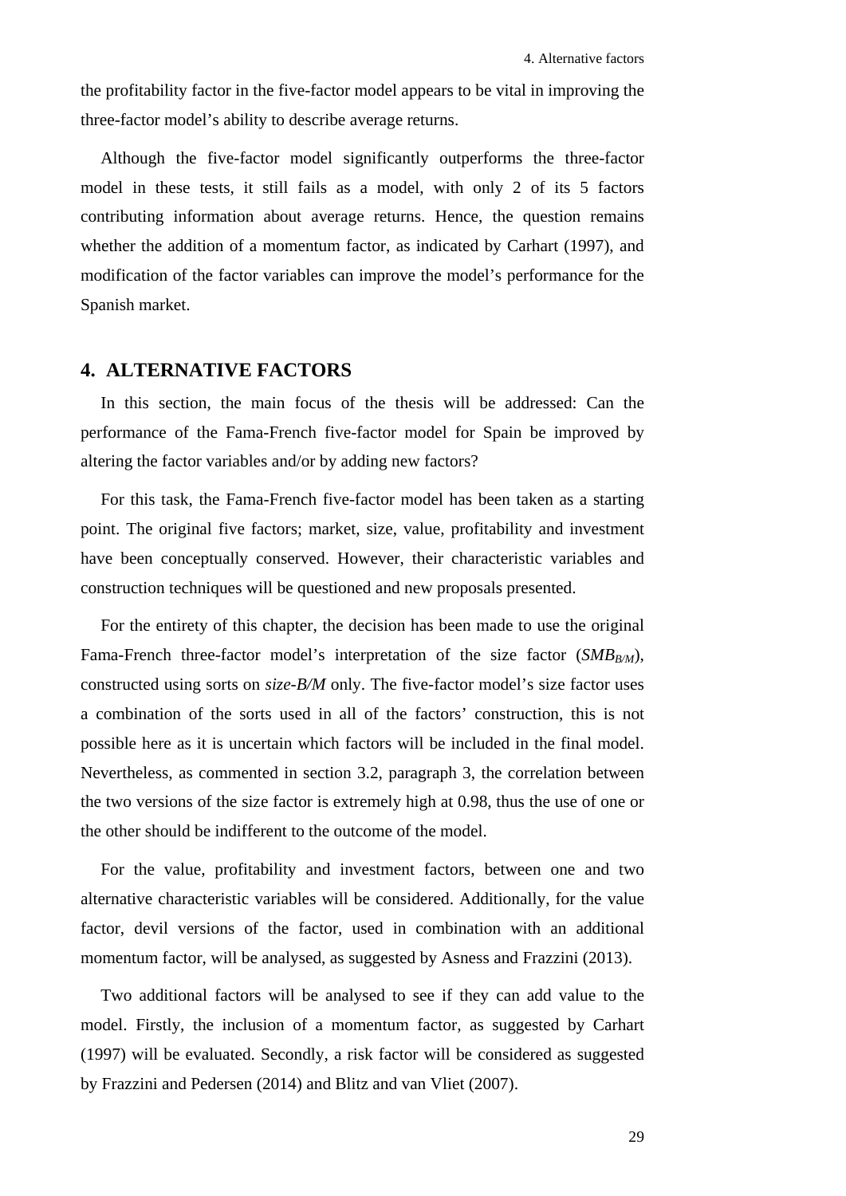the profitability factor in the five-factor model appears to be vital in improving the three-factor model's ability to describe average returns.

Although the five-factor model significantly outperforms the three-factor model in these tests, it still fails as a model, with only 2 of its 5 factors contributing information about average returns. Hence, the question remains whether the addition of a momentum factor, as indicated by Carhart (1997), and modification of the factor variables can improve the model's performance for the Spanish market.

## 4. ALTERNATIVE FACTORS

In this section, the main focus of the thesis will be addressed: Can the performance of the Fama-French five-factor model for Spain be improved by altering the factor variables and/or by adding new factors?

For this task, the Fama-French five-factor model has been taken as a starting point. The original five factors; market, size, value, profitability and investment have been conceptually conserved. However, their characteristic variables and construction techniques will be questioned and new proposals presented.

For the entirety of this chapter, the decision has been made to use the original Fama-French three-factor model's interpretation of the size factor ($SMB_{B/M}$), constructed using sorts on *size-B/M* only. The five-factor model's size factor uses a combination of the sorts used in all of the factors' construction, this is not possible here as it is uncertain which factors will be included in the final model. Nevertheless, as commented in section 3.2, paragraph 3, the correlation between the two versions of the size factor is extremely high at 0.98, thus the use of one or the other should be indifferent to the outcome of the model.

For the value, profitability and investment factors, between one and two alternative characteristic variables will be considered. Additionally, for the value factor, devil versions of the factor, used in combination with an additional momentum factor, will be analysed, as suggested by Asness and Frazzini (2013).

Two additional factors will be analysed to see if they can add value to the model. Firstly, the inclusion of a momentum factor, as suggested by Carhart (1997) will be evaluated. Secondly, a risk factor will be considered as suggested by Frazzini and Pedersen (2014) and Blitz and van Vliet (2007).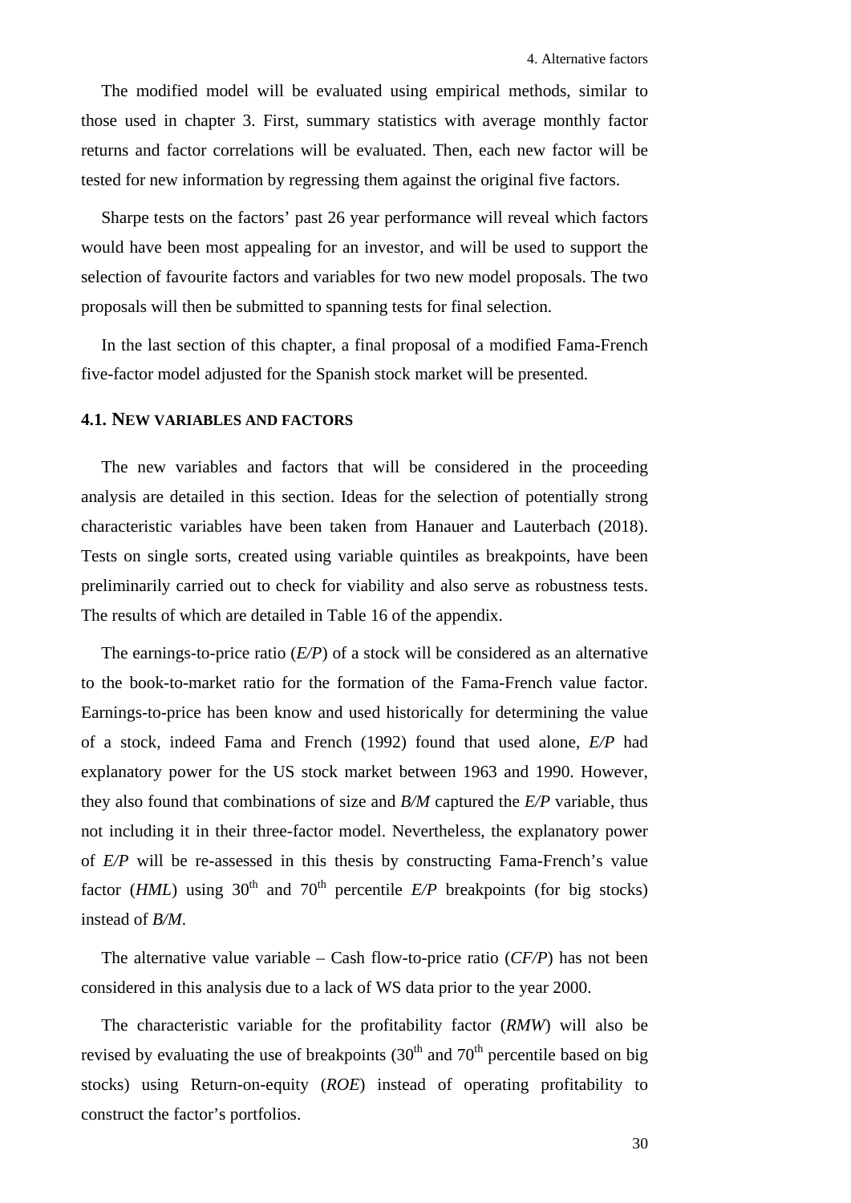The modified model will be evaluated using empirical methods, similar to those used in chapter 3. First, summary statistics with average monthly factor returns and factor correlations will be evaluated. Then, each new factor will be tested for new information by regressing them against the original five factors.

Sharpe tests on the factors' past 26 year performance will reveal which factors would have been most appealing for an investor, and will be used to support the selection of favourite factors and variables for two new model proposals. The two proposals will then be submitted to spanning tests for final selection.

In the last section of this chapter, a final proposal of a modified Fama-French five-factor model adjusted for the Spanish stock market will be presented.

## 4.1. NEW VARIABLES AND FACTORS

The new variables and factors that will be considered in the proceeding analysis are detailed in this section. Ideas for the selection of potentially strong characteristic variables have been taken from Hanauer and Lauterbach (2018). Tests on single sorts, created using variable quintiles as breakpoints, have been preliminarily carried out to check for viability and also serve as robustness tests. The results of which are detailed in Table 16 of the appendix.

The earnings-to-price ratio (*E/P*) of a stock will be considered as an alternative to the book-to-market ratio for the formation of the Fama-French value factor. Earnings-to-price has been know and used historically for determining the value of a stock, indeed Fama and French (1992) found that used alone, *E/P* had explanatory power for the US stock market between 1963 and 1990. However, they also found that combinations of size and *B/M* captured the *E/P* variable, thus not including it in their three-factor model. Nevertheless, the explanatory power of *E/P* will be re-assessed in this thesis by constructing Fama-French's value factor (*HML*) using $30^{th}$ and $70^{th}$ percentile *E/P* breakpoints (for big stocks) instead of *B/M*.

The alternative value variable – Cash flow-to-price ratio (*CF/P*) has not been considered in this analysis due to a lack of WS data prior to the year 2000.

The characteristic variable for the profitability factor (*RMW*) will also be revised by evaluating the use of breakpoints ($30^{th}$ and $70^{th}$ percentile based on big stocks) using Return-on-equity (*ROE*) instead of operating profitability to construct the factor's portfolios.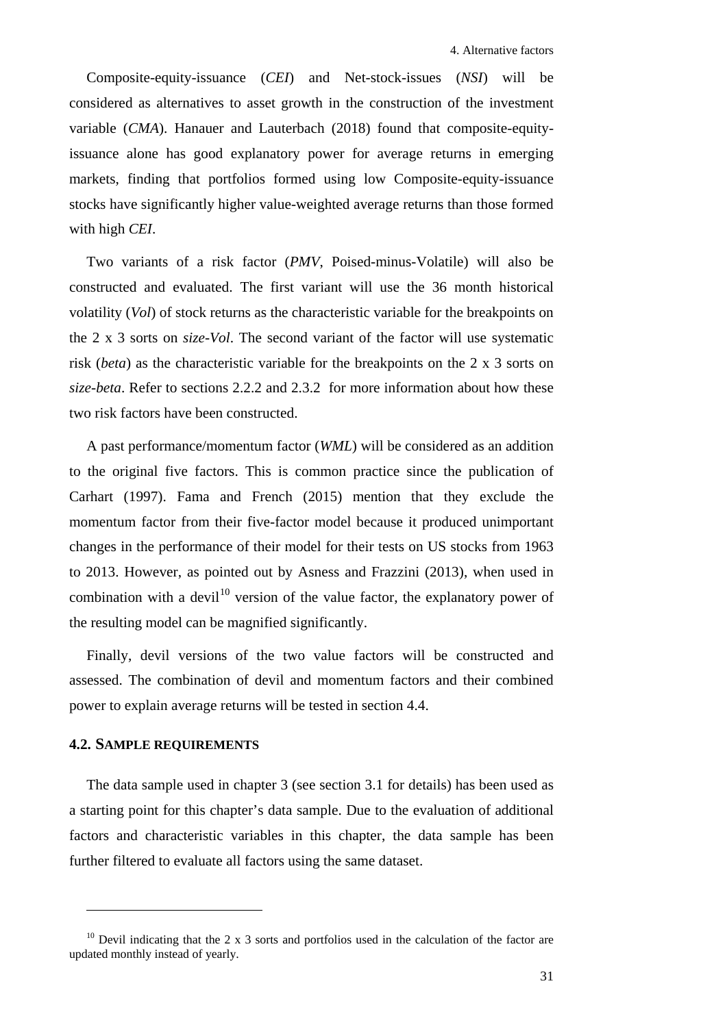Composite-equity-issuance (*CEI*) and Net-stock-issues (*NSI*) will be considered as alternatives to asset growth in the construction of the investment variable (*CMA*). Hanauer and Lauterbach (2018) found that composite-equity-issuance alone has good explanatory power for average returns in emerging markets, finding that portfolios formed using low Composite-equity-issuance stocks have significantly higher value-weighted average returns than those formed with high *CEI*.

Two variants of a risk factor (*PMV*, Poised-minus-Volatile) will also be constructed and evaluated. The first variant will use the 36 month historical volatility (*Vol*) of stock returns as the characteristic variable for the breakpoints on the 2 x 3 sorts on *size-Vol*. The second variant of the factor will use systematic risk (*beta*) as the characteristic variable for the breakpoints on the 2 x 3 sorts on *size-beta*. Refer to sections 2.2.2 and 2.3.2 for more information about how these two risk factors have been constructed.

A past performance/momentum factor (*WML*) will be considered as an addition to the original five factors. This is common practice since the publication of Carhart (1997). Fama and French (2015) mention that they exclude the momentum factor from their five-factor model because it produced unimportant changes in the performance of their model for their tests on US stocks from 1963 to 2013. However, as pointed out by Asness and Frazzini (2013), when used in combination with a devil[10] version of the value factor, the explanatory power of the resulting model can be magnified significantly.

Finally, devil versions of the two value factors will be constructed and assessed. The combination of devil and momentum factors and their combined power to explain average returns will be tested in section 4.4.

### 4.2. Sample requirements

The data sample used in chapter 3 (see section 3.1 for details) has been used as a starting point for this chapter's data sample. Due to the evaluation of additional factors and characteristic variables in this chapter, the data sample has been further filtered to evaluate all factors using the same dataset.

---

[10] Devil indicating that the 2 x 3 sorts and portfolios used in the calculation of the factor are updated monthly instead of yearly.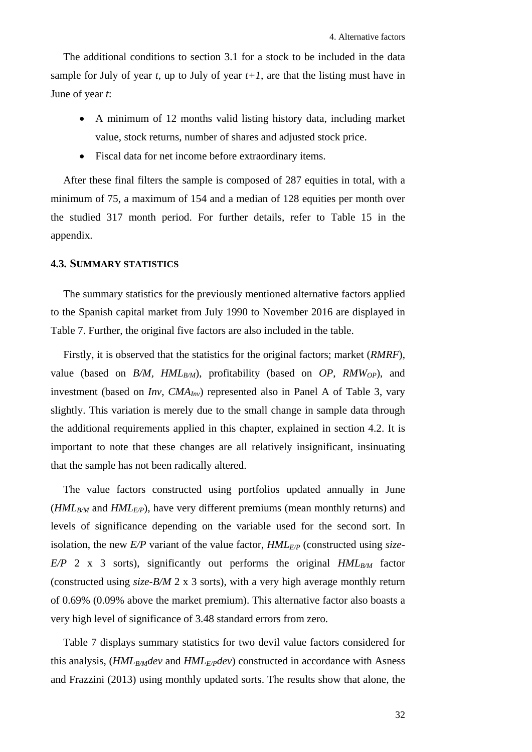The additional conditions to section 3.1 for a stock to be included in the data sample for July of year *t*, up to July of year *t+1*, are that the listing must have in June of year *t*:

- A minimum of 12 months valid listing history data, including market value, stock returns, number of shares and adjusted stock price.
- Fiscal data for net income before extraordinary items.

After these final filters the sample is composed of 287 equities in total, with a minimum of 75, a maximum of 154 and a median of 128 equities per month over the studied 317 month period. For further details, refer to Table 15 in the appendix.

### 4.3. Summary statistics

The summary statistics for the previously mentioned alternative factors applied to the Spanish capital market from July 1990 to November 2016 are displayed in Table 7. Further, the original five factors are also included in the table.

Firstly, it is observed that the statistics for the original factors; market (*RMRF*), value (based on *B/M*, $HML_{B/M}$), profitability (based on *OP*, $RMW_{OP}$), and investment (based on *Inv*, $CMA_{Inv}$) represented also in Panel A of Table 3, vary slightly. This variation is merely due to the small change in sample data through the additional requirements applied in this chapter, explained in section 4.2. It is important to note that these changes are all relatively insignificant, insinuating that the sample has not been radically altered.

The value factors constructed using portfolios updated annually in June ($HML_{B/M}$ and $HML_{E/P}$), have very different premiums (mean monthly returns) and levels of significance depending on the variable used for the second sort. In isolation, the new *E/P* variant of the value factor, $HML_{E/P}$ (constructed using *size-E/P* 2 x 3 sorts), significantly out performs the original $HML_{B/M}$ factor (constructed using *size-B/M* 2 x 3 sorts), with a very high average monthly return of 0.69% (0.09% above the market premium). This alternative factor also boasts a very high level of significance of 3.48 standard errors from zero.

Table 7 displays summary statistics for two devil value factors considered for this analysis, ($HML_{B/M}dev$ and $HML_{E/P}dev$) constructed in accordance with Asness and Frazzini (2013) using monthly updated sorts. The results show that alone, the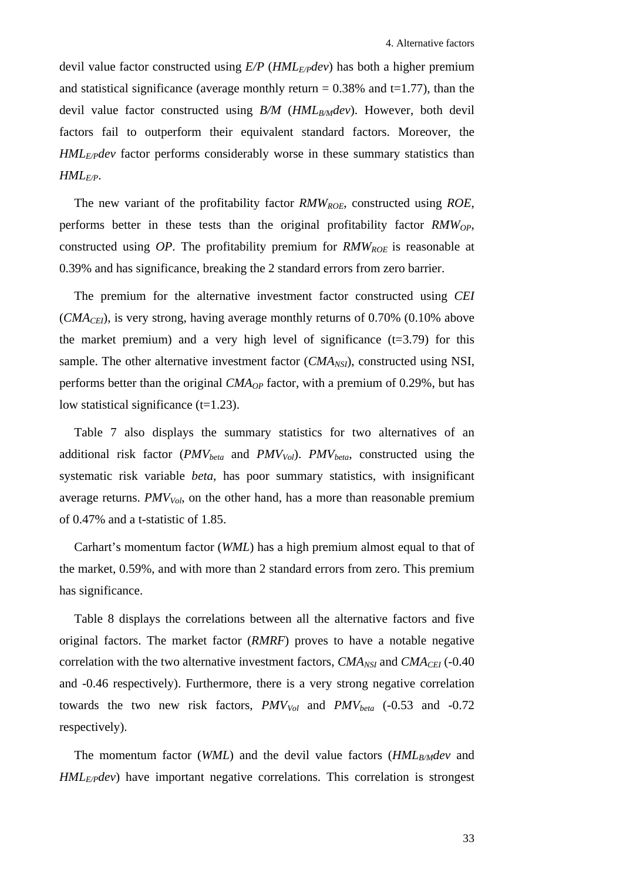devil value factor constructed using *E/P* ($HML_{E/P}dev$) has both a higher premium and statistical significance (average monthly return = 0.38% and t=1.77), than the devil value factor constructed using *B/M* ($HML_{B/M}dev$). However, both devil factors fail to outperform their equivalent standard factors. Moreover, the $HML_{E/P}dev$ factor performs considerably worse in these summary statistics than $HML_{E/P}$.

The new variant of the profitability factor $RMW_{ROE}$, constructed using *ROE*, performs better in these tests than the original profitability factor $RMW_{OP}$, constructed using *OP*. The profitability premium for $RMW_{ROE}$ is reasonable at 0.39% and has significance, breaking the 2 standard errors from zero barrier.

The premium for the alternative investment factor constructed using *CEI* ($CMA_{CEI}$), is very strong, having average monthly returns of 0.70% (0.10% above the market premium) and a very high level of significance (t=3.79) for this sample. The other alternative investment factor ($CMA_{NSI}$), constructed using NSI, performs better than the original $CMA_{OP}$ factor, with a premium of 0.29%, but has low statistical significance (t=1.23).

Table 7 also displays the summary statistics for two alternatives of an additional risk factor ($PMV_{beta}$ and $PMV_{Vol}$). $PMV_{beta}$, constructed using the systematic risk variable *beta*, has poor summary statistics, with insignificant average returns. $PMV_{Vol}$, on the other hand, has a more than reasonable premium of 0.47% and a t-statistic of 1.85.

Carhart's momentum factor (*WML*) has a high premium almost equal to that of the market, 0.59%, and with more than 2 standard errors from zero. This premium has significance.

Table 8 displays the correlations between all the alternative factors and five original factors. The market factor (*RMRF*) proves to have a notable negative correlation with the two alternative investment factors, $CMA_{NSI}$ and $CMA_{CEI}$ (-0.40 and -0.46 respectively). Furthermore, there is a very strong negative correlation towards the two new risk factors, $PMV_{Vol}$ and $PMV_{beta}$ (-0.53 and -0.72 respectively).

The momentum factor (*WML*) and the devil value factors ($HML_{B/M}dev$ and $HML_{E/P}dev$) have important negative correlations. This correlation is strongest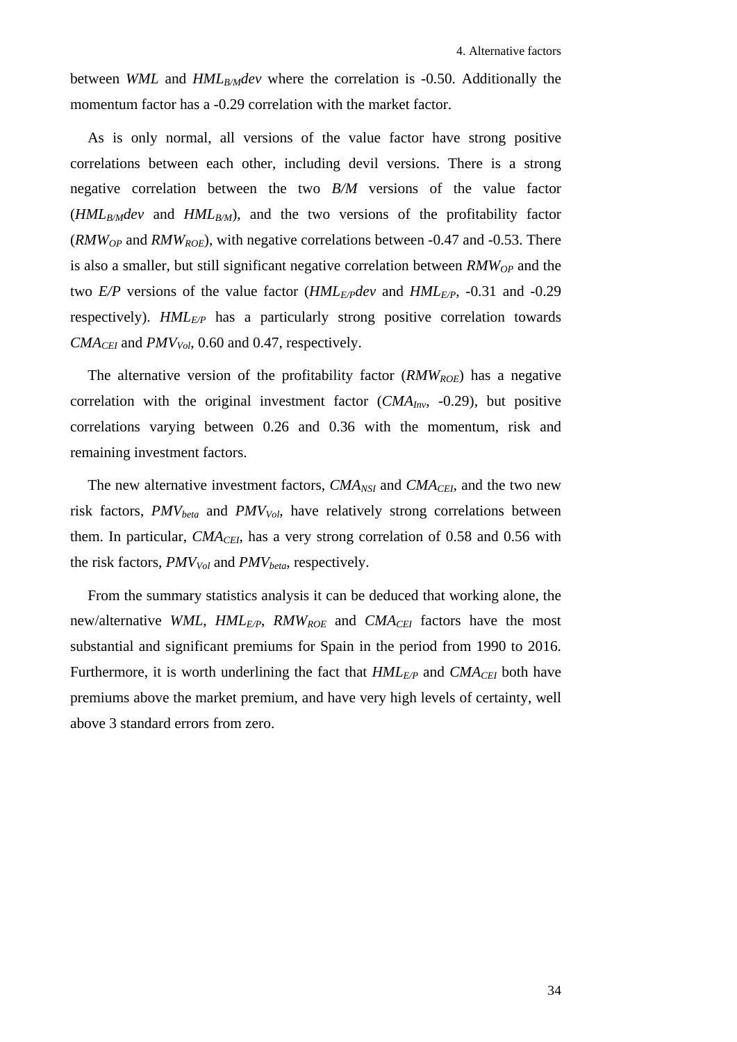between *WML* and $HML_{B/M}dev$ where the correlation is -0.50. Additionally the momentum factor has a -0.29 correlation with the market factor.

As is only normal, all versions of the value factor have strong positive correlations between each other, including devil versions. There is a strong negative correlation between the two *B/M* versions of the value factor ($HML_{B/M}dev$ and $HML_{B/M}$), and the two versions of the profitability factor ($RMW_{OP}$ and $RMW_{ROE}$), with negative correlations between -0.47 and -0.53. There is also a smaller, but still significant negative correlation between $RMW_{OP}$ and the two *E/P* versions of the value factor ($HML_{E/P}dev$ and $HML_{E/P}$, -0.31 and -0.29 respectively). $HML_{E/P}$ has a particularly strong positive correlation towards $CMA_{CEI}$ and $PMV_{Vol}$, 0.60 and 0.47, respectively.

The alternative version of the profitability factor ($RMW_{ROE}$) has a negative correlation with the original investment factor ($CMA_{Inv}$, -0.29), but positive correlations varying between 0.26 and 0.36 with the momentum, risk and remaining investment factors.

The new alternative investment factors, $CMA_{NSI}$ and $CMA_{CEI}$, and the two new risk factors, $PMV_{beta}$ and $PMV_{Vol}$, have relatively strong correlations between them. In particular, $CMA_{CEI}$, has a very strong correlation of 0.58 and 0.56 with the risk factors, $PMV_{Vol}$ and $PMV_{beta}$, respectively.

From the summary statistics analysis it can be deduced that working alone, the new/alternative *WML*, $HML_{E/P}$, $RMW_{ROE}$ and $CMA_{CEI}$ factors have the most substantial and significant premiums for Spain in the period from 1990 to 2016. Furthermore, it is worth underlining the fact that $HML_{E/P}$ and $CMA_{CEI}$ both have premiums above the market premium, and have very high levels of certainty, well above 3 standard errors from zero.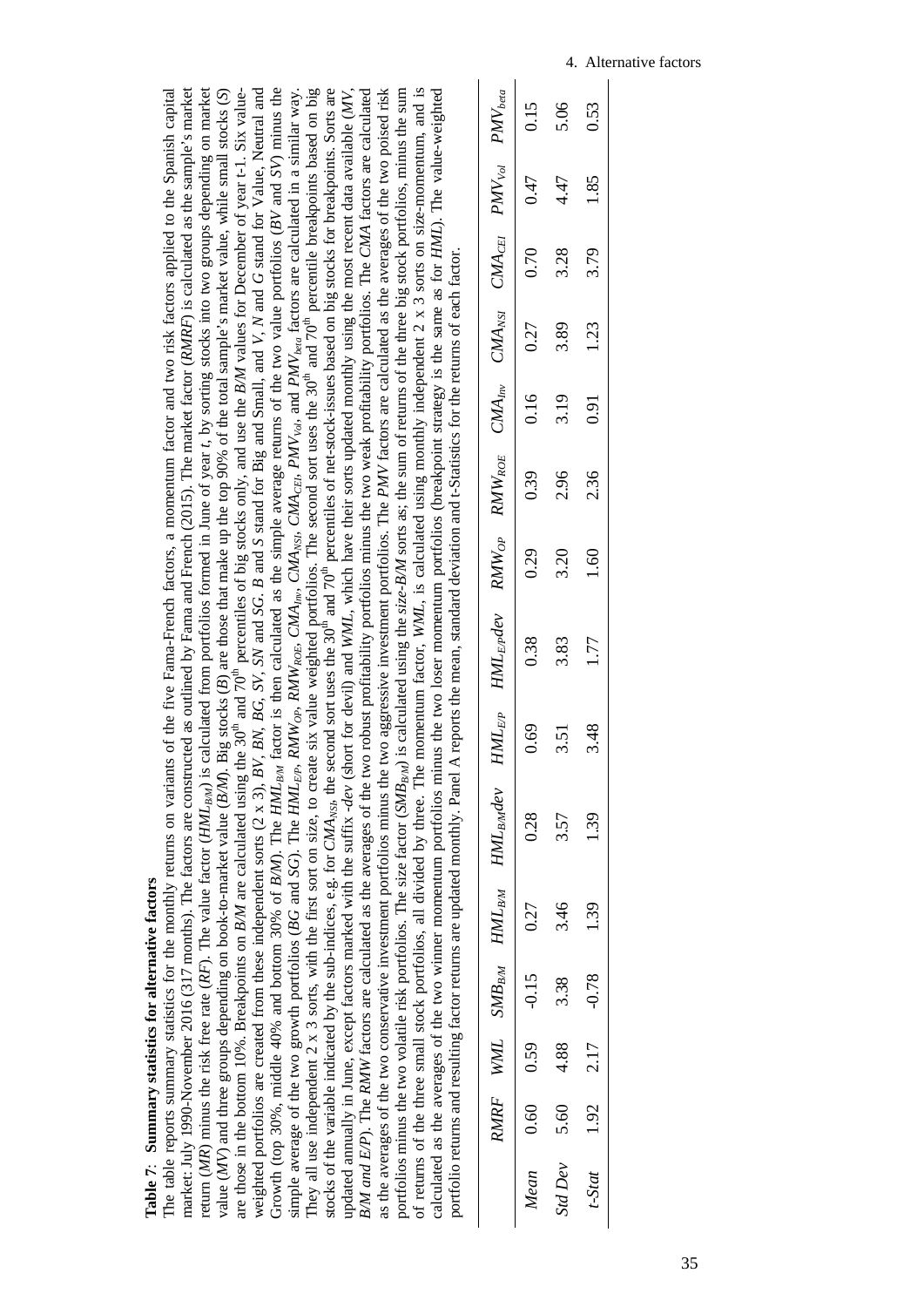**Table 7: Summary statistics for alternative factors**

The table reports summary statistics for the monthly returns on variants of the five Fama-French factors, a momentum factor and two risk factors applied to the Spanish capital market: July 1990-November 2016 (317 months). The factors are constructed as outlined by Fama and French (2015). The market factor (*RMRF*) is calculated as the sample's market return (*MR*) minus the risk free rate (*RF*). The value factor ($HML_{B/M}$) is calculated from portfolios formed in June of year *t*, by sorting stocks into two groups depending on market value (*MV*) and three groups depending on book-to-market value (*B/M*). Big stocks (*B*) are those that make up the top 90% of the total sample's market value, while small stocks (*S*) are those in the bottom 10%. Breakpoints on *B/M* are calculated using the 30th and 70th percentiles of big stocks only, and use the *B/M* values for December of year *t*-1. Six value-weighted portfolios are created from these independent sorts (2 x 3), *BV, BN, BG, SV, SN* and *SG*. *B* and *S* stand for Big and Small, and *V*, *N* and *G* stand for Value, Neutral and Growth (top 30%, middle 40% and bottom 30% of *B/M*). The $HML_{B/M}$ factor is then calculated as the simple average returns of the two value portfolios (*BV* and *SV*) minus the simple average of the two growth portfolios (*BG* and *SG*). The $HML_{E/P}$, $RMW_{OP}$, $RMW_{ROE}$, $CMA_{Inv}$, $CMA_{NSI}$, $CMA_{CEI}$, $PMV_{Vol}$, and $PMV_{beta}$ factors are calculated in a similar way. They all use independent 2 x 3 sorts, with the first sort on size, to create six value weighted portfolios. The second sort uses the 30th and 70th percentile breakpoints based on big stocks of the variable indicated by the sub-indices, e.g. for $CMA_{NSI}$, the second sort uses the 30th and 70th percentiles of net-stock-issues based on big stocks for breakpoints. Sorts are updated annually in June, except factors marked with the suffix *-dev* (short for devil) and *WML*, which have their sorts updated monthly using the most recent data available (*MV*, *B/M and E/P*). The *RMW* factors are calculated as the averages of the two robust profitability portfolios minus the two weak profitability portfolios. The *CMA* factors are calculated as the averages of the two conservative investment portfolios minus the two aggressive investment portfolios. The *PMV* factors are calculated as the averages of the two poised risk portfolios minus the two volatile risk portfolios. The size factor ($SMB_{B/M}$) is calculated using the *size-B/M* sorts as; the sum of returns of the three big stock portfolios, minus the sum of returns of the three small stock portfolios, all divided by three. The momentum factor, *WML*, is calculated using monthly independent 2 x 3 sorts on size-momentum, and is calculated as the averages of the two winner momentum portfolios minus the two loser momentum portfolios (breakpoint strategy is the same as for *HML*). The value-weighted portfolio returns and resulting factor returns are updated monthly. Panel A reports the mean, standard deviation and t-Statistics for the returns of each factor.

| | *RMRF* | *WML* | $SMB_{B/M}$ | $HML_{B/M}$ | $HML_{B/M}dev$ | $HML_{E/P}$ | $HML_{E/P}dev$ | $RMW_{OP}$ | $RMW_{ROE}$ | $CMA_{Inv}$ | $CMA_{NSI}$ | $CMA_{CEI}$ | $PMV_{Vol}$ | $PMV_{beta}$ |
|---|---|---|---|---|---|---|---|---|---|---|---|---|---|---|
| *Mean* | 0.60 | 0.59 | -0.15 | 0.27 | 0.28 | 0.69 | 0.38 | 0.29 | 0.39 | 0.16 | 0.27 | 0.70 | 0.47 | 0.15 |
| *Std Dev* | 5.60 | 4.88 | 3.38 | 3.46 | 3.57 | 3.51 | 3.83 | 3.20 | 2.96 | 3.19 | 3.89 | 3.28 | 4.47 | 5.06 |
| *t-Stat* | 1.92 | 2.17 | -0.78 | 1.39 | 1.39 | 3.48 | 1.77 | 1.60 | 2.36 | 0.91 | 1.23 | 3.79 | 1.85 | 0.53 |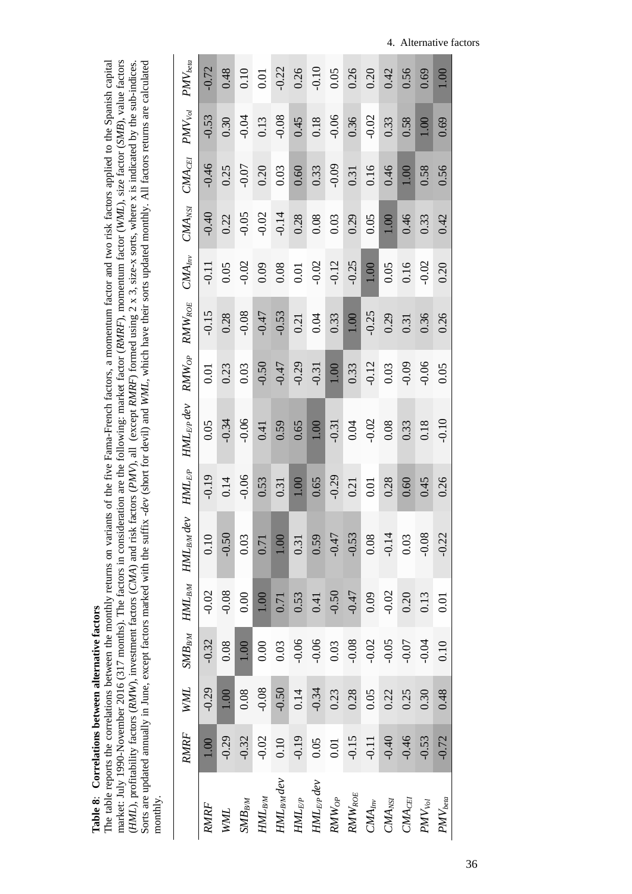**Table 8: Correlations between alternative factors**

The table reports the correlations between the monthly returns on variants of the five Fama-French factors, a momentum factor and two risk factors applied to the Spanish capital market: July 1990-November 2016 (317 months). The factors in consideration are the following: market factor (*RMRF*), momentum factor (*WML*), size factor (*SMB*), value factors (*HML*), profitability factors (*RMW*), investment factors (*CMA*) and risk factors (*PMV*), all (except *RMRF*) formed using 2 x 3, size-x sorts, where x is indicated by the sub-indices. Sorts are updated annually in June, except factors marked with the suffix *-dev* (short for devil) and *WML*, which have their sorts updated monthly. All factors returns are calculated monthly.

| | $RMRF$ | $WML$ | $SMB_{B/M}$ | $HML_{B/M}$ | $HML_{B/M}dev$ | $HML_{E/P}$ | $HML_{E/P}dev$ | $RMW_{OP}$ | $RMW_{ROE}$ | $CMA_{Inv}$ | $CMA_{NSI}$ | $CMA_{CEI}$ | $PMV_{Vol}$ | $PMV_{beta}$ |
|---|---|---|---|---|---|---|---|---|---|---|---|---|---|---|
| $RMRF$ | 1.00 | -0.29 | -0.32 | -0.02 | 0.10 | -0.19 | 0.05 | 0.01 | -0.15 | -0.11 | -0.40 | -0.46 | -0.53 | -0.72 |
| $WML$ | -0.29 | 1.00 | 0.08 | -0.08 | -0.50 | 0.14 | -0.34 | 0.23 | 0.28 | 0.05 | 0.22 | 0.25 | 0.30 | 0.48 |
| $SMB_{B/M}$ | -0.32 | 0.08 | 1.00 | 0.00 | 0.03 | -0.06 | -0.06 | 0.03 | -0.08 | -0.02 | -0.05 | -0.07 | -0.04 | 0.10 |
| $HML_{B/M}$ | -0.02 | -0.08 | 0.00 | 1.00 | 0.71 | 0.53 | 0.41 | -0.50 | -0.47 | 0.09 | -0.02 | 0.20 | 0.13 | 0.01 |
| $HML_{B/M}dev$ | 0.10 | -0.50 | 0.03 | 0.71 | 1.00 | 0.31 | 0.59 | -0.47 | -0.53 | 0.08 | -0.14 | 0.03 | -0.08 | -0.22 |
| $HML_{E/P}$ | -0.19 | 0.14 | -0.06 | 0.53 | 0.31 | 1.00 | 0.65 | -0.29 | 0.21 | 0.01 | 0.28 | 0.60 | 0.45 | 0.26 |
| $HML_{E/P}dev$ | 0.05 | -0.34 | -0.06 | 0.41 | 0.59 | 0.65 | 1.00 | -0.31 | 0.04 | -0.02 | 0.08 | 0.33 | 0.18 | -0.10 |
| $RMW_{OP}$ | 0.01 | 0.23 | 0.03 | -0.50 | -0.47 | -0.29 | -0.31 | 1.00 | 0.33 | -0.12 | 0.03 | -0.09 | -0.06 | 0.05 |
| $RMW_{ROE}$ | -0.15 | 0.28 | -0.08 | -0.47 | -0.53 | 0.21 | 0.04 | 0.33 | 1.00 | -0.25 | 0.29 | 0.31 | 0.36 | 0.26 |
| $CMA_{Inv}$ | -0.11 | 0.05 | -0.02 | 0.09 | 0.08 | 0.01 | -0.02 | -0.12 | -0.25 | 1.00 | 0.05 | 0.16 | -0.02 | 0.20 |
| $CMA_{NSI}$ | -0.40 | 0.22 | -0.05 | -0.02 | -0.14 | 0.28 | 0.08 | 0.03 | 0.29 | 0.05 | 1.00 | 0.46 | 0.33 | 0.42 |
| $CMA_{CEI}$ | -0.46 | 0.25 | -0.07 | 0.20 | 0.03 | 0.60 | 0.33 | -0.09 | 0.31 | 0.16 | 0.46 | 1.00 | 0.58 | 0.56 |
| $PMV_{Vol}$ | -0.53 | 0.30 | -0.04 | 0.13 | -0.08 | 0.45 | 0.18 | -0.06 | 0.36 | -0.02 | 0.33 | 0.58 | 1.00 | 0.69 |
| $PMV_{beta}$ | -0.72 | 0.48 | 0.10 | 0.01 | -0.22 | 0.26 | -0.10 | 0.05 | 0.26 | 0.20 | 0.42 | 0.56 | 0.69 | 1.00 |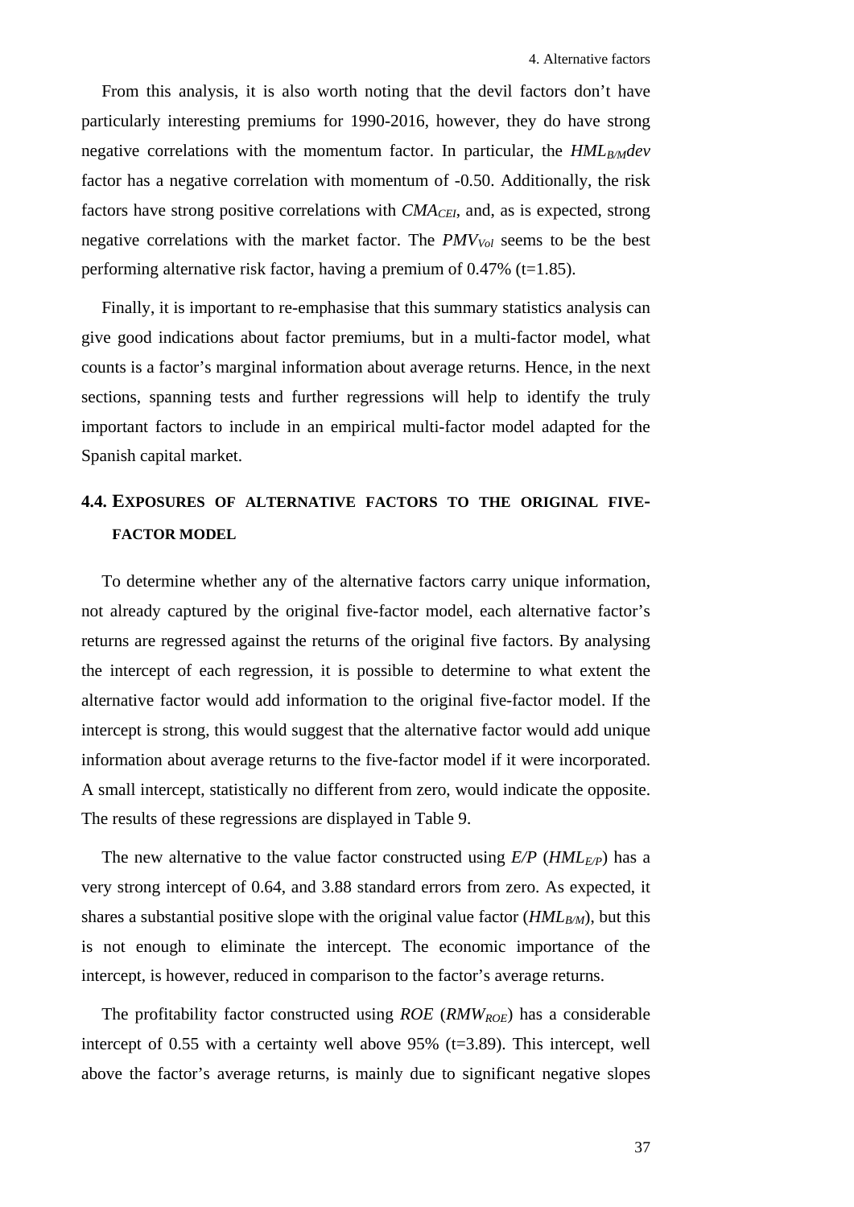From this analysis, it is also worth noting that the devil factors don't have particularly interesting premiums for 1990-2016, however, they do have strong negative correlations with the momentum factor. In particular, the $HML_{B/M}dev$ factor has a negative correlation with momentum of -0.50. Additionally, the risk factors have strong positive correlations with $CMA_{CEI}$, and, as is expected, strong negative correlations with the market factor. The $PMV_{Vol}$ seems to be the best performing alternative risk factor, having a premium of 0.47% (t=1.85).

Finally, it is important to re-emphasise that this summary statistics analysis can give good indications about factor premiums, but in a multi-factor model, what counts is a factor's marginal information about average returns. Hence, in the next sections, spanning tests and further regressions will help to identify the truly important factors to include in an empirical multi-factor model adapted for the Spanish capital market.

## 4.4. Exposures of alternative factors to the original five-factor model

To determine whether any of the alternative factors carry unique information, not already captured by the original five-factor model, each alternative factor's returns are regressed against the returns of the original five factors. By analysing the intercept of each regression, it is possible to determine to what extent the alternative factor would add information to the original five-factor model. If the intercept is strong, this would suggest that the alternative factor would add unique information about average returns to the five-factor model if it were incorporated. A small intercept, statistically no different from zero, would indicate the opposite. The results of these regressions are displayed in Table 9.

The new alternative to the value factor constructed using *E/P* ($HML_{E/P}$) has a very strong intercept of 0.64, and 3.88 standard errors from zero. As expected, it shares a substantial positive slope with the original value factor ($HML_{B/M}$), but this is not enough to eliminate the intercept. The economic importance of the intercept, is however, reduced in comparison to the factor's average returns.

The profitability factor constructed using *ROE* ($RMW_{ROE}$) has a considerable intercept of 0.55 with a certainty well above 95% (t=3.89). This intercept, well above the factor's average returns, is mainly due to significant negative slopes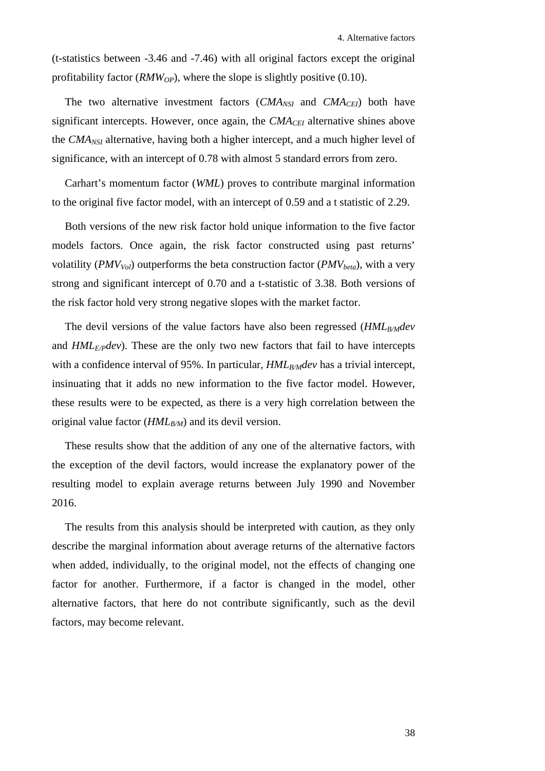(t-statistics between -3.46 and -7.46) with all original factors except the original profitability factor ($RMW_{OP}$), where the slope is slightly positive (0.10).

The two alternative investment factors ($CMA_{NSI}$ and $CMA_{CEI}$) both have significant intercepts. However, once again, the $CMA_{CEI}$ alternative shines above the $CMA_{NSI}$ alternative, having both a higher intercept, and a much higher level of significance, with an intercept of 0.78 with almost 5 standard errors from zero.

Carhart's momentum factor (*WML*) proves to contribute marginal information to the original five factor model, with an intercept of 0.59 and a t statistic of 2.29.

Both versions of the new risk factor hold unique information to the five factor models factors. Once again, the risk factor constructed using past returns' volatility ($PMV_{Vol}$) outperforms the beta construction factor ($PMV_{beta}$), with a very strong and significant intercept of 0.70 and a t-statistic of 3.38. Both versions of the risk factor hold very strong negative slopes with the market factor.

The devil versions of the value factors have also been regressed ($HML_{B/M}dev$ and $HML_{E/P}dev$). These are the only two new factors that fail to have intercepts with a confidence interval of 95%. In particular, $HML_{B/M}dev$ has a trivial intercept, insinuating that it adds no new information to the five factor model. However, these results were to be expected, as there is a very high correlation between the original value factor ($HML_{B/M}$) and its devil version.

These results show that the addition of any one of the alternative factors, with the exception of the devil factors, would increase the explanatory power of the resulting model to explain average returns between July 1990 and November 2016.

The results from this analysis should be interpreted with caution, as they only describe the marginal information about average returns of the alternative factors when added, individually, to the original model, not the effects of changing one factor for another. Furthermore, if a factor is changed in the model, other alternative factors, that here do not contribute significantly, such as the devil factors, may become relevant.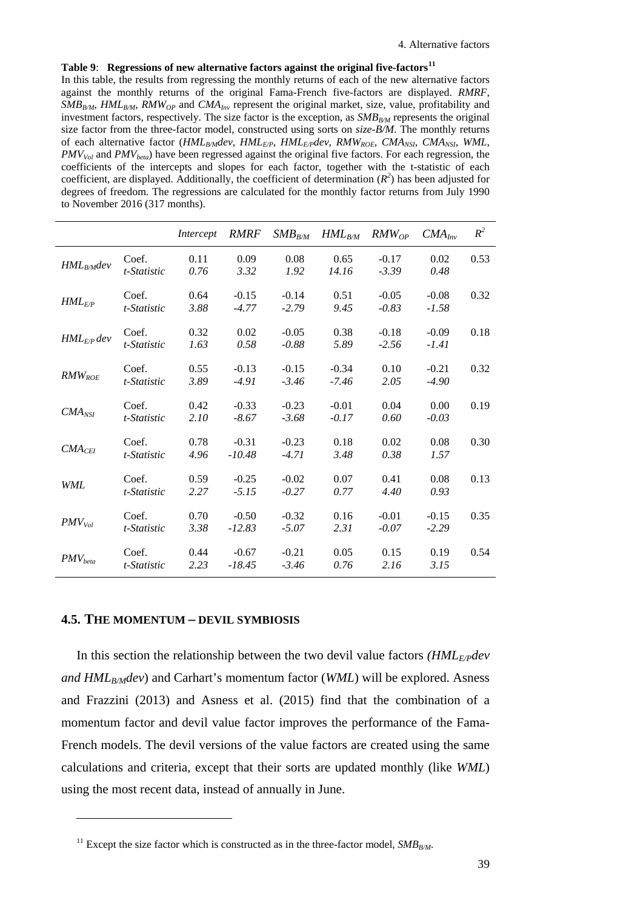**Table 9**: **Regressions of new alternative factors against the original five-factors**[11]

In this table, the results from regressing the monthly returns of each of the new alternative factors against the monthly returns of the original Fama-French five-factors are displayed. $RMRF$, $SMB_{B/M}$, $HML_{B/M}$, $RMW_{OP}$ and $CMA_{Inv}$ represent the original market, size, value, profitability and investment factors, respectively. The size factor is the exception, as $SMB_{B/M}$ represents the original size factor from the three-factor model, constructed using sorts on *size-B/M*. The monthly returns of each alternative factor ($HML_{B/M}dev$, $HML_{E/P}$, $HML_{E/P}dev$, $RMW_{ROE}$, $CMA_{NSI}$, $CMA_{NSI}$, $WML$, $PMV_{Vol}$ and $PMV_{beta}$) have been regressed against the original five factors. For each regression, the coefficients of the intercepts and slopes for each factor, together with the t-statistic of each coefficient, are displayed. Additionally, the coefficient of determination ($R^2$) has been adjusted for degrees of freedom. The regressions are calculated for the monthly factor returns from July 1990 to November 2016 (317 months).

| | | *Intercept* | *RMRF* | $SMB_{B/M}$ | $HML_{B/M}$ | $RMW_{OP}$ | $CMA_{Inv}$ | $R^2$ |
|---|---|---|---|---|---|---|---|---|
| $HML_{B/M}dev$ | Coef. | 0.11 | 0.09 | 0.08 | 0.65 | -0.17 | 0.02 | 0.53 |
| | *t-Statistic* | *0.76* | *3.32* | *1.92* | *14.16* | *-3.39* | *0.48* | |
| $HML_{E/P}$ | Coef. | 0.64 | -0.15 | -0.14 | 0.51 | -0.05 | -0.08 | 0.32 |
| | *t-Statistic* | *3.88* | *-4.77* | *-2.79* | *9.45* | *-0.83* | *-1.58* | |
| $HML_{E/P}dev$ | Coef. | 0.32 | 0.02 | -0.05 | 0.38 | -0.18 | -0.09 | 0.18 |
| | *t-Statistic* | *1.63* | *0.58* | *-0.88* | *5.89* | *-2.56* | *-1.41* | |
| $RMW_{ROE}$ | Coef. | 0.55 | -0.13 | -0.15 | -0.34 | 0.10 | -0.21 | 0.32 |
| | *t-Statistic* | *3.89* | *-4.91* | *-3.46* | *-7.46* | *2.05* | *-4.90* | |
| $CMA_{NSI}$ | Coef. | 0.42 | -0.33 | -0.23 | -0.01 | 0.04 | 0.00 | 0.19 |
| | *t-Statistic* | *2.10* | *-8.67* | *-3.68* | *-0.17* | *0.60* | *-0.03* | |
| $CMA_{CEI}$ | Coef. | 0.78 | -0.31 | -0.23 | 0.18 | 0.02 | 0.08 | 0.30 |
| | *t-Statistic* | *4.96* | *-10.48* | *-4.71* | *3.48* | *0.38* | *1.57* | |
| $WML$ | Coef. | 0.59 | -0.25 | -0.02 | 0.07 | 0.41 | 0.08 | 0.13 |
| | *t-Statistic* | *2.27* | *-5.15* | *-0.27* | *0.77* | *4.40* | *0.93* | |
| $PMV_{Vol}$ | Coef. | 0.70 | -0.50 | -0.32 | 0.16 | -0.01 | -0.15 | 0.35 |
| | *t-Statistic* | *3.38* | *-12.83* | *-5.07* | *2.31* | *-0.07* | *-2.29* | |
| $PMV_{beta}$ | Coef. | 0.44 | -0.67 | -0.21 | 0.05 | 0.15 | 0.19 | 0.54 |
| | *t-Statistic* | *2.23* | *-18.45* | *-3.46* | *0.76* | *2.16* | *3.15* | |

## 4.5. THE MOMENTUM – DEVIL SYMBIOSIS

In this section the relationship between the two devil value factors *($HML_{E/P}dev$ and $HML_{B/M}dev$)* and Carhart's momentum factor (*WML*) will be explored. Asness and Frazzini (2013) and Asness et al. (2015) find that the combination of a momentum factor and devil value factor improves the performance of the Fama-French models. The devil versions of the value factors are created using the same calculations and criteria, except that their sorts are updated monthly (like *WML*) using the most recent data, instead of annually in June.

[11] Except the size factor which is constructed as in the three-factor model, $SMB_{B/M}$.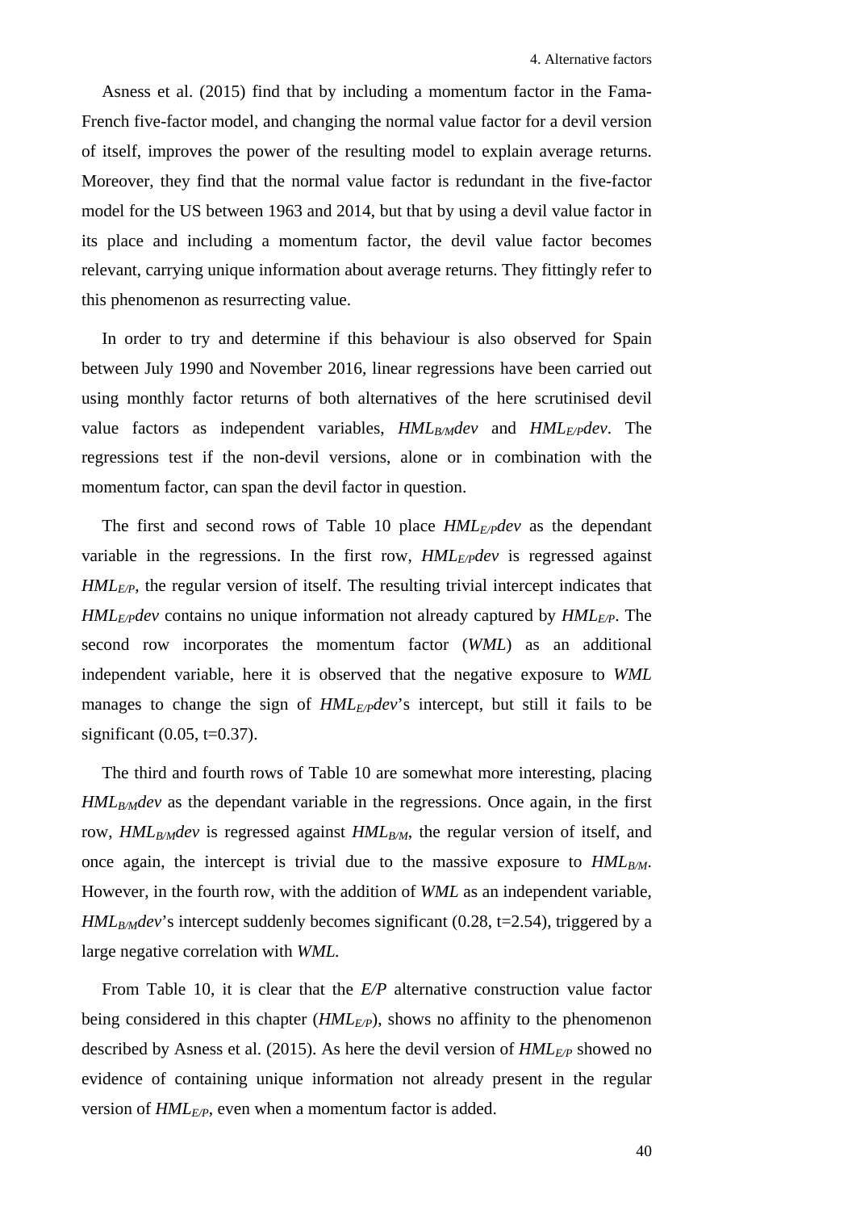Asness et al. (2015) find that by including a momentum factor in the Fama-French five-factor model, and changing the normal value factor for a devil version of itself, improves the power of the resulting model to explain average returns. Moreover, they find that the normal value factor is redundant in the five-factor model for the US between 1963 and 2014, but that by using a devil value factor in its place and including a momentum factor, the devil value factor becomes relevant, carrying unique information about average returns. They fittingly refer to this phenomenon as resurrecting value.

In order to try and determine if this behaviour is also observed for Spain between July 1990 and November 2016, linear regressions have been carried out using monthly factor returns of both alternatives of the here scrutinised devil value factors as independent variables, $HML_{B/M}dev$ and $HML_{E/P}dev$. The regressions test if the non-devil versions, alone or in combination with the momentum factor, can span the devil factor in question.

The first and second rows of Table 10 place $HML_{E/P}dev$ as the dependant variable in the regressions. In the first row, $HML_{E/P}dev$ is regressed against $HML_{E/P}$, the regular version of itself. The resulting trivial intercept indicates that $HML_{E/P}dev$ contains no unique information not already captured by $HML_{E/P}$. The second row incorporates the momentum factor (*WML*) as an additional independent variable, here it is observed that the negative exposure to *WML* manages to change the sign of $HML_{E/P}dev$'s intercept, but still it fails to be significant (0.05, t=0.37).

The third and fourth rows of Table 10 are somewhat more interesting, placing $HML_{B/M}dev$ as the dependant variable in the regressions. Once again, in the first row, $HML_{B/M}dev$ is regressed against $HML_{B/M}$, the regular version of itself, and once again, the intercept is trivial due to the massive exposure to $HML_{B/M}$. However, in the fourth row, with the addition of *WML* as an independent variable, $HML_{B/M}dev$'s intercept suddenly becomes significant (0.28, t=2.54), triggered by a large negative correlation with *WML*.

From Table 10, it is clear that the *E/P* alternative construction value factor being considered in this chapter ($HML_{E/P}$), shows no affinity to the phenomenon described by Asness et al. (2015). As here the devil version of $HML_{E/P}$ showed no evidence of containing unique information not already present in the regular version of $HML_{E/P}$, even when a momentum factor is added.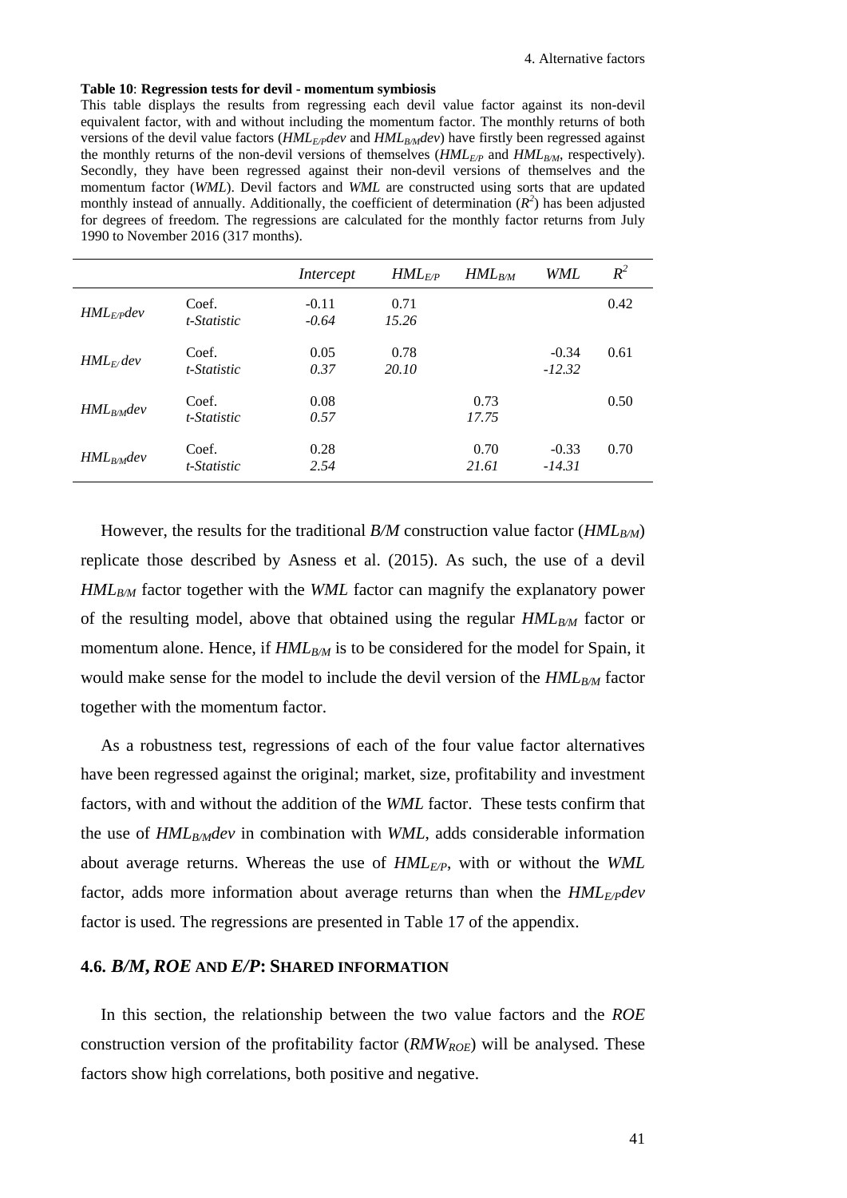**Table 10**: **Regression tests for devil - momentum symbiosis**

This table displays the results from regressing each devil value factor against its non-devil equivalent factor, with and without including the momentum factor. The monthly returns of both versions of the devil value factors ($HML_{E/P}dev$ and $HML_{B/M}dev$) have firstly been regressed against the monthly returns of the non-devil versions of themselves ($HML_{E/P}$ and $HML_{B/M}$, respectively). Secondly, they have been regressed against their non-devil versions of themselves and the momentum factor (*WML*). Devil factors and *WML* are constructed using sorts that are updated monthly instead of annually. Additionally, the coefficient of determination ($R^2$) has been adjusted for degrees of freedom. The regressions are calculated for the monthly factor returns from July 1990 to November 2016 (317 months).

| | | *Intercept* | $HML_{E/P}$ | $HML_{B/M}$ | *WML* | $R^2$ |
|---|---|---|---|---|---|---|
| $HML_{E/P}dev$ | Coef. | -0.11 | 0.71 | | | 0.42 |
| | *t-Statistic* | *-0.64* | *15.26* | | | |
| $HML_{E/}dev$ | Coef. | 0.05 | 0.78 | | -0.34 | 0.61 |
| | *t-Statistic* | *0.37* | *20.10* | | *-12.32* | |
| $HML_{B/M}dev$ | Coef. | 0.08 | | 0.73 | | 0.50 |
| | *t-Statistic* | *0.57* | | *17.75* | | |
| $HML_{B/M}dev$ | Coef. | 0.28 | | 0.70 | -0.33 | 0.70 |
| | *t-Statistic* | *2.54* | | *21.61* | *-14.31* | |

However, the results for the traditional *B/M* construction value factor ($HML_{B/M}$) replicate those described by Asness et al. (2015). As such, the use of a devil $HML_{B/M}$ factor together with the *WML* factor can magnify the explanatory power of the resulting model, above that obtained using the regular $HML_{B/M}$ factor or momentum alone. Hence, if $HML_{B/M}$ is to be considered for the model for Spain, it would make sense for the model to include the devil version of the $HML_{B/M}$ factor together with the momentum factor.

As a robustness test, regressions of each of the four value factor alternatives have been regressed against the original; market, size, profitability and investment factors, with and without the addition of the *WML* factor. These tests confirm that the use of $HML_{B/M}dev$ in combination with *WML*, adds considerable information about average returns. Whereas the use of $HML_{E/P}$, with or without the *WML* factor, adds more information about average returns than when the $HML_{E/P}dev$ factor is used. The regressions are presented in Table 17 of the appendix.

### 4.6. *B/M*, *ROE* AND *E/P*: SHARED INFORMATION

In this section, the relationship between the two value factors and the *ROE* construction version of the profitability factor ($RMW_{ROE}$) will be analysed. These factors show high correlations, both positive and negative.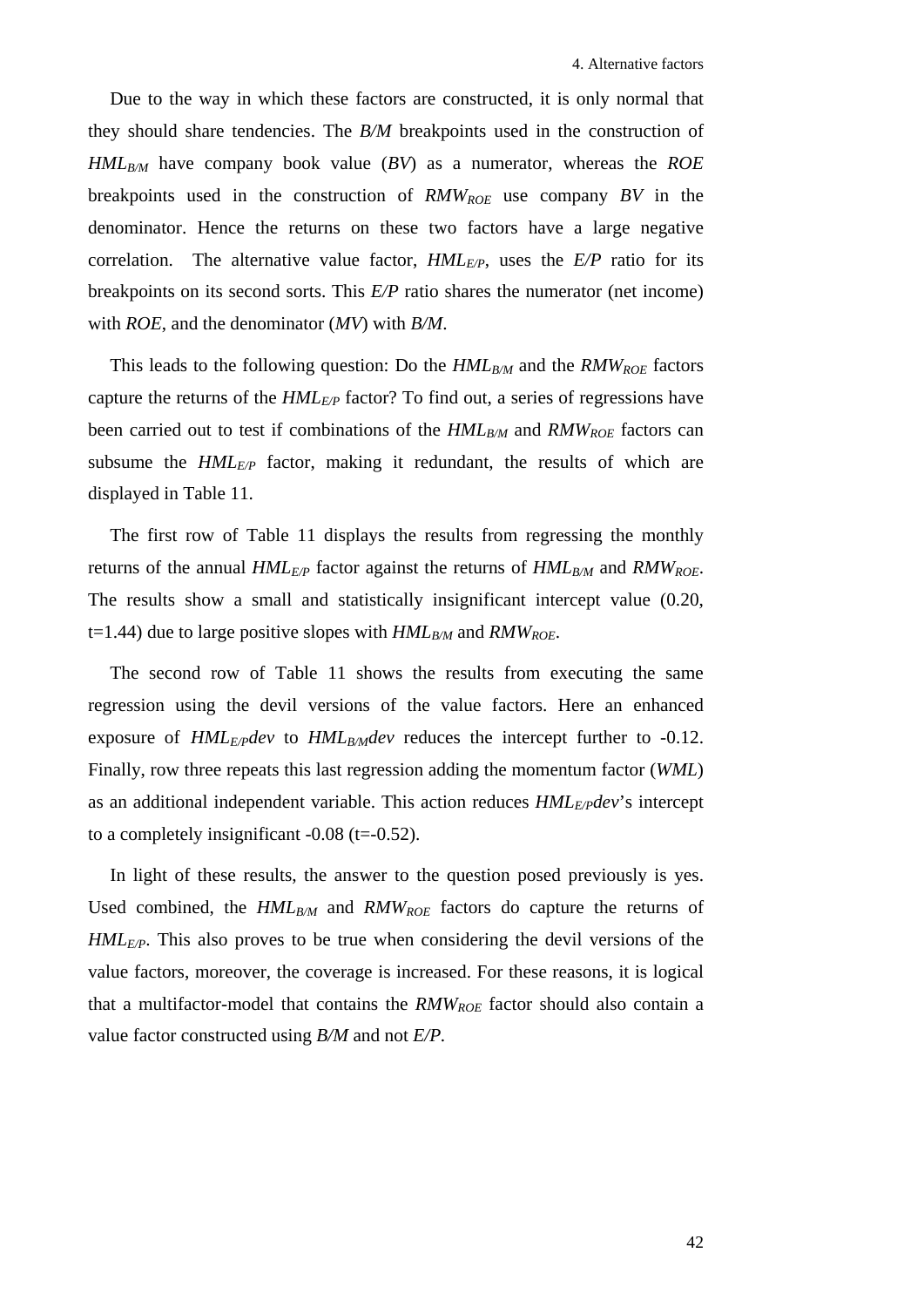Due to the way in which these factors are constructed, it is only normal that they should share tendencies. The *B/M* breakpoints used in the construction of $HML_{B/M}$ have company book value (*BV*) as a numerator, whereas the *ROE* breakpoints used in the construction of $RMW_{ROE}$ use company *BV* in the denominator. Hence the returns on these two factors have a large negative correlation. The alternative value factor, $HML_{E/P}$, uses the *E/P* ratio for its breakpoints on its second sorts. This *E/P* ratio shares the numerator (net income) with *ROE*, and the denominator (*MV*) with *B/M*.

This leads to the following question: Do the $HML_{B/M}$ and the $RMW_{ROE}$ factors capture the returns of the $HML_{E/P}$ factor? To find out, a series of regressions have been carried out to test if combinations of the $HML_{B/M}$ and $RMW_{ROE}$ factors can subsume the $HML_{E/P}$ factor, making it redundant, the results of which are displayed in Table 11.

The first row of Table 11 displays the results from regressing the monthly returns of the annual $HML_{E/P}$ factor against the returns of $HML_{B/M}$ and $RMW_{ROE}$. The results show a small and statistically insignificant intercept value (0.20, t=1.44) due to large positive slopes with $HML_{B/M}$ and $RMW_{ROE}$.

The second row of Table 11 shows the results from executing the same regression using the devil versions of the value factors. Here an enhanced exposure of $HML_{E/P}dev$ to $HML_{B/M}dev$ reduces the intercept further to -0.12. Finally, row three repeats this last regression adding the momentum factor (*WML*) as an additional independent variable. This action reduces $HML_{E/P}dev$'s intercept to a completely insignificant -0.08 (t=-0.52).

In light of these results, the answer to the question posed previously is yes. Used combined, the $HML_{B/M}$ and $RMW_{ROE}$ factors do capture the returns of $HML_{E/P}$. This also proves to be true when considering the devil versions of the value factors, moreover, the coverage is increased. For these reasons, it is logical that a multifactor-model that contains the $RMW_{ROE}$ factor should also contain a value factor constructed using *B/M* and not *E/P*.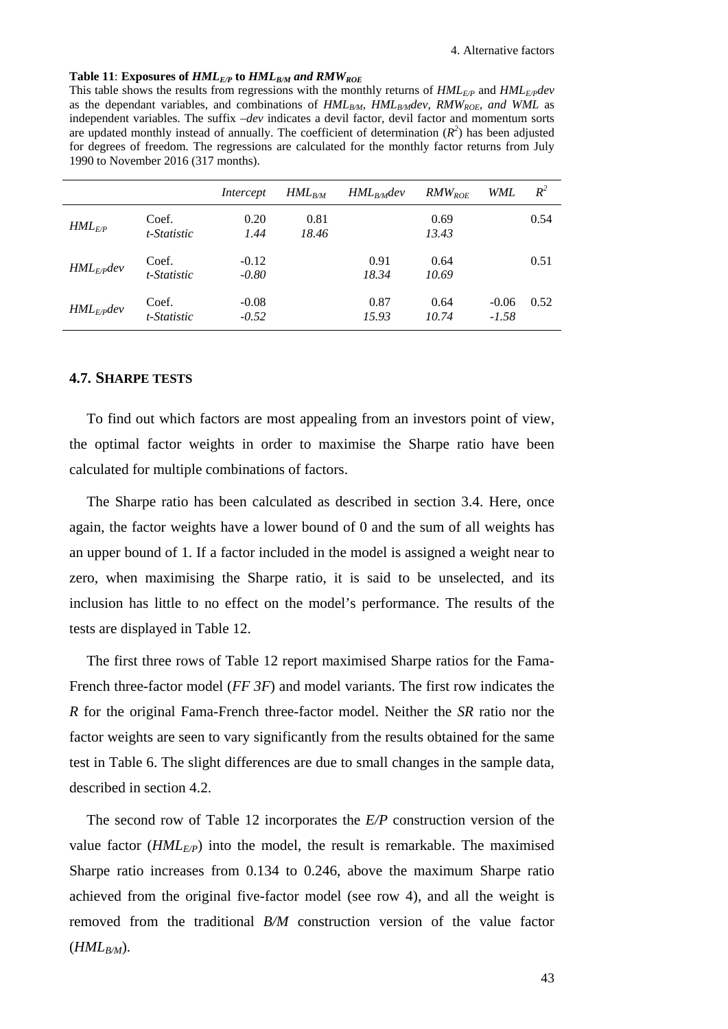**Table 11**: **Exposures of $HML_{E/P}$ to $HML_{B/M}$ and $RMW_{ROE}$**

This table shows the results from regressions with the monthly returns of $HML_{E/P}$ and $HML_{E/P}dev$ as the dependant variables, and combinations of $HML_{B/M}$, $HML_{B/M}dev$, $RMW_{ROE}$, and $WML$ as independent variables. The suffix *–dev* indicates a devil factor, devil factor and momentum sorts are updated monthly instead of annually. The coefficient of determination ($R^2$) has been adjusted for degrees of freedom. The regressions are calculated for the monthly factor returns from July 1990 to November 2016 (317 months).

| | | *Intercept* | $HML_{B/M}$ | $HML_{B/M}dev$ | $RMW_{ROE}$ | *WML* | $R^2$ |
|---|---|---|---|---|---|---|---|
| $HML_{E/P}$ | Coef. | 0.20 | 0.81 | | 0.69 | | 0.54 |
| | *t-Statistic* | *1.44* | *18.46* | | *13.43* | | |
| $HML_{E/P}dev$ | Coef. | -0.12 | | 0.91 | 0.64 | | 0.51 |
| | *t-Statistic* | *-0.80* | | *18.34* | *10.69* | | |
| $HML_{E/P}dev$ | Coef. | -0.08 | | 0.87 | 0.64 | -0.06 | 0.52 |
| | *t-Statistic* | *-0.52* | | *15.93* | *10.74* | *-1.58* | |

### 4.7. SHARPE TESTS

To find out which factors are most appealing from an investors point of view, the optimal factor weights in order to maximise the Sharpe ratio have been calculated for multiple combinations of factors.

The Sharpe ratio has been calculated as described in section 3.4. Here, once again, the factor weights have a lower bound of 0 and the sum of all weights has an upper bound of 1. If a factor included in the model is assigned a weight near to zero, when maximising the Sharpe ratio, it is said to be unselected, and its inclusion has little to no effect on the model's performance. The results of the tests are displayed in Table 12.

The first three rows of Table 12 report maximised Sharpe ratios for the Fama-French three-factor model (*FF 3F*) and model variants. The first row indicates the *R* for the original Fama-French three-factor model. Neither the *SR* ratio nor the factor weights are seen to vary significantly from the results obtained for the same test in Table 6. The slight differences are due to small changes in the sample data, described in section 4.2.

The second row of Table 12 incorporates the *E/P* construction version of the value factor ($HML_{E/P}$) into the model, the result is remarkable. The maximised Sharpe ratio increases from 0.134 to 0.246, above the maximum Sharpe ratio achieved from the original five-factor model (see row 4), and all the weight is removed from the traditional *B/M* construction version of the value factor ($HML_{B/M}$).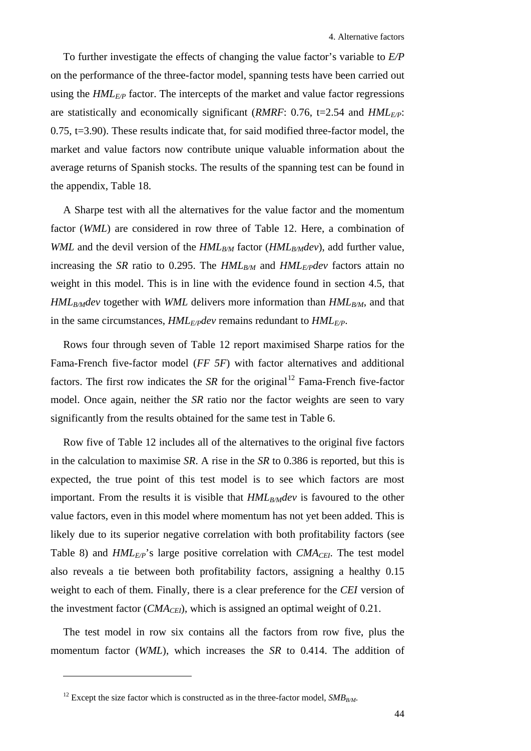To further investigate the effects of changing the value factor's variable to *E/P* on the performance of the three-factor model, spanning tests have been carried out using the $HML_{E/P}$ factor. The intercepts of the market and value factor regressions are statistically and economically significant (*RMRF*: 0.76, t=2.54 and $HML_{E/P}$: 0.75, t=3.90). These results indicate that, for said modified three-factor model, the market and value factors now contribute unique valuable information about the average returns of Spanish stocks. The results of the spanning test can be found in the appendix, Table 18.

A Sharpe test with all the alternatives for the value factor and the momentum factor (*WML*) are considered in row three of Table 12. Here, a combination of *WML* and the devil version of the $HML_{B/M}$ factor ($HML_{B/M}dev$), add further value, increasing the *SR* ratio to 0.295. The $HML_{B/M}$ and $HML_{E/P}dev$ factors attain no weight in this model. This is in line with the evidence found in section 4.5, that $HML_{B/M}dev$ together with *WML* delivers more information than $HML_{B/M}$, and that in the same circumstances, $HML_{E/P}dev$ remains redundant to $HML_{E/P}$.

Rows four through seven of Table 12 report maximised Sharpe ratios for the Fama-French five-factor model (*FF 5F*) with factor alternatives and additional factors. The first row indicates the *SR* for the original[12] Fama-French five-factor model. Once again, neither the *SR* ratio nor the factor weights are seen to vary significantly from the results obtained for the same test in Table 6.

Row five of Table 12 includes all of the alternatives to the original five factors in the calculation to maximise *SR*. A rise in the *SR* to 0.386 is reported, but this is expected, the true point of this test model is to see which factors are most important. From the results it is visible that $HML_{B/M}dev$ is favoured to the other value factors, even in this model where momentum has not yet been added. This is likely due to its superior negative correlation with both profitability factors (see Table 8) and $HML_{E/P}$'s large positive correlation with $CMA_{CEI}$. The test model also reveals a tie between both profitability factors, assigning a healthy 0.15 weight to each of them. Finally, there is a clear preference for the *CEI* version of the investment factor ($CMA_{CEI}$), which is assigned an optimal weight of 0.21.

The test model in row six contains all the factors from row five, plus the momentum factor (*WML*), which increases the *SR* to 0.414. The addition of

---

[12] Except the size factor which is constructed as in the three-factor model, $SMB_{B/M}$.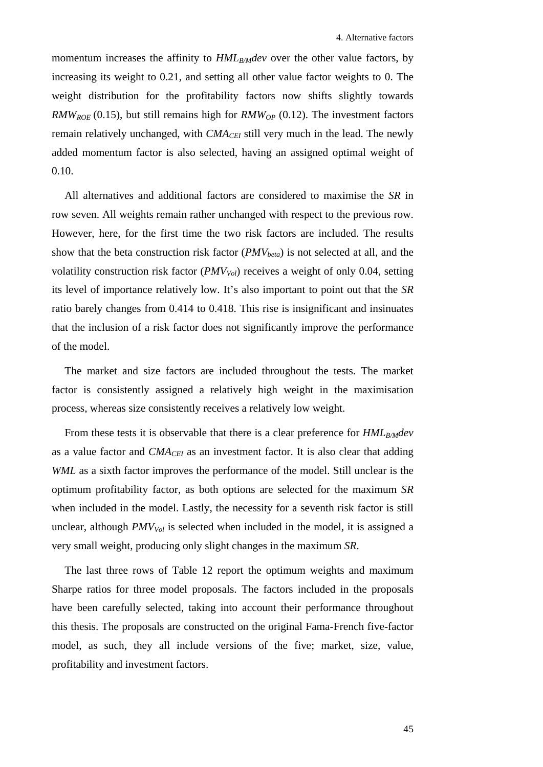momentum increases the affinity to $HML_{B/M}dev$ over the other value factors, by increasing its weight to 0.21, and setting all other value factor weights to 0. The weight distribution for the profitability factors now shifts slightly towards $RMW_{ROE}$ (0.15), but still remains high for $RMW_{OP}$ (0.12). The investment factors remain relatively unchanged, with $CMA_{CEI}$ still very much in the lead. The newly added momentum factor is also selected, having an assigned optimal weight of 0.10.

All alternatives and additional factors are considered to maximise the *SR* in row seven. All weights remain rather unchanged with respect to the previous row. However, here, for the first time the two risk factors are included. The results show that the beta construction risk factor ($PMV_{beta}$) is not selected at all, and the volatility construction risk factor ($PMV_{Vol}$) receives a weight of only 0.04, setting its level of importance relatively low. It's also important to point out that the *SR* ratio barely changes from 0.414 to 0.418. This rise is insignificant and insinuates that the inclusion of a risk factor does not significantly improve the performance of the model.

The market and size factors are included throughout the tests. The market factor is consistently assigned a relatively high weight in the maximisation process, whereas size consistently receives a relatively low weight.

From these tests it is observable that there is a clear preference for $HML_{B/M}dev$ as a value factor and $CMA_{CEI}$ as an investment factor. It is also clear that adding *WML* as a sixth factor improves the performance of the model. Still unclear is the optimum profitability factor, as both options are selected for the maximum *SR* when included in the model. Lastly, the necessity for a seventh risk factor is still unclear, although $PMV_{Vol}$ is selected when included in the model, it is assigned a very small weight, producing only slight changes in the maximum *SR*.

The last three rows of Table 12 report the optimum weights and maximum Sharpe ratios for three model proposals. The factors included in the proposals have been carefully selected, taking into account their performance throughout this thesis. The proposals are constructed on the original Fama-French five-factor model, as such, they all include versions of the five; market, size, value, profitability and investment factors.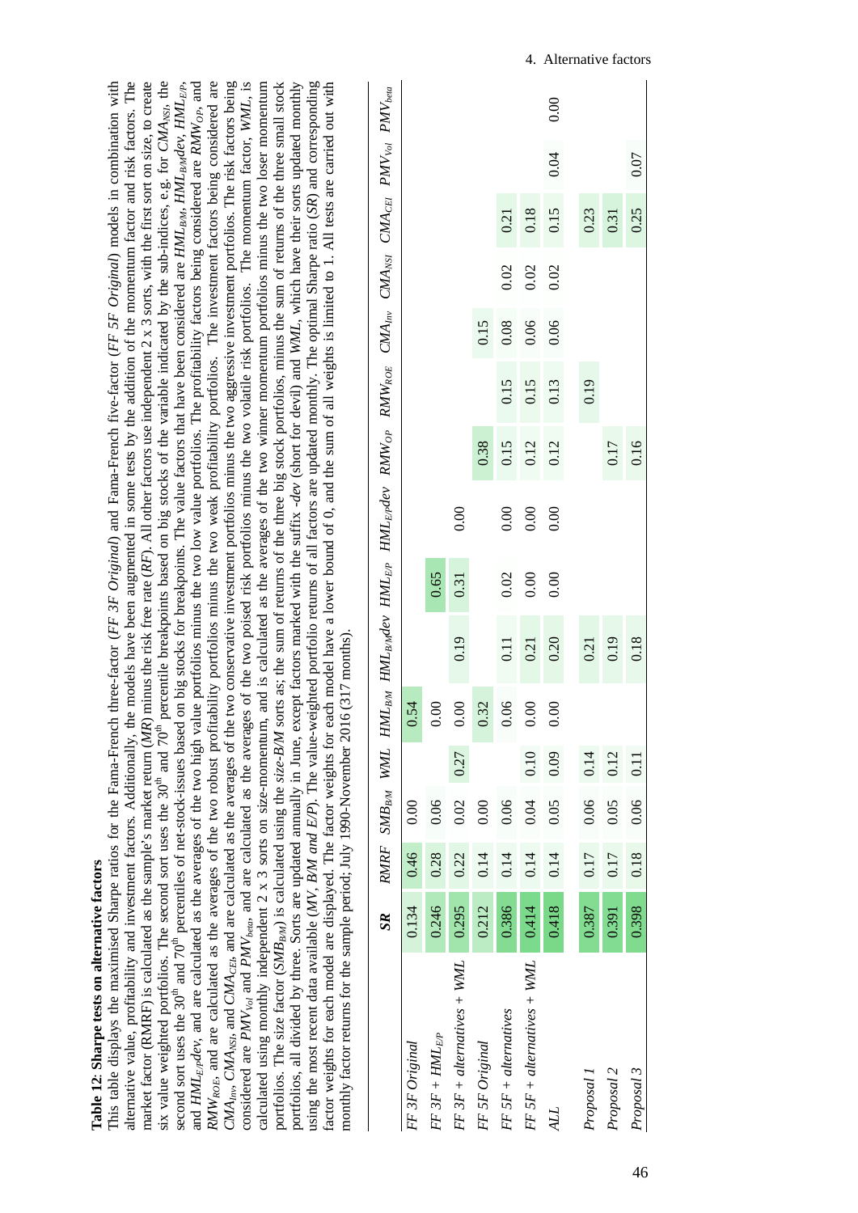**Table 12**: **Sharpe tests on alternative factors**

This table displays the maximised Sharpe ratios for the Fama-French three-factor (*FF 3F Original*) and Fama-French five-factor (*FF 5F Original*) models in combination with alternative value, profitability and investment factors. Additionally, the models have been augmented in some tests by the addition of the momentum factor and risk factors. The market factor (RMRF) is calculated as the sample's market return (*MR*) minus the risk free rate (*RF*). All other factors use independent 2 x 3 sorts, with the first sort on size, to create six value weighted portfolios. The second sort uses the 30[th] and 70[th] percentile breakpoints based on big stocks of the variable indicated by the sub-indices, e.g. for $CMA_{NSI}$, the second sort uses the 30[th] and 70[th] percentiles of net-stock-issues based on big stocks for breakpoints. The value factors that have been considered are $HML_{B/M}$, $HML_{B/M}dev$, $HML_{E/P}$, and $HML_{E/P}dev$, and are calculated as the averages of the two high value portfolios minus the two low value portfolios. The profitability factors being considered are $RMW_{OP}$, and $RMW_{ROE}$, and are calculated as the averages of the two robust profitability portfolios minus the two weak profitability portfolios. The investment factors being considered are $CMA_{Inv}$, $CMA_{NSI}$, and $CMA_{CEI}$, and are calculated as the averages of the two conservative investment portfolios minus the two aggressive investment portfolios. The risk factors being considered are $PMV_{Vol}$ and $PMV_{beta}$, and are calculated as the averages of the two poised risk portfolios minus the two volatile risk portfolios. The momentum factor, *WML*, is calculated using monthly independent 2 x 3 sorts on size-momentum, and is calculated as the averages of the two winner momentum portfolios minus the two loser momentum portfolios. The size factor ($SMB_{B/M}$) is calculated using the *size-B/M* sorts as; the sum of returns of the three big stock portfolios, minus the sum of returns of the three small stock portfolios, all divided by three. Sorts are updated annually in June, except factors marked with the suffix *-dev* (short for devil) and *WML*, which have their sorts updated monthly using the most recent data available (*MV, B/M and E/P*). The value-weighted portfolio returns of all factors are updated monthly. The optimal Sharpe ratio (*SR*) and corresponding factor weights for each model are displayed. The factor weights for each model have a lower bound of 0, and the sum of all weights is limited to 1. All tests are carried out with monthly factor returns for the sample period; July 1990-November 2016 (317 months).

| | *SR* | *RMRF* | $SMB_{B/M}$ | *WML* | $HML_{B/M}$ | $HML_{B/M}dev$ | $HML_{E/P}$ | $HML_{E/P}dev$ | $RMW_{OP}$ | $RMW_{ROE}$ | $CMA_{Inv}$ | $CMA_{NSI}$ | $CMA_{CEI}$ | $PMV_{Vol}$ | $PMV_{beta}$ |
|---|---|---|---|---|---|---|---|---|---|---|---|---|---|---|---|
| *FF 3F Original* | 0.134 | 0.46 | 0.00 | | 0.54 | | | | | | | | | | |
| *FF 3F + $HML_{E/P}$* | 0.246 | 0.28 | 0.06 | | 0.00 | | 0.65 | | | | | | | | |
| *FF 3F + alternatives + WML* | 0.295 | 0.22 | 0.02 | 0.27 | 0.00 | 0.19 | 0.31 | 0.00 | | | | | | | |
| *FF 5F Original* | 0.212 | 0.14 | 0.00 | | 0.32 | | | | 0.38 | | 0.15 | | | | |
| *FF 5F + alternatives* | 0.386 | 0.14 | 0.06 | | 0.06 | 0.11 | 0.02 | 0.00 | 0.15 | 0.15 | 0.08 | 0.02 | 0.21 | | |
| *FF 5F + alternatives + WML* | 0.414 | 0.14 | 0.04 | 0.10 | 0.00 | 0.21 | 0.00 | 0.00 | 0.12 | 0.15 | 0.06 | 0.02 | 0.18 | | |
| *ALL* | 0.418 | 0.14 | 0.05 | 0.09 | 0.00 | 0.20 | 0.00 | 0.00 | 0.12 | 0.13 | 0.06 | 0.02 | 0.15 | 0.04 | 0.00 |
| *Proposal 1* | 0.387 | 0.17 | 0.06 | 0.14 | | 0.21 | | | | 0.19 | | | 0.23 | | |
| *Proposal 2* | 0.391 | 0.17 | 0.05 | 0.12 | | 0.19 | | | 0.17 | | | | 0.31 | | |
| *Proposal 3* | 0.398 | 0.18 | 0.06 | 0.11 | | 0.18 | | | 0.16 | | | | 0.25 | 0.07 | |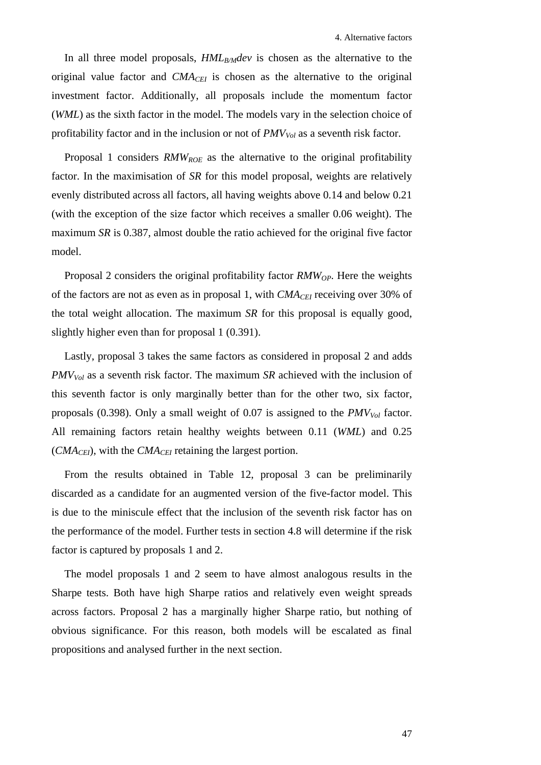In all three model proposals, $HML_{B/M}dev$ is chosen as the alternative to the original value factor and $CMA_{CEI}$ is chosen as the alternative to the original investment factor. Additionally, all proposals include the momentum factor (*WML*) as the sixth factor in the model. The models vary in the selection choice of profitability factor and in the inclusion or not of $PMV_{Vol}$ as a seventh risk factor.

Proposal 1 considers $RMW_{ROE}$ as the alternative to the original profitability factor. In the maximisation of *SR* for this model proposal, weights are relatively evenly distributed across all factors, all having weights above 0.14 and below 0.21 (with the exception of the size factor which receives a smaller 0.06 weight). The maximum *SR* is 0.387, almost double the ratio achieved for the original five factor model.

Proposal 2 considers the original profitability factor $RMW_{OP}$. Here the weights of the factors are not as even as in proposal 1, with $CMA_{CEI}$ receiving over 30% of the total weight allocation. The maximum *SR* for this proposal is equally good, slightly higher even than for proposal 1 (0.391).

Lastly, proposal 3 takes the same factors as considered in proposal 2 and adds $PMV_{Vol}$ as a seventh risk factor. The maximum *SR* achieved with the inclusion of this seventh factor is only marginally better than for the other two, six factor, proposals (0.398). Only a small weight of 0.07 is assigned to the $PMV_{Vol}$ factor. All remaining factors retain healthy weights between 0.11 (*WML*) and 0.25 ($CMA_{CEI}$), with the $CMA_{CEI}$ retaining the largest portion.

From the results obtained in Table 12, proposal 3 can be preliminarily discarded as a candidate for an augmented version of the five-factor model. This is due to the miniscule effect that the inclusion of the seventh risk factor has on the performance of the model. Further tests in section 4.8 will determine if the risk factor is captured by proposals 1 and 2.

The model proposals 1 and 2 seem to have almost analogous results in the Sharpe tests. Both have high Sharpe ratios and relatively even weight spreads across factors. Proposal 2 has a marginally higher Sharpe ratio, but nothing of obvious significance. For this reason, both models will be escalated as final propositions and analysed further in the next section.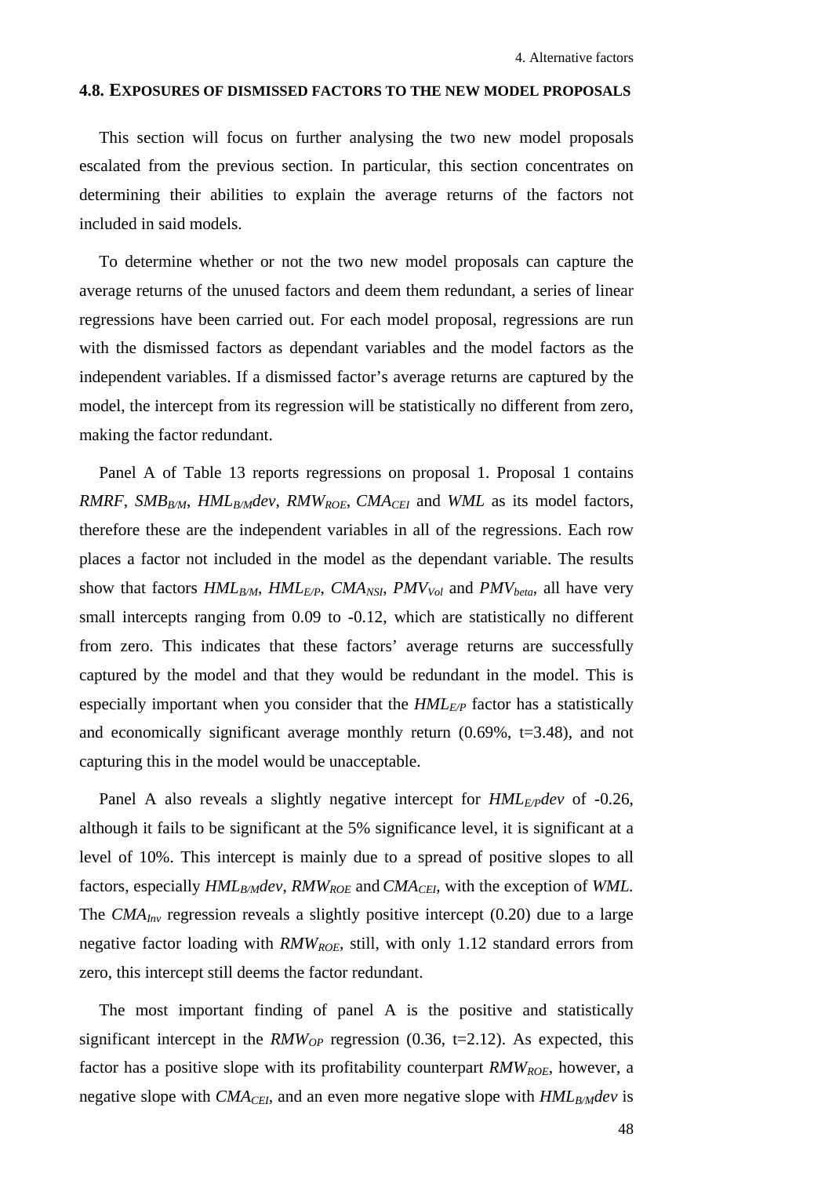### 4.8. EXPOSURES OF DISMISSED FACTORS TO THE NEW MODEL PROPOSALS

This section will focus on further analysing the two new model proposals escalated from the previous section. In particular, this section concentrates on determining their abilities to explain the average returns of the factors not included in said models.

To determine whether or not the two new model proposals can capture the average returns of the unused factors and deem them redundant, a series of linear regressions have been carried out. For each model proposal, regressions are run with the dismissed factors as dependant variables and the model factors as the independent variables. If a dismissed factor's average returns are captured by the model, the intercept from its regression will be statistically no different from zero, making the factor redundant.

Panel A of Table 13 reports regressions on proposal 1. Proposal 1 contains $RMRF$, $SMB_{B/M}$, $HML_{B/M}dev$, $RMW_{ROE}$, $CMA_{CEI}$ and $WML$ as its model factors, therefore these are the independent variables in all of the regressions. Each row places a factor not included in the model as the dependant variable. The results show that factors $HML_{B/M}$, $HML_{E/P}$, $CMA_{NSI}$, $PMV_{Vol}$ and $PMV_{beta}$, all have very small intercepts ranging from 0.09 to -0.12, which are statistically no different from zero. This indicates that these factors' average returns are successfully captured by the model and that they would be redundant in the model. This is especially important when you consider that the $HML_{E/P}$ factor has a statistically and economically significant average monthly return (0.69%, t=3.48), and not capturing this in the model would be unacceptable.

Panel A also reveals a slightly negative intercept for $HML_{E/P}dev$ of -0.26, although it fails to be significant at the 5% significance level, it is significant at a level of 10%. This intercept is mainly due to a spread of positive slopes to all factors, especially $HML_{B/M}dev$, $RMW_{ROE}$ and $CMA_{CEI}$, with the exception of $WML$. The $CMA_{Inv}$ regression reveals a slightly positive intercept (0.20) due to a large negative factor loading with $RMW_{ROE}$, still, with only 1.12 standard errors from zero, this intercept still deems the factor redundant.

The most important finding of panel A is the positive and statistically significant intercept in the $RMW_{OP}$ regression (0.36, t=2.12). As expected, this factor has a positive slope with its profitability counterpart $RMW_{ROE}$, however, a negative slope with $CMA_{CEI}$, and an even more negative slope with $HML_{B/M}dev$ is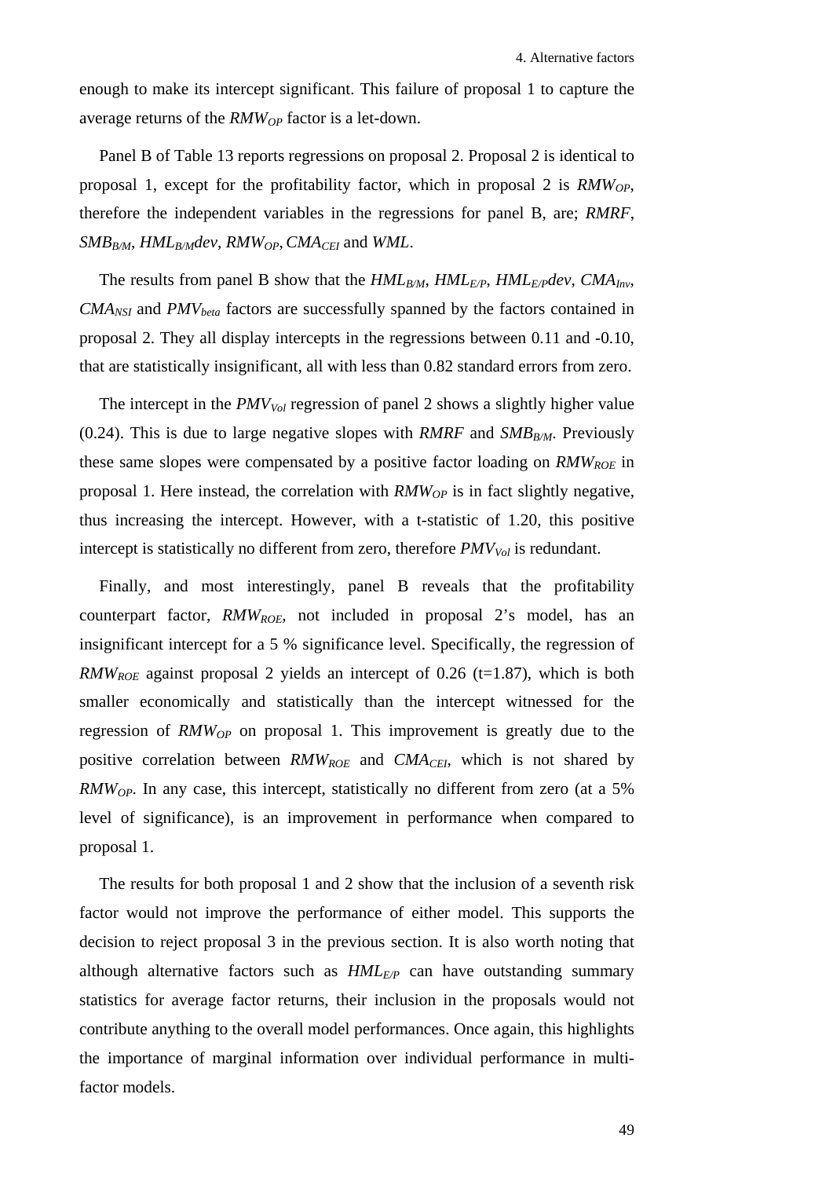enough to make its intercept significant. This failure of proposal 1 to capture the average returns of the $RMW_{OP}$ factor is a let-down.

Panel B of Table 13 reports regressions on proposal 2. Proposal 2 is identical to proposal 1, except for the profitability factor, which in proposal 2 is $RMW_{OP}$, therefore the independent variables in the regressions for panel B, are; $RMRF$, $SMB_{B/M}$, $HML_{B/M}dev$, $RMW_{OP}$, $CMA_{CEI}$ and $WML$.

The results from panel B show that the $HML_{B/M}$, $HML_{E/P}$, $HML_{E/P}dev$, $CMA_{Inv}$, $CMA_{NSI}$ and $PMV_{beta}$ factors are successfully spanned by the factors contained in proposal 2. They all display intercepts in the regressions between 0.11 and -0.10, that are statistically insignificant, all with less than 0.82 standard errors from zero.

The intercept in the $PMV_{Vol}$ regression of panel 2 shows a slightly higher value (0.24). This is due to large negative slopes with $RMRF$ and $SMB_{B/M}$. Previously these same slopes were compensated by a positive factor loading on $RMW_{ROE}$ in proposal 1. Here instead, the correlation with $RMW_{OP}$ is in fact slightly negative, thus increasing the intercept. However, with a t-statistic of 1.20, this positive intercept is statistically no different from zero, therefore $PMV_{Vol}$ is redundant.

Finally, and most interestingly, panel B reveals that the profitability counterpart factor, $RMW_{ROE}$, not included in proposal 2's model, has an insignificant intercept for a 5 % significance level. Specifically, the regression of $RMW_{ROE}$ against proposal 2 yields an intercept of 0.26 (t=1.87), which is both smaller economically and statistically than the intercept witnessed for the regression of $RMW_{OP}$ on proposal 1. This improvement is greatly due to the positive correlation between $RMW_{ROE}$ and $CMA_{CEI}$, which is not shared by $RMW_{OP}$. In any case, this intercept, statistically no different from zero (at a 5% level of significance), is an improvement in performance when compared to proposal 1.

The results for both proposal 1 and 2 show that the inclusion of a seventh risk factor would not improve the performance of either model. This supports the decision to reject proposal 3 in the previous section. It is also worth noting that although alternative factors such as $HML_{E/P}$ can have outstanding summary statistics for average factor returns, their inclusion in the proposals would not contribute anything to the overall model performances. Once again, this highlights the importance of marginal information over individual performance in multi-factor models.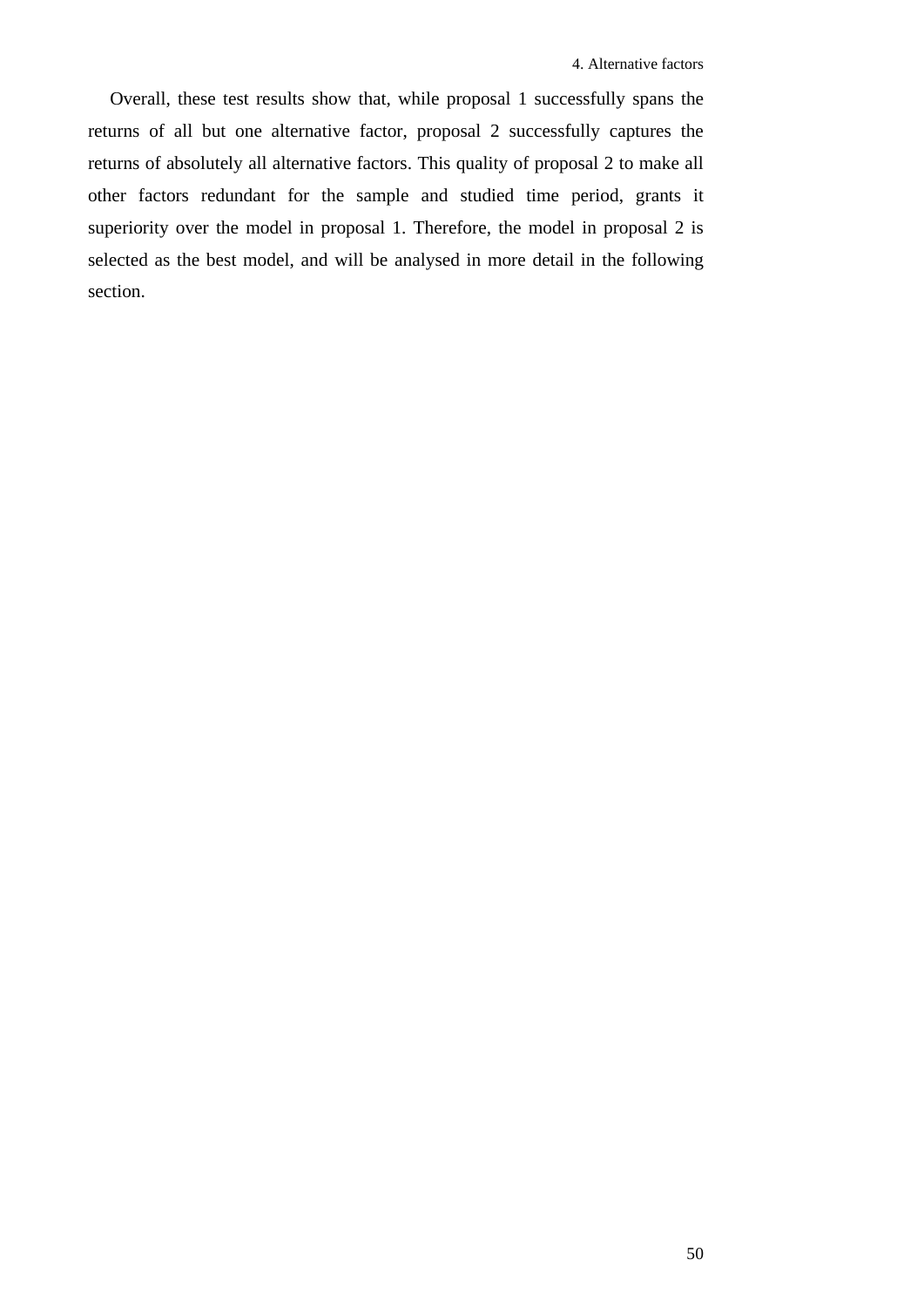Overall, these test results show that, while proposal 1 successfully spans the returns of all but one alternative factor, proposal 2 successfully captures the returns of absolutely all alternative factors. This quality of proposal 2 to make all other factors redundant for the sample and studied time period, grants it superiority over the model in proposal 1. Therefore, the model in proposal 2 is selected as the best model, and will be analysed in more detail in the following section.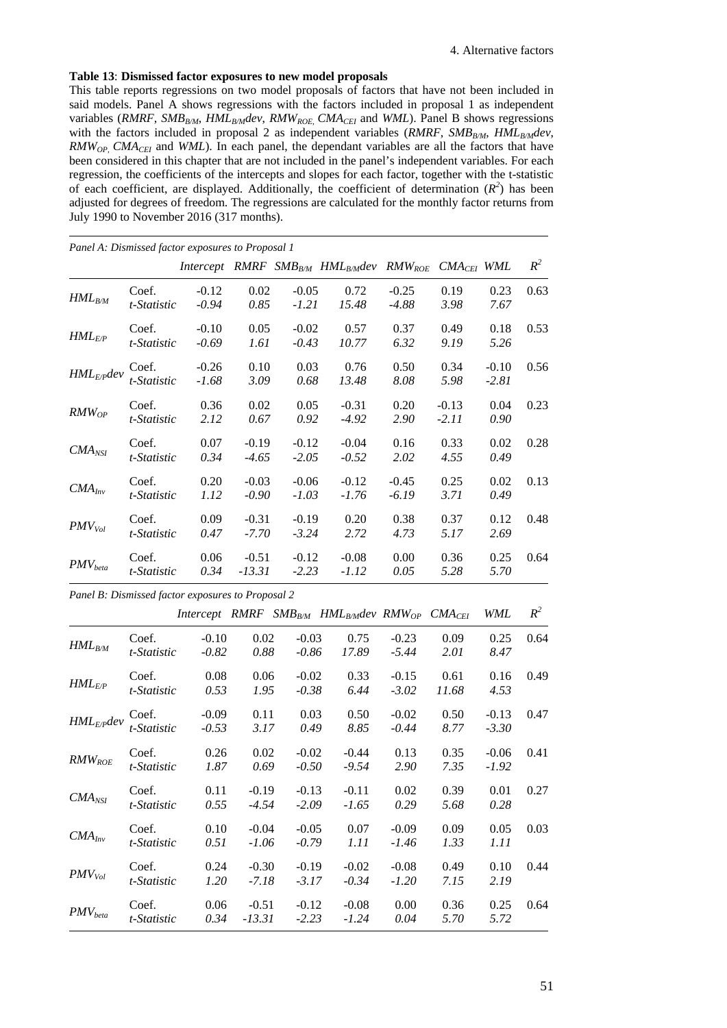**Table 13**: **Dismissed factor exposures to new model proposals**

This table reports regressions on two model proposals of factors that have not been included in said models. Panel A shows regressions with the factors included in proposal 1 as independent variables ($RMRF$, $SMB_{B/M}$, $HML_{B/M}dev$, $RMW_{ROE}$, $CMA_{CEI}$ and $WML$). Panel B shows regressions with the factors included in proposal 2 as independent variables ($RMRF$, $SMB_{B/M}$, $HML_{B/M}dev$, $RMW_{OP}$, $CMA_{CEI}$ and $WML$). In each panel, the dependant variables are all the factors that have been considered in this chapter that are not included in the panel's independent variables. For each regression, the coefficients of the intercepts and slopes for each factor, together with the t-statistic of each coefficient, are displayed. Additionally, the coefficient of determination ($R^2$) has been adjusted for degrees of freedom. The regressions are calculated for the monthly factor returns from July 1990 to November 2016 (317 months).

*Panel A: Dismissed factor exposures to Proposal 1*

| | | *Intercept* | *RMRF* | $SMB_{B/M}$ | $HML_{B/M}dev$ | $RMW_{ROE}$ | $CMA_{CEI}$ | *WML* | $R^2$ |
|---|---|---|---|---|---|---|---|---|---|
| $HML_{B/M}$ | Coef. | -0.12 | 0.02 | -0.05 | 0.72 | -0.25 | 0.19 | 0.23 | 0.63 |
| | *t-Statistic* | *-0.94* | *0.85* | *-1.21* | *15.48* | *-4.88* | *3.98* | *7.67* | |
| $HML_{E/P}$ | Coef. | -0.10 | 0.05 | -0.02 | 0.57 | 0.37 | 0.49 | 0.18 | 0.53 |
| | *t-Statistic* | *-0.69* | *1.61* | *-0.43* | *10.77* | *6.32* | *9.19* | *5.26* | |
| $HML_{E/P}dev$ | Coef. | -0.26 | 0.10 | 0.03 | 0.76 | 0.50 | 0.34 | -0.10 | 0.56 |
| | *t-Statistic* | *-1.68* | *3.09* | *0.68* | *13.48* | *8.08* | *5.98* | *-2.81* | |
| $RMW_{OP}$ | Coef. | 0.36 | 0.02 | 0.05 | -0.31 | 0.20 | -0.13 | 0.04 | 0.23 |
| | *t-Statistic* | *2.12* | *0.67* | *0.92* | *-4.92* | *2.90* | *-2.11* | *0.90* | |
| $CMA_{NSI}$ | Coef. | 0.07 | -0.19 | -0.12 | -0.04 | 0.16 | 0.33 | 0.02 | 0.28 |
| | *t-Statistic* | *0.34* | *-4.65* | *-2.05* | *-0.52* | *2.02* | *4.55* | *0.49* | |
| $CMA_{Inv}$ | Coef. | 0.20 | -0.03 | -0.06 | -0.12 | -0.45 | 0.25 | 0.02 | 0.13 |
| | *t-Statistic* | *1.12* | *-0.90* | *-1.03* | *-1.76* | *-6.19* | *3.71* | *0.49* | |
| $PMV_{Vol}$ | Coef. | 0.09 | -0.31 | -0.19 | 0.20 | 0.38 | 0.37 | 0.12 | 0.48 |
| | *t-Statistic* | *0.47* | *-7.70* | *-3.24* | *2.72* | *4.73* | *5.17* | *2.69* | |
| $PMV_{beta}$ | Coef. | 0.06 | -0.51 | -0.12 | -0.08 | 0.00 | 0.36 | 0.25 | 0.64 |
| | *t-Statistic* | *0.34* | *-13.31* | *-2.23* | *-1.12* | *0.05* | *5.28* | *5.70* | |

*Panel B: Dismissed factor exposures to Proposal 2*

| | | *Intercept* | *RMRF* | $SMB_{B/M}$ | $HML_{B/M}dev$ | $RMW_{OP}$ | $CMA_{CEI}$ | *WML* | $R^2$ |
|---|---|---|---|---|---|---|---|---|---|
| $HML_{B/M}$ | Coef. | -0.10 | 0.02 | -0.03 | 0.75 | -0.23 | 0.09 | 0.25 | 0.64 |
| | *t-Statistic* | *-0.82* | *0.88* | *-0.86* | *17.89* | *-5.44* | *2.01* | *8.47* | |
| $HML_{E/P}$ | Coef. | 0.08 | 0.06 | -0.02 | 0.33 | -0.15 | 0.61 | 0.16 | 0.49 |
| | *t-Statistic* | *0.53* | *1.95* | *-0.38* | *6.44* | *-3.02* | *11.68* | *4.53* | |
| $HML_{E/P}dev$ | Coef. | -0.09 | 0.11 | 0.03 | 0.50 | -0.02 | 0.50 | -0.13 | 0.47 |
| | *t-Statistic* | *-0.53* | *3.17* | *0.49* | *8.85* | *-0.44* | *8.77* | *-3.30* | |
| $RMW_{ROE}$ | Coef. | 0.26 | 0.02 | -0.02 | -0.44 | 0.13 | 0.35 | -0.06 | 0.41 |
| | *t-Statistic* | *1.87* | *0.69* | *-0.50* | *-9.54* | *2.90* | *7.35* | *-1.92* | |
| $CMA_{NSI}$ | Coef. | 0.11 | -0.19 | -0.13 | -0.11 | 0.02 | 0.39 | 0.01 | 0.27 |
| | *t-Statistic* | *0.55* | *-4.54* | *-2.09* | *-1.65* | *0.29* | *5.68* | *0.28* | |
| $CMA_{Inv}$ | Coef. | 0.10 | -0.04 | -0.05 | 0.07 | -0.09 | 0.09 | 0.05 | 0.03 |
| | *t-Statistic* | *0.51* | *-1.06* | *-0.79* | *1.11* | *-1.46* | *1.33* | *1.11* | |
| $PMV_{Vol}$ | Coef. | 0.24 | -0.30 | -0.19 | -0.02 | -0.08 | 0.49 | 0.10 | 0.44 |
| | *t-Statistic* | *1.20* | *-7.18* | *-3.17* | *-0.34* | *-1.20* | *7.15* | *2.19* | |
| $PMV_{beta}$ | Coef. | 0.06 | -0.51 | -0.12 | -0.08 | 0.00 | 0.36 | 0.25 | 0.64 |
| | *t-Statistic* | *0.34* | *-13.31* | *-2.23* | *-1.24* | *0.04* | *5.70* | *5.72* | |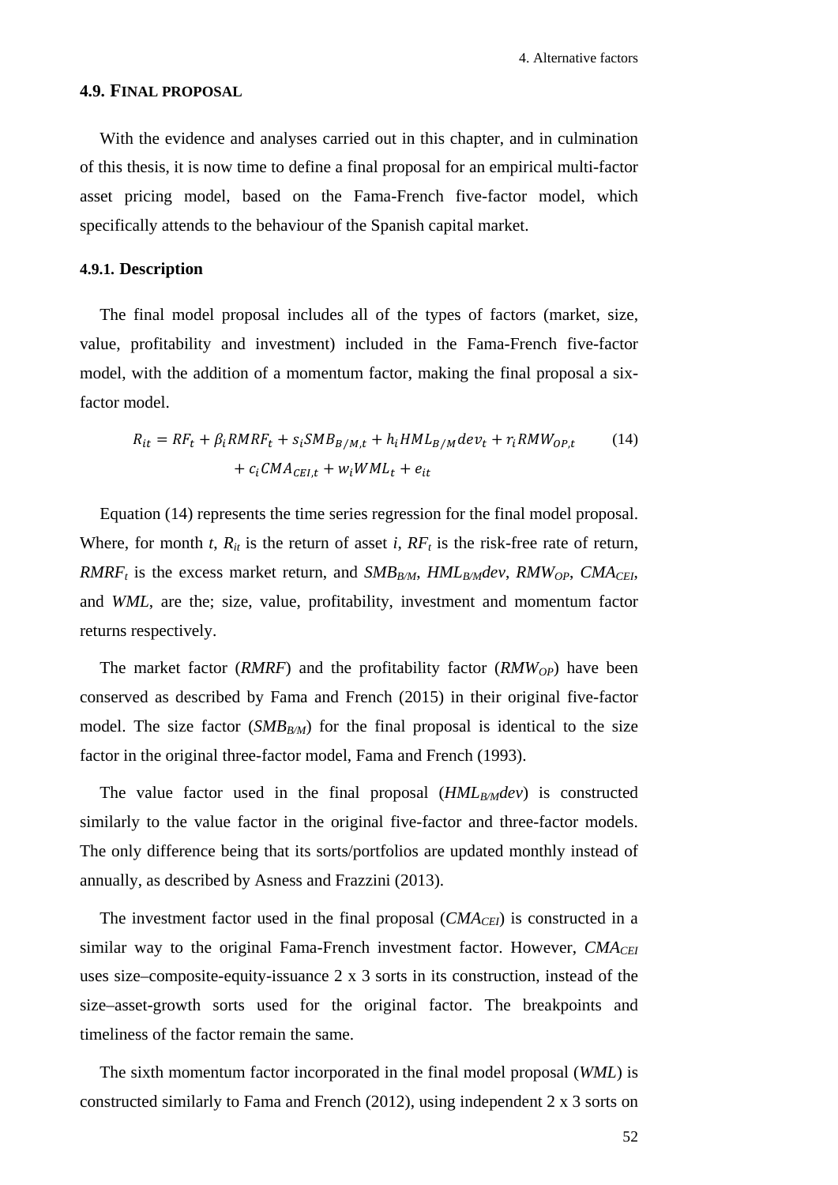### 4.9. Final proposal

With the evidence and analyses carried out in this chapter, and in culmination of this thesis, it is now time to define a final proposal for an empirical multi-factor asset pricing model, based on the Fama-French five-factor model, which specifically attends to the behaviour of the Spanish capital market.

#### 4.9.1. Description

The final model proposal includes all of the types of factors (market, size, value, profitability and investment) included in the Fama-French five-factor model, with the addition of a momentum factor, making the final proposal a six-factor model.

$$R_{it} = RF_t + \beta_i RMRF_t + s_i SMB_{B/M,t} + h_i HML_{B/M}dev_t + r_i RMW_{OP,t} + c_i CMA_{CEI,t} + w_i WML_t + e_{it} \tag{14}$$

Equation (14) represents the time series regression for the final model proposal. Where, for month $t$, $R_{it}$ is the return of asset $i$, $RF_t$ is the risk-free rate of return, $RMRF_t$ is the excess market return, and $SMB_{B/M}$, $HML_{B/M}dev$, $RMW_{OP}$, $CMA_{CEI}$, and *WML*, are the; size, value, profitability, investment and momentum factor returns respectively.

The market factor (*RMRF*) and the profitability factor ($RMW_{OP}$) have been conserved as described by Fama and French (2015) in their original five-factor model. The size factor ($SMB_{B/M}$) for the final proposal is identical to the size factor in the original three-factor model, Fama and French (1993).

The value factor used in the final proposal ($HML_{B/M}dev$) is constructed similarly to the value factor in the original five-factor and three-factor models. The only difference being that its sorts/portfolios are updated monthly instead of annually, as described by Asness and Frazzini (2013).

The investment factor used in the final proposal ($CMA_{CEI}$) is constructed in a similar way to the original Fama-French investment factor. However, $CMA_{CEI}$ uses size–composite-equity-issuance 2 x 3 sorts in its construction, instead of the size–asset-growth sorts used for the original factor. The breakpoints and timeliness of the factor remain the same.

The sixth momentum factor incorporated in the final model proposal (*WML*) is constructed similarly to Fama and French (2012), using independent 2 x 3 sorts on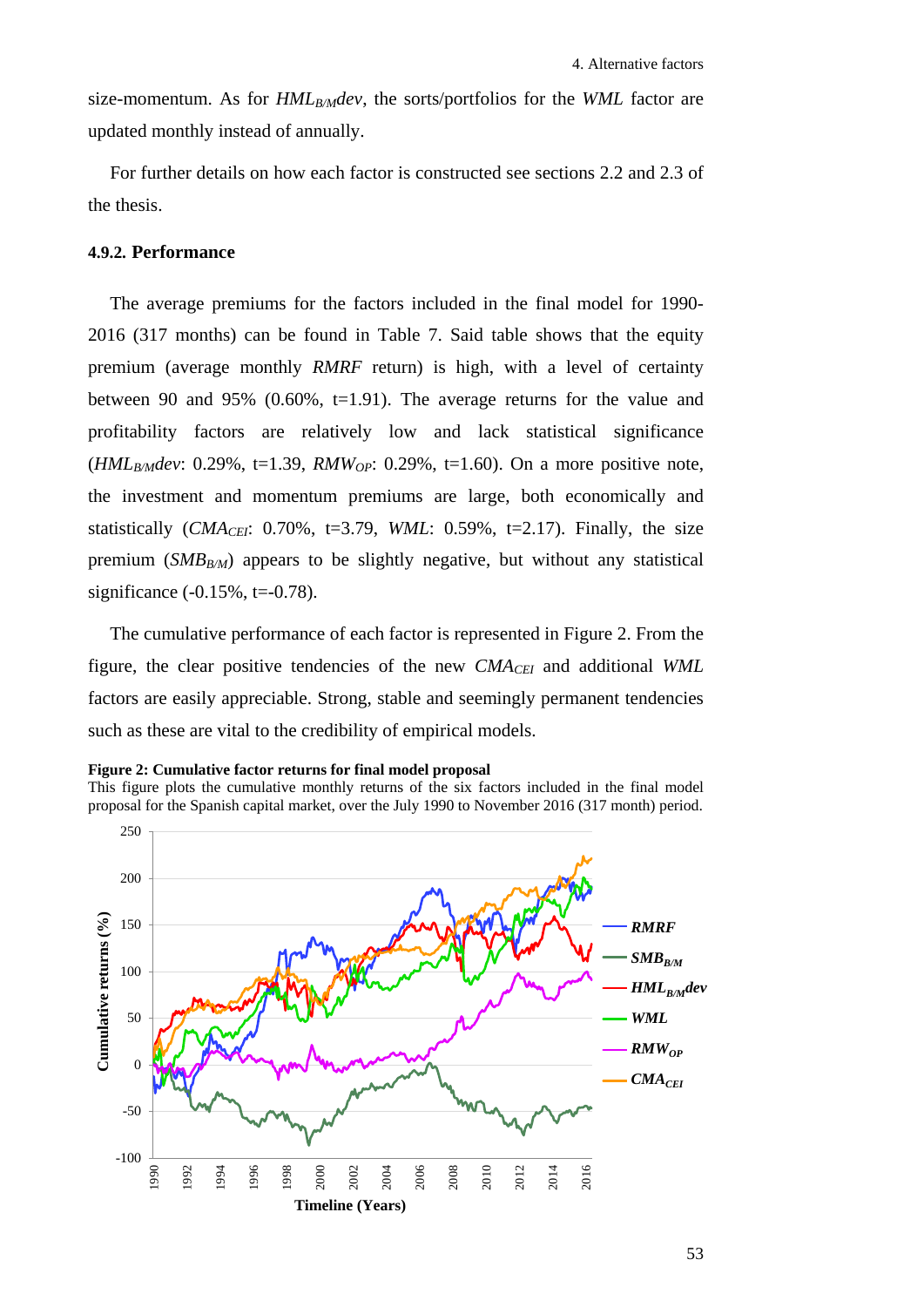size-momentum. As for $HML_{B/M}dev$, the sorts/portfolios for the $WML$ factor are updated monthly instead of annually.

For further details on how each factor is constructed see sections 2.2 and 2.3 of the thesis.

### 4.9.2. Performance

The average premiums for the factors included in the final model for 1990-2016 (317 months) can be found in Table 7. Said table shows that the equity premium (average monthly $RMRF$ return) is high, with a level of certainty between 90 and 95% (0.60%, t=1.91). The average returns for the value and profitability factors are relatively low and lack statistical significance ($HML_{B/M}dev$: 0.29%, t=1.39, $RMW_{OP}$: 0.29%, t=1.60). On a more positive note, the investment and momentum premiums are large, both economically and statistically ($CMA_{CEI}$: 0.70%, t=3.79, $WML$: 0.59%, t=2.17). Finally, the size premium ($SMB_{B/M}$) appears to be slightly negative, but without any statistical significance (-0.15%, t=-0.78).

The cumulative performance of each factor is represented in Figure 2. From the figure, the clear positive tendencies of the new $CMA_{CEI}$ and additional $WML$ factors are easily appreciable. Strong, stable and seemingly permanent tendencies such as these are vital to the credibility of empirical models.

**Figure 2: Cumulative factor returns for final model proposal**
This figure plots the cumulative monthly returns of the six factors included in the final model proposal for the Spanish capital market, over the July 1990 to November 2016 (317 month) period.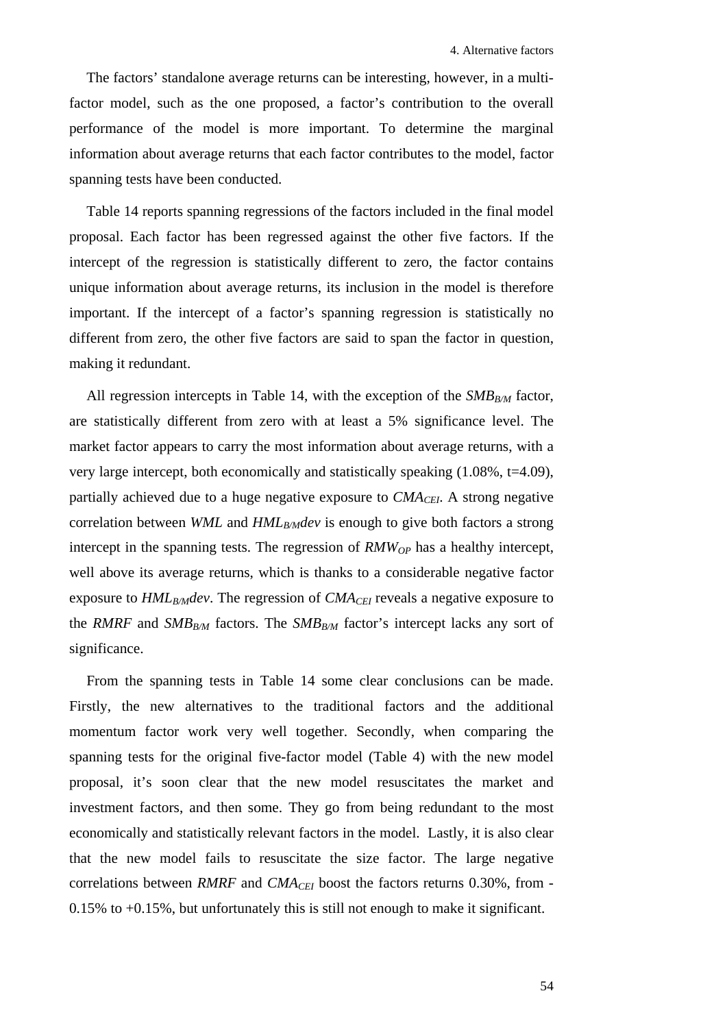The factors' standalone average returns can be interesting, however, in a multi-factor model, such as the one proposed, a factor's contribution to the overall performance of the model is more important. To determine the marginal information about average returns that each factor contributes to the model, factor spanning tests have been conducted.

Table 14 reports spanning regressions of the factors included in the final model proposal. Each factor has been regressed against the other five factors. If the intercept of the regression is statistically different to zero, the factor contains unique information about average returns, its inclusion in the model is therefore important. If the intercept of a factor's spanning regression is statistically no different from zero, the other five factors are said to span the factor in question, making it redundant.

All regression intercepts in Table 14, with the exception of the $SMB_{B/M}$ factor, are statistically different from zero with at least a 5% significance level. The market factor appears to carry the most information about average returns, with a very large intercept, both economically and statistically speaking (1.08%, t=4.09), partially achieved due to a huge negative exposure to $CMA_{CEI}$. A strong negative correlation between $WML$ and $HML_{B/M}dev$ is enough to give both factors a strong intercept in the spanning tests. The regression of $RMW_{OP}$ has a healthy intercept, well above its average returns, which is thanks to a considerable negative factor exposure to $HML_{B/M}dev$. The regression of $CMA_{CEI}$ reveals a negative exposure to the $RMRF$ and $SMB_{B/M}$ factors. The $SMB_{B/M}$ factor's intercept lacks any sort of significance.

From the spanning tests in Table 14 some clear conclusions can be made. Firstly, the new alternatives to the traditional factors and the additional momentum factor work very well together. Secondly, when comparing the spanning tests for the original five-factor model (Table 4) with the new model proposal, it's soon clear that the new model resuscitates the market and investment factors, and then some. They go from being redundant to the most economically and statistically relevant factors in the model. Lastly, it is also clear that the new model fails to resuscitate the size factor. The large negative correlations between $RMRF$ and $CMA_{CEI}$ boost the factors returns 0.30%, from -0.15% to +0.15%, but unfortunately this is still not enough to make it significant.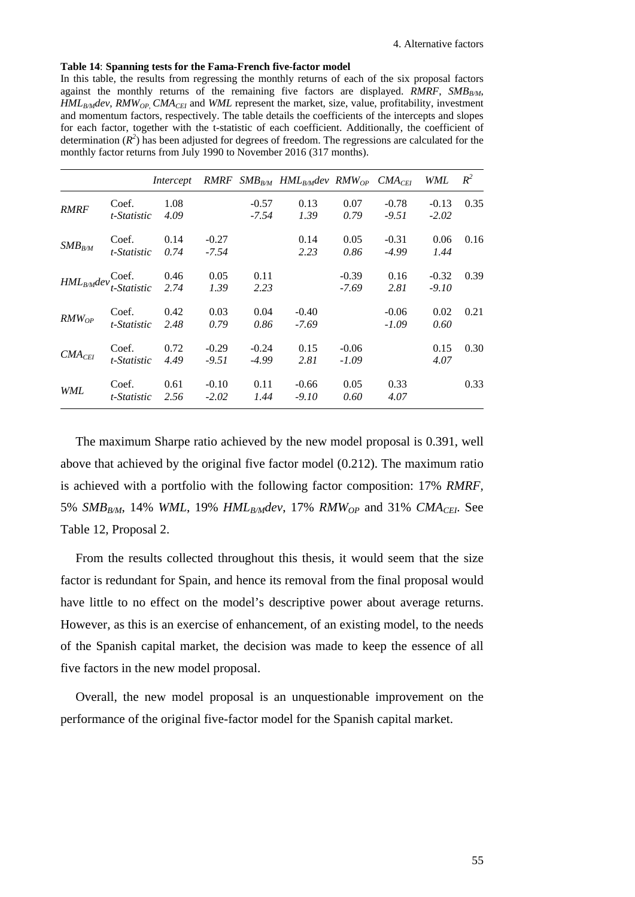**Table 14**: **Spanning tests for the Fama-French five-factor model**

In this table, the results from regressing the monthly returns of each of the six proposal factors against the monthly returns of the remaining five factors are displayed. *RMRF*, $SMB_{B/M}$, $HML_{B/M}dev$, $RMW_{OP}$, $CMA_{CEI}$ and *WML* represent the market, size, value, profitability, investment and momentum factors, respectively. The table details the coefficients of the intercepts and slopes for each factor, together with the t-statistic of each coefficient. Additionally, the coefficient of determination ($R^2$) has been adjusted for degrees of freedom. The regressions are calculated for the monthly factor returns from July 1990 to November 2016 (317 months).

| | | *Intercept* | *RMRF* | $SMB_{B/M}$ | $HML_{B/M}dev$ | $RMW_{OP}$ | $CMA_{CEI}$ | *WML* | $R^2$ |
|---|---|---|---|---|---|---|---|---|---|
| *RMRF* | Coef. | 1.08 | | -0.57 | 0.13 | 0.07 | -0.78 | -0.13 | 0.35 |
| | *t-Statistic* | *4.09* | | *-7.54* | *1.39* | *0.79* | *-9.51* | *-2.02* | |
| $SMB_{B/M}$ | Coef. | 0.14 | -0.27 | | 0.14 | 0.05 | -0.31 | 0.06 | 0.16 |
| | *t-Statistic* | *0.74* | *-7.54* | | *2.23* | *0.86* | *-4.99* | *1.44* | |
| $HML_{B/M}dev$ | Coef. | 0.46 | 0.05 | 0.11 | | -0.39 | 0.16 | -0.32 | 0.39 |
| | *t-Statistic* | *2.74* | *1.39* | *2.23* | | *-7.69* | *2.81* | *-9.10* | |
| $RMW_{OP}$ | Coef. | 0.42 | 0.03 | 0.04 | -0.40 | | -0.06 | 0.02 | 0.21 |
| | *t-Statistic* | *2.48* | *0.79* | *0.86* | *-7.69* | | *-1.09* | *0.60* | |
| $CMA_{CEI}$ | Coef. | 0.72 | -0.29 | -0.24 | 0.15 | -0.06 | | 0.15 | 0.30 |
| | *t-Statistic* | *4.49* | *-9.51* | *-4.99* | *2.81* | *-1.09* | | *4.07* | |
| *WML* | Coef. | 0.61 | -0.10 | 0.11 | -0.66 | 0.05 | 0.33 | | 0.33 |
| | *t-Statistic* | *2.56* | *-2.02* | *1.44* | *-9.10* | *0.60* | *4.07* | | |

The maximum Sharpe ratio achieved by the new model proposal is 0.391, well above that achieved by the original five factor model (0.212). The maximum ratio is achieved with a portfolio with the following factor composition: 17% *RMRF*, 5% $SMB_{B/M}$, 14% *WML*, 19% $HML_{B/M}dev$, 17% $RMW_{OP}$ and 31% $CMA_{CEI}$. See Table 12, Proposal 2.

From the results collected throughout this thesis, it would seem that the size factor is redundant for Spain, and hence its removal from the final proposal would have little to no effect on the model's descriptive power about average returns. However, as this is an exercise of enhancement, of an existing model, to the needs of the Spanish capital market, the decision was made to keep the essence of all five factors in the new model proposal.

Overall, the new model proposal is an unquestionable improvement on the performance of the original five-factor model for the Spanish capital market.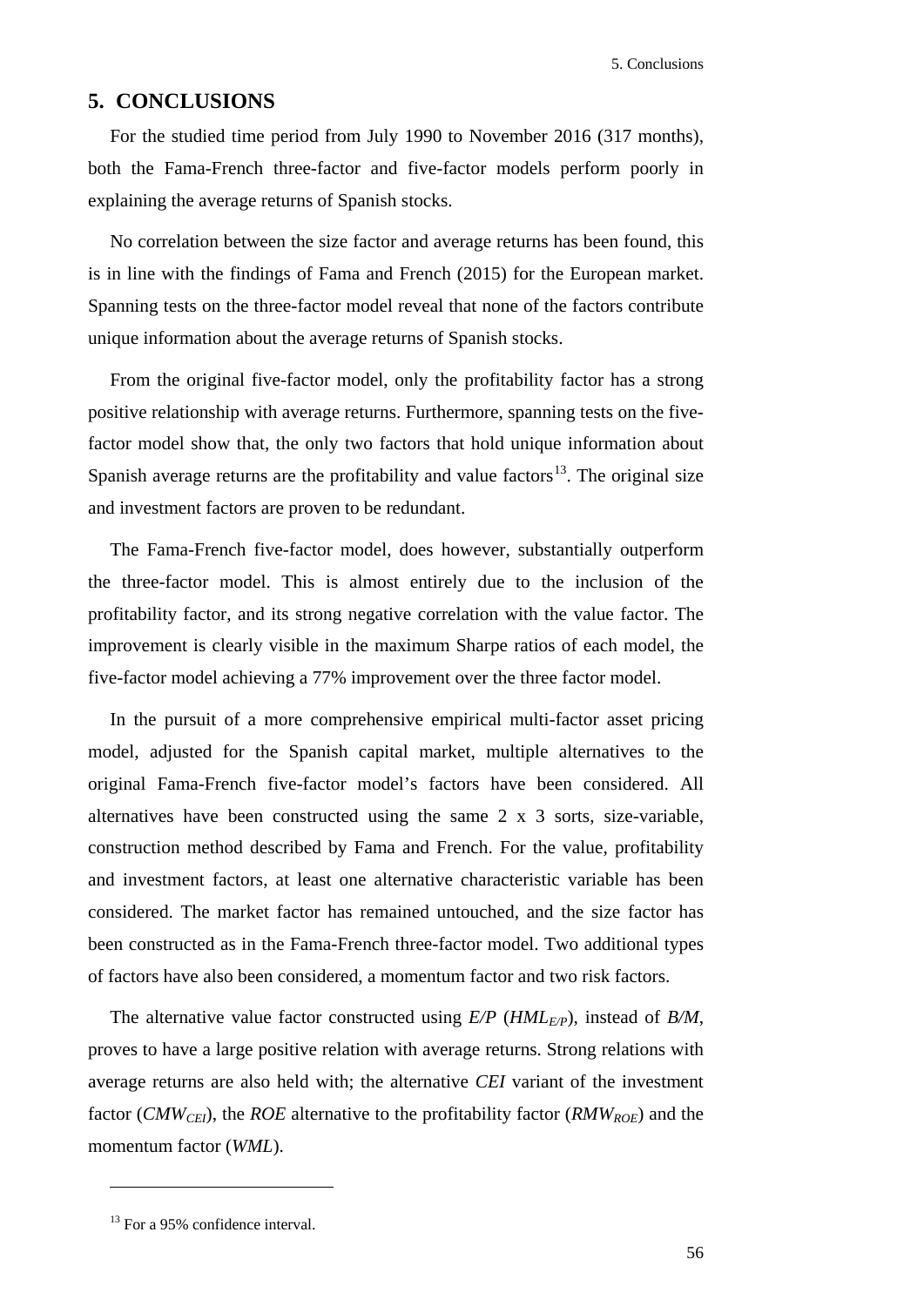## 5. CONCLUSIONS

For the studied time period from July 1990 to November 2016 (317 months), both the Fama-French three-factor and five-factor models perform poorly in explaining the average returns of Spanish stocks.

No correlation between the size factor and average returns has been found, this is in line with the findings of Fama and French (2015) for the European market. Spanning tests on the three-factor model reveal that none of the factors contribute unique information about the average returns of Spanish stocks.

From the original five-factor model, only the profitability factor has a strong positive relationship with average returns. Furthermore, spanning tests on the five-factor model show that, the only two factors that hold unique information about Spanish average returns are the profitability and value factors[13]. The original size and investment factors are proven to be redundant.

The Fama-French five-factor model, does however, substantially outperform the three-factor model. This is almost entirely due to the inclusion of the profitability factor, and its strong negative correlation with the value factor. The improvement is clearly visible in the maximum Sharpe ratios of each model, the five-factor model achieving a 77% improvement over the three factor model.

In the pursuit of a more comprehensive empirical multi-factor asset pricing model, adjusted for the Spanish capital market, multiple alternatives to the original Fama-French five-factor model's factors have been considered. All alternatives have been constructed using the same 2 x 3 sorts, size-variable, construction method described by Fama and French. For the value, profitability and investment factors, at least one alternative characteristic variable has been considered. The market factor has remained untouched, and the size factor has been constructed as in the Fama-French three-factor model. Two additional types of factors have also been considered, a momentum factor and two risk factors.

The alternative value factor constructed using *E/P* ($HML_{E/P}$), instead of *B/M*, proves to have a large positive relation with average returns. Strong relations with average returns are also held with; the alternative *CEI* variant of the investment factor ($CMW_{CEI}$), the *ROE* alternative to the profitability factor ($RMW_{ROE}$) and the momentum factor (*WML*).

---

[13] For a 95% confidence interval.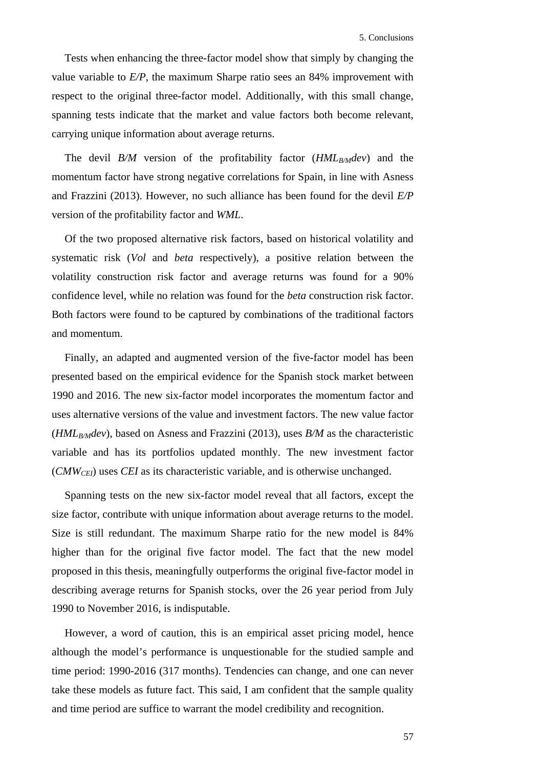Tests when enhancing the three-factor model show that simply by changing the value variable to *E/P*, the maximum Sharpe ratio sees an 84% improvement with respect to the original three-factor model. Additionally, with this small change, spanning tests indicate that the market and value factors both become relevant, carrying unique information about average returns.

The devil *B/M* version of the profitability factor ($HML_{B/M}dev$) and the momentum factor have strong negative correlations for Spain, in line with Asness and Frazzini (2013). However, no such alliance has been found for the devil *E/P* version of the profitability factor and *WML*.

Of the two proposed alternative risk factors, based on historical volatility and systematic risk (*Vol* and *beta* respectively), a positive relation between the volatility construction risk factor and average returns was found for a 90% confidence level, while no relation was found for the *beta* construction risk factor. Both factors were found to be captured by combinations of the traditional factors and momentum.

Finally, an adapted and augmented version of the five-factor model has been presented based on the empirical evidence for the Spanish stock market between 1990 and 2016. The new six-factor model incorporates the momentum factor and uses alternative versions of the value and investment factors. The new value factor ($HML_{B/M}dev$), based on Asness and Frazzini (2013), uses *B/M* as the characteristic variable and has its portfolios updated monthly. The new investment factor ($CMW_{CEI}$) uses *CEI* as its characteristic variable, and is otherwise unchanged.

Spanning tests on the new six-factor model reveal that all factors, except the size factor, contribute with unique information about average returns to the model. Size is still redundant. The maximum Sharpe ratio for the new model is 84% higher than for the original five factor model. The fact that the new model proposed in this thesis, meaningfully outperforms the original five-factor model in describing average returns for Spanish stocks, over the 26 year period from July 1990 to November 2016, is indisputable.

However, a word of caution, this is an empirical asset pricing model, hence although the model's performance is unquestionable for the studied sample and time period: 1990-2016 (317 months). Tendencies can change, and one can never take these models as future fact. This said, I am confident that the sample quality and time period are suffice to warrant the model credibility and recognition.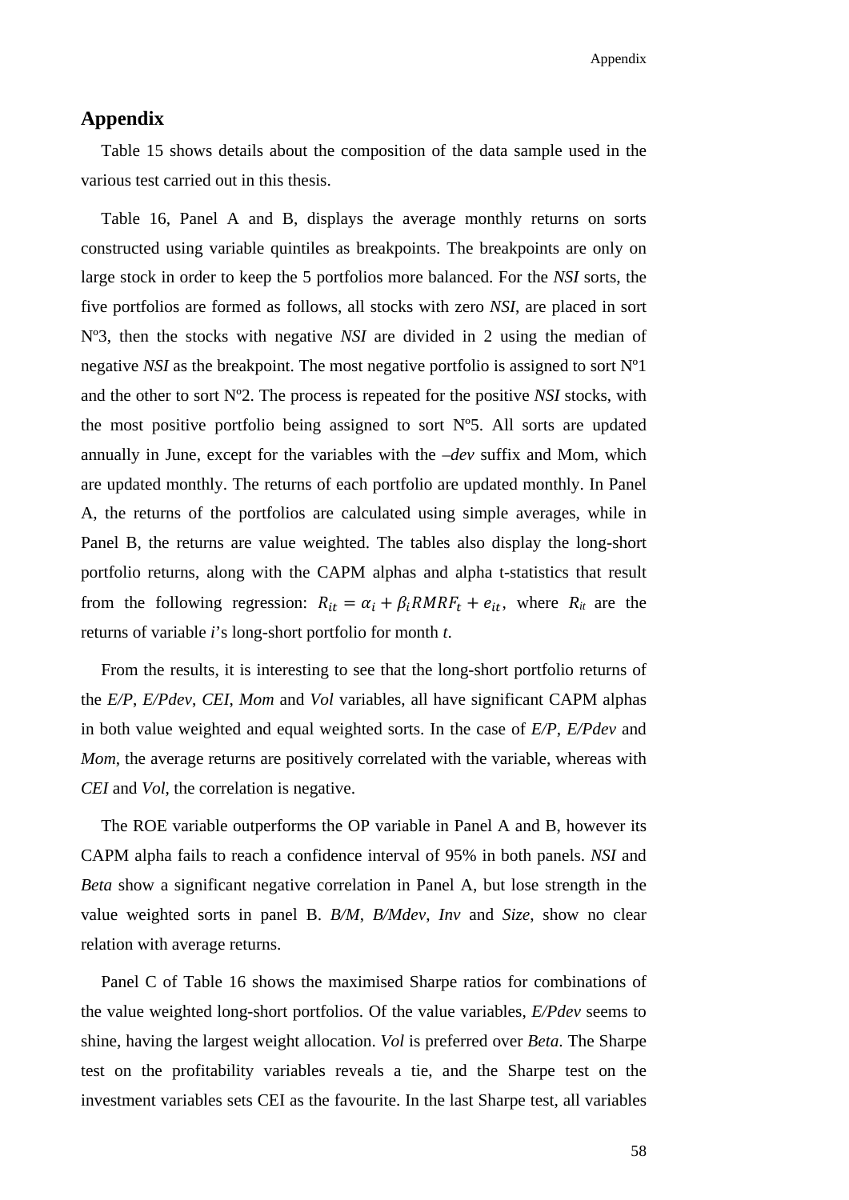# Appendix

Table 15 shows details about the composition of the data sample used in the various test carried out in this thesis.

Table 16, Panel A and B, displays the average monthly returns on sorts constructed using variable quintiles as breakpoints. The breakpoints are only on large stock in order to keep the 5 portfolios more balanced. For the *NSI* sorts, the five portfolios are formed as follows, all stocks with zero *NSI*, are placed in sort Nº3, then the stocks with negative *NSI* are divided in 2 using the median of negative *NSI* as the breakpoint. The most negative portfolio is assigned to sort Nº1 and the other to sort Nº2. The process is repeated for the positive *NSI* stocks, with the most positive portfolio being assigned to sort Nº5. All sorts are updated annually in June, except for the variables with the *–dev* suffix and Mom, which are updated monthly. The returns of each portfolio are updated monthly. In Panel A, the returns of the portfolios are calculated using simple averages, while in Panel B, the returns are value weighted. The tables also display the long-short portfolio returns, along with the CAPM alphas and alpha t-statistics that result from the following regression: $R_{it} = \alpha_i + \beta_i RMRF_t + e_{it}$, where $R_{it}$ are the returns of variable *i*'s long-short portfolio for month *t*.

From the results, it is interesting to see that the long-short portfolio returns of the *E/P*, *E/Pdev*, *CEI*, *Mom* and *Vol* variables, all have significant CAPM alphas in both value weighted and equal weighted sorts. In the case of *E/P*, *E/Pdev* and *Mom*, the average returns are positively correlated with the variable, whereas with *CEI* and *Vol*, the correlation is negative.

The ROE variable outperforms the OP variable in Panel A and B, however its CAPM alpha fails to reach a confidence interval of 95% in both panels. *NSI* and *Beta* show a significant negative correlation in Panel A, but lose strength in the value weighted sorts in panel B. *B/M*, *B/Mdev*, *Inv* and *Size*, show no clear relation with average returns.

Panel C of Table 16 shows the maximised Sharpe ratios for combinations of the value weighted long-short portfolios. Of the value variables, *E/Pdev* seems to shine, having the largest weight allocation. *Vol* is preferred over *Beta*. The Sharpe test on the profitability variables reveals a tie, and the Sharpe test on the investment variables sets CEI as the favourite. In the last Sharpe test, all variables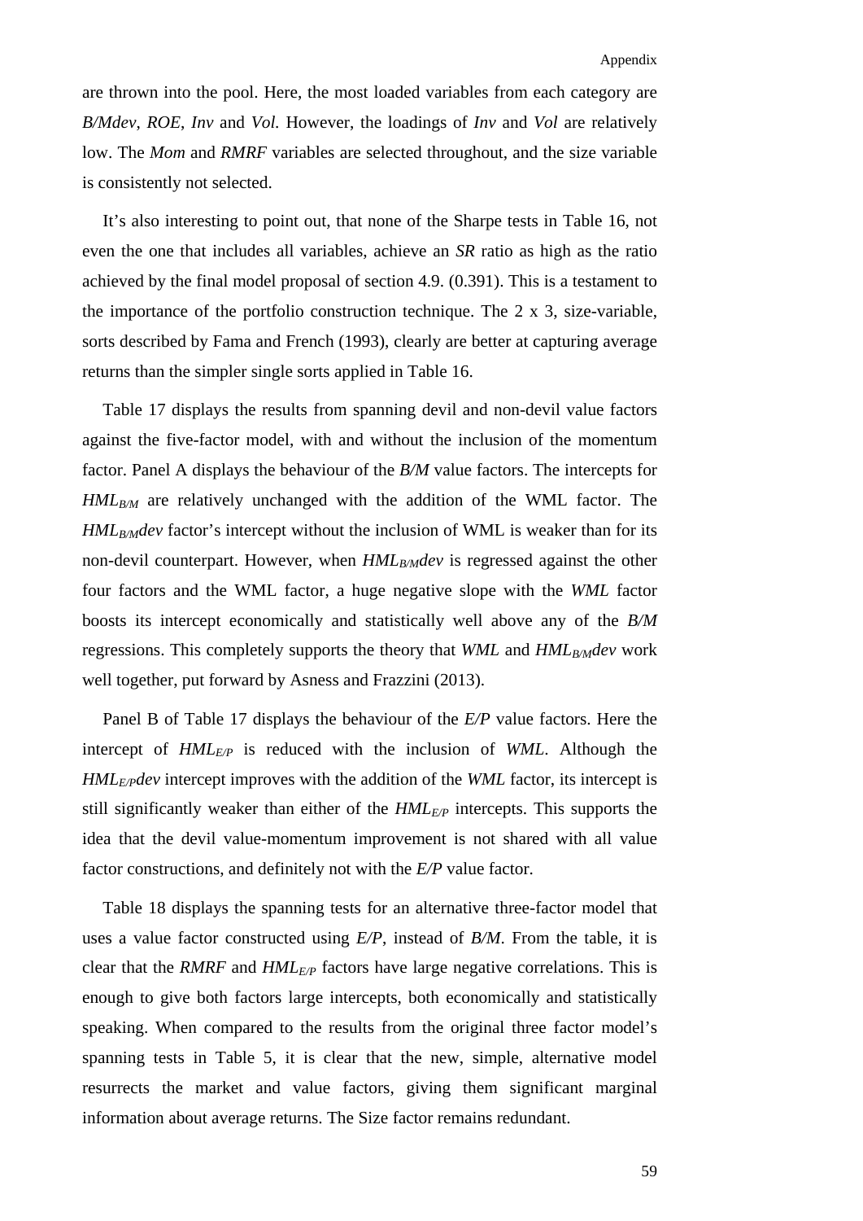are thrown into the pool. Here, the most loaded variables from each category are *B/Mdev*, *ROE*, *Inv* and *Vol.* However, the loadings of *Inv* and *Vol* are relatively low. The *Mom* and *RMRF* variables are selected throughout, and the size variable is consistently not selected.

It's also interesting to point out, that none of the Sharpe tests in Table 16, not even the one that includes all variables, achieve an *SR* ratio as high as the ratio achieved by the final model proposal of section 4.9. (0.391). This is a testament to the importance of the portfolio construction technique. The 2 x 3, size-variable, sorts described by Fama and French (1993), clearly are better at capturing average returns than the simpler single sorts applied in Table 16.

Table 17 displays the results from spanning devil and non-devil value factors against the five-factor model, with and without the inclusion of the momentum factor. Panel A displays the behaviour of the *B/M* value factors. The intercepts for $HML_{B/M}$ are relatively unchanged with the addition of the WML factor. The $HML_{B/M}dev$ factor's intercept without the inclusion of WML is weaker than for its non-devil counterpart. However, when $HML_{B/M}dev$ is regressed against the other four factors and the WML factor, a huge negative slope with the *WML* factor boosts its intercept economically and statistically well above any of the *B/M* regressions. This completely supports the theory that *WML* and $HML_{B/M}dev$ work well together, put forward by Asness and Frazzini (2013).

Panel B of Table 17 displays the behaviour of the *E/P* value factors. Here the intercept of $HML_{E/P}$ is reduced with the inclusion of *WML*. Although the $HML_{E/P}dev$ intercept improves with the addition of the *WML* factor, its intercept is still significantly weaker than either of the $HML_{E/P}$ intercepts. This supports the idea that the devil value-momentum improvement is not shared with all value factor constructions, and definitely not with the *E/P* value factor.

Table 18 displays the spanning tests for an alternative three-factor model that uses a value factor constructed using *E/P*, instead of *B/M*. From the table, it is clear that the *RMRF* and $HML_{E/P}$ factors have large negative correlations. This is enough to give both factors large intercepts, both economically and statistically speaking. When compared to the results from the original three factor model's spanning tests in Table 5, it is clear that the new, simple, alternative model resurrects the market and value factors, giving them significant marginal information about average returns. The Size factor remains redundant.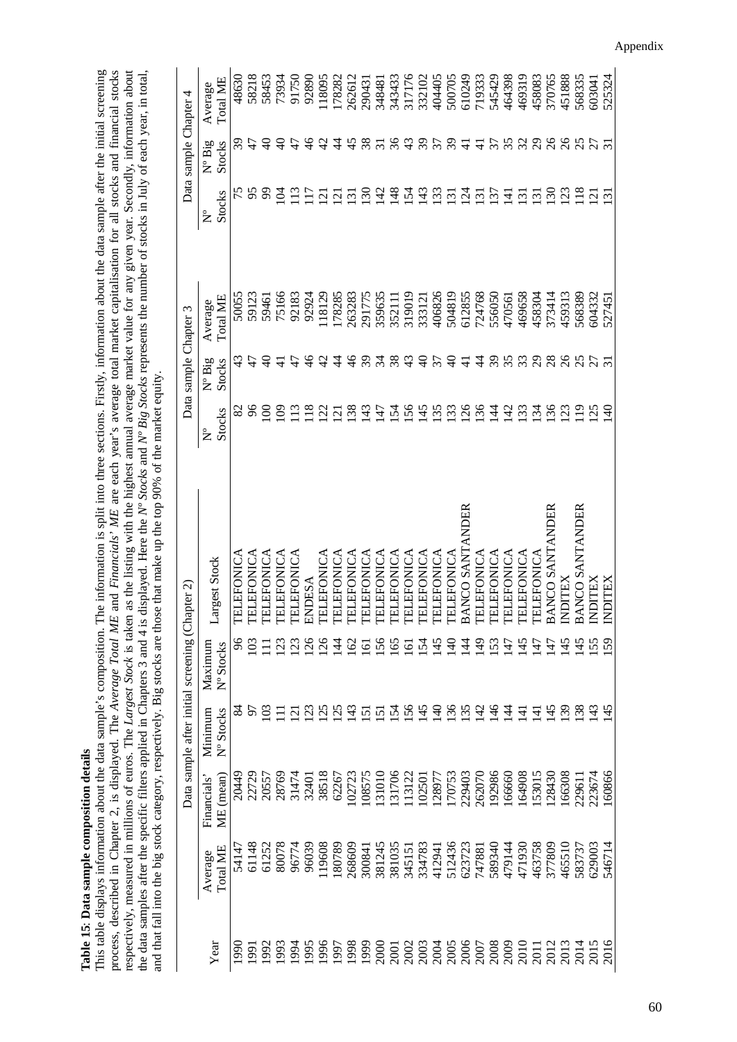**Table 15: Data sample composition details**

This table displays information about the data sample's composition. The information is split into three sections. Firstly, information about the data sample after the initial screening process, described in Chapter 2, is displayed. The *Average Total ME* and *Financials' ME* are each year's average total market capitalisation for all stocks and financial stocks respectively, measured in millions of euros. The *Largest Stock* is taken as the listing with the highest annual average market value for any given year. Secondly, information about the data samples after the specific filters applied in Chapters 3 and 4 is displayed. Here the *Nº Stocks* and *Nº Big Stocks* represents the number of stocks in July of each year, in total, and that fall into the big stock category, respectively. Big stocks are those that make up the top 90% of the market equity.

| Year | Data sample after initial screening (Chapter 2) | | | | | Data sample Chapter 3 | | | Data sample Chapter 4 | | |
|---|---|---|---|---|---|---|---|---|---|---|---|
| | Average Total ME | Financials' ME (mean) | Minimum Nº Stocks | Maximum Nº Stocks | Largest Stock | Nº Stocks | Nº Big Stocks | Average Total ME | Nº Stocks | Nº Big Stocks | Average Total ME |
| 1990 | 54147 | 20449 | 84 | 96 | TELEFONICA | 82 | 43 | 50055 | 75 | 39 | 48630 |
| 1991 | 61148 | 22729 | 97 | 103 | TELEFONICA | 96 | 47 | 59123 | 95 | 47 | 58218 |
| 1992 | 61252 | 20557 | 103 | 111 | TELEFONICA | 100 | 40 | 59461 | 99 | 40 | 58453 |
| 1993 | 80078 | 28769 | 111 | 123 | TELEFONICA | 109 | 41 | 75166 | 104 | 40 | 73934 |
| 1994 | 96774 | 31474 | 121 | 123 | TELEFONICA | 113 | 47 | 92183 | 113 | 47 | 91750 |
| 1995 | 96039 | 32401 | 123 | 126 | ENDESA | 118 | 46 | 92924 | 117 | 46 | 92890 |
| 1996 | 119608 | 38518 | 125 | 126 | TELEFONICA | 122 | 42 | 118129 | 121 | 42 | 118095 |
| 1997 | 180789 | 62267 | 125 | 144 | TELEFONICA | 121 | 44 | 178285 | 121 | 44 | 178282 |
| 1998 | 268609 | 102723 | 143 | 162 | TELEFONICA | 138 | 46 | 263283 | 131 | 45 | 262612 |
| 1999 | 300841 | 108575 | 151 | 161 | TELEFONICA | 143 | 39 | 291775 | 130 | 38 | 290431 |
| 2000 | 381245 | 131010 | 151 | 156 | TELEFONICA | 147 | 34 | 359635 | 142 | 31 | 348481 |
| 2001 | 381035 | 131706 | 154 | 165 | TELEFONICA | 154 | 38 | 352111 | 148 | 36 | 343433 |
| 2002 | 345151 | 113122 | 156 | 161 | TELEFONICA | 156 | 43 | 319019 | 154 | 43 | 317176 |
| 2003 | 334783 | 102501 | 145 | 154 | TELEFONICA | 145 | 40 | 333121 | 143 | 39 | 332102 |
| 2004 | 412941 | 128977 | 140 | 145 | TELEFONICA | 135 | 37 | 406826 | 133 | 37 | 404405 |
| 2005 | 512436 | 170753 | 136 | 140 | TELEFONICA | 133 | 40 | 504819 | 131 | 39 | 500705 |
| 2006 | 623723 | 229403 | 135 | 144 | BANCO SANTANDER | 126 | 41 | 612855 | 124 | 41 | 610249 |
| 2007 | 747881 | 262070 | 142 | 149 | TELEFONICA | 136 | 44 | 724768 | 131 | 41 | 719333 |
| 2008 | 589340 | 192986 | 146 | 153 | TELEFONICA | 144 | 39 | 556050 | 137 | 37 | 545429 |
| 2009 | 479144 | 166660 | 144 | 147 | TELEFONICA | 142 | 35 | 470561 | 141 | 35 | 464398 |
| 2010 | 471930 | 164908 | 141 | 145 | TELEFONICA | 133 | 33 | 469658 | 131 | 32 | 469319 |
| 2011 | 463758 | 153015 | 141 | 147 | TELEFONICA | 134 | 29 | 458304 | 131 | 29 | 458083 |
| 2012 | 377809 | 128430 | 145 | 147 | BANCO SANTANDER | 136 | 28 | 373414 | 130 | 26 | 370765 |
| 2013 | 465510 | 166308 | 139 | 145 | INDITEX | 123 | 26 | 459313 | 123 | 26 | 451888 |
| 2014 | 583737 | 229611 | 138 | 145 | BANCO SANTANDER | 119 | 25 | 568389 | 118 | 25 | 568335 |
| 2015 | 629003 | 223674 | 143 | 155 | INDITEX | 125 | 27 | 604332 | 121 | 27 | 603041 |
| 2016 | 546714 | 160866 | 145 | 159 | INDITEX | 140 | 31 | 527451 | 131 | 31 | 525324 |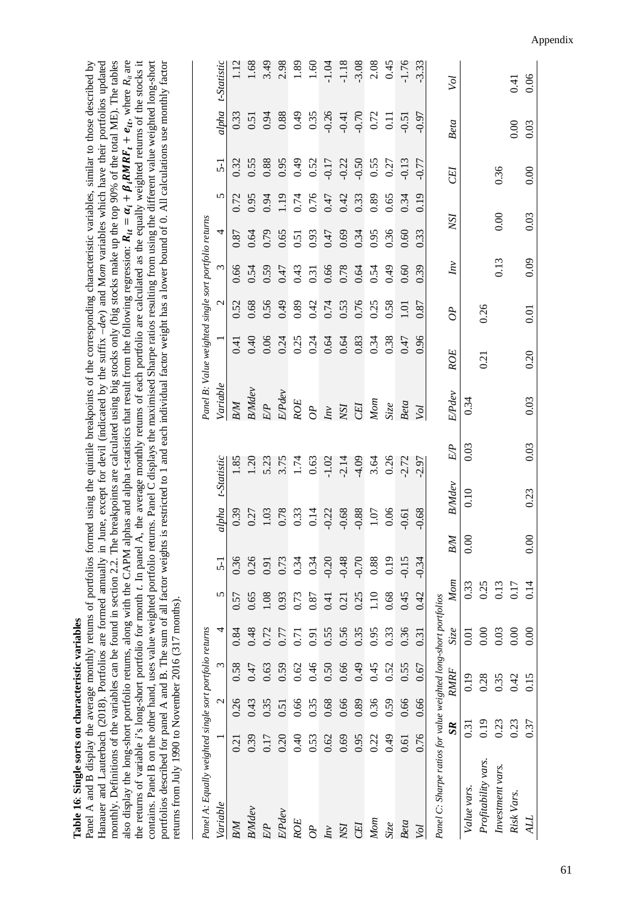**Table 16**: **Single sorts on characteristic variables**

Panel A and B display the average monthly returns of portfolios formed using the quintile breakpoints of the corresponding characteristic variables, similar to those described by Hanauer and Lauterbach (2018). Portfolios are formed annually in June, except for devil (indicated by the suffix *–dev*) and M*om* variables which have their portfolios updated monthly. Definitions of the variables can be found in section 2.2. The breakpoints are calculated using big stocks only (big stocks make up the top 90% of the total ME). The tables also display the long-short portfolio returns, along with the CAPM alphas and alpha t-statistics that result from the following regression: $\boldsymbol{R_{it} = \alpha_i + \beta_i RMRF_t + e_{it}}$, where $R_{it}$ are the returns of variable *i*'s long-short portfolio for month *t*. In panel A, the average monthly returns of each portfolio are calculated as the equally weighted returns of the stocks it contains. Panel B on the other hand, uses value weighted portfolio returns. Panel C displays the maximised Sharpe ratios resulting from using the different value weighted long-short portfolios described for panel A and B. The sum of all factor weights is restricted to 1 and each individual factor weight has a lower bound of 0. All calculations use monthly factor returns from July 1990 to November 2016 (317 months).

*Panel A: Equally weighted single sort portfolio returns*

| *Variable* | 1 | 2 | 3 | 4 | 5 | 5-1 | *alpha* | *t-Statistic* |
|---|---|---|---|---|---|---|---|---|
| *B/M* | 0.21 | 0.26 | 0.58 | 0.84 | 0.57 | 0.36 | 0.39 | 1.85 |
| *B/Mdev* | 0.39 | 0.43 | 0.47 | 0.48 | 0.65 | 0.26 | 0.27 | 1.20 |
| *E/P* | 0.17 | 0.35 | 0.63 | 0.72 | 1.08 | 0.91 | 1.03 | 5.23 |
| *E/Pdev* | 0.20 | 0.51 | 0.59 | 0.77 | 0.93 | 0.73 | 0.78 | 3.75 |
| *ROE* | 0.40 | 0.66 | 0.62 | 0.71 | 0.73 | 0.34 | 0.33 | 1.74 |
| *OP* | 0.53 | 0.35 | 0.46 | 0.91 | 0.87 | 0.34 | 0.14 | 0.63 |
| *Inv* | 0.62 | 0.68 | 0.50 | 0.55 | 0.41 | -0.20 | -0.22 | -1.02 |
| *NSI* | 0.69 | 0.66 | 0.66 | 0.56 | 0.21 | -0.48 | -0.68 | -2.14 |
| *CEI* | 0.95 | 0.89 | 0.49 | 0.35 | 0.25 | -0.70 | -0.88 | -4.09 |
| *Mom* | 0.22 | 0.36 | 0.45 | 0.95 | 1.10 | 0.88 | 1.07 | 3.64 |
| *Size* | 0.49 | 0.59 | 0.52 | 0.33 | 0.68 | 0.19 | 0.06 | 0.26 |
| *Beta* | 0.61 | 0.66 | 0.55 | 0.36 | 0.45 | -0.15 | -0.61 | -2.72 |
| *Vol* | 0.76 | 0.66 | 0.67 | 0.31 | 0.42 | -0.34 | -0.68 | -2.97 |

*Panel B: Value weighted single sort portfolio returns*

| *Variable* | 1 | 2 | 3 | 4 | 5 | 5-1 | *alpha* | *t-Statistic* |
|---|---|---|---|---|---|---|---|---|
| *B/M* | 0.41 | 0.52 | 0.66 | 0.87 | 0.72 | 0.32 | 0.33 | 1.12 |
| *B/Mdev* | 0.40 | 0.68 | 0.54 | 0.64 | 0.95 | 0.55 | 0.51 | 1.68 |
| *E/P* | 0.06 | 0.56 | 0.59 | 0.79 | 0.94 | 0.88 | 0.94 | 3.49 |
| *E/Pdev* | 0.24 | 0.49 | 0.47 | 0.65 | 1.19 | 0.95 | 0.88 | 2.98 |
| *ROE* | 0.25 | 0.89 | 0.43 | 0.51 | 0.74 | 0.49 | 0.49 | 1.89 |
| *OP* | 0.24 | 0.42 | 0.31 | 0.93 | 0.76 | 0.52 | 0.35 | 1.60 |
| *Inv* | 0.64 | 0.74 | 0.66 | 0.47 | 0.47 | -0.17 | -0.26 | -1.04 |
| *NSI* | 0.64 | 0.53 | 0.78 | 0.69 | 0.42 | -0.22 | -0.41 | -1.18 |
| *CEI* | 0.83 | 0.76 | 0.64 | 0.34 | 0.33 | -0.50 | -0.70 | -3.08 |
| *Mom* | 0.34 | 0.25 | 0.54 | 0.95 | 0.89 | 0.55 | 0.72 | 2.08 |
| *Size* | 0.38 | 0.58 | 0.49 | 0.36 | 0.65 | 0.27 | 0.11 | 0.45 |
| *Beta* | 0.47 | 1.01 | 0.60 | 0.60 | 0.34 | -0.13 | -0.51 | -1.76 |
| *Vol* | 0.96 | 0.87 | 0.39 | 0.33 | 0.19 | -0.77 | -0.97 | -3.33 |

*Panel C: Sharpe ratios for value weighted long-short portfolios*

| | ***SR*** | *RMRF* | *Size* | *Mom* | *B/M* | *B/Mdev* | *E/P* | *E/Pdev* | *ROE* | *OP* | *Inv* | *NSI* | *CEI* | *Beta* | *Vol* |
|---|---|---|---|---|---|---|---|---|---|---|---|---|---|---|---|
| *Value vars.* | 0.31 | 0.19 | 0.01 | 0.33 | 0.00 | 0.10 | 0.03 | 0.34 | | | | | | | |
| *Profitability vars.* | 0.19 | 0.28 | 0.00 | 0.25 | | | | | 0.21 | 0.26 | | | | | |
| *Investment vars.* | 0.23 | 0.35 | 0.03 | 0.13 | | | | | | | 0.13 | 0.00 | 0.36 | | |
| *Risk Vars.* | 0.23 | 0.42 | 0.00 | 0.17 | | | | | | | | | | 0.00 | 0.41 |
| *ALL* | 0.37 | 0.15 | 0.00 | 0.14 | 0.00 | 0.23 | 0.03 | 0.03 | 0.20 | 0.01 | 0.09 | 0.03 | 0.00 | 0.03 | 0.06 |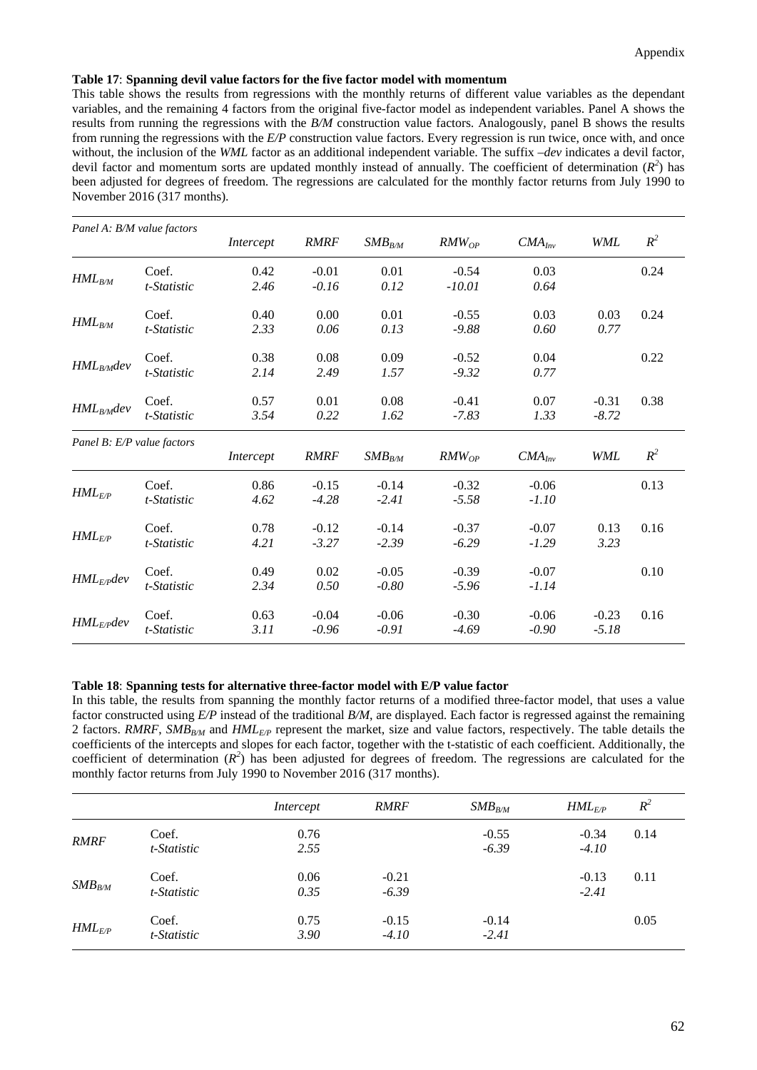**Table 17**: **Spanning devil value factors for the five factor model with momentum**

This table shows the results from regressions with the monthly returns of different value variables as the dependant variables, and the remaining 4 factors from the original five-factor model as independent variables. Panel A shows the results from running the regressions with the *B/M* construction value factors. Analogously, panel B shows the results from running the regressions with the *E/P* construction value factors. Every regression is run twice, once with, and once without, the inclusion of the *WML* factor as an additional independent variable. The suffix *–dev* indicates a devil factor, devil factor and momentum sorts are updated monthly instead of annually. The coefficient of determination ($R^2$) has been adjusted for degrees of freedom. The regressions are calculated for the monthly factor returns from July 1990 to November 2016 (317 months).

| *Panel A: B/M value factors* | | *Intercept* | *RMRF* | $SMB_{B/M}$ | $RMW_{OP}$ | $CMA_{Inv}$ | *WML* | $R^2$ |
|---|---|---|---|---|---|---|---|---|
| $HML_{B/M}$ | Coef. | 0.42 | -0.01 | 0.01 | -0.54 | 0.03 | | 0.24 |
| | *t-Statistic* | *2.46* | *-0.16* | *0.12* | *-10.01* | *0.64* | | |
| $HML_{B/M}$ | Coef. | 0.40 | 0.00 | 0.01 | -0.55 | 0.03 | 0.03 | 0.24 |
| | *t-Statistic* | *2.33* | *0.06* | *0.13* | *-9.88* | *0.60* | *0.77* | |
| $HML_{B/M}dev$ | Coef. | 0.38 | 0.08 | 0.09 | -0.52 | 0.04 | | 0.22 |
| | *t-Statistic* | *2.14* | *2.49* | *1.57* | *-9.32* | *0.77* | | |
| $HML_{B/M}dev$ | Coef. | 0.57 | 0.01 | 0.08 | -0.41 | 0.07 | -0.31 | 0.38 |
| | *t-Statistic* | *3.54* | *0.22* | *1.62* | *-7.83* | *1.33* | *-8.72* | |

| *Panel B: E/P value factors* | | *Intercept* | *RMRF* | $SMB_{B/M}$ | $RMW_{OP}$ | $CMA_{Inv}$ | *WML* | $R^2$ |
|---|---|---|---|---|---|---|---|---|
| $HML_{E/P}$ | Coef. | 0.86 | -0.15 | -0.14 | -0.32 | -0.06 | | 0.13 |
| | *t-Statistic* | *4.62* | *-4.28* | *-2.41* | *-5.58* | *-1.10* | | |
| $HML_{E/P}$ | Coef. | 0.78 | -0.12 | -0.14 | -0.37 | -0.07 | 0.13 | 0.16 |
| | *t-Statistic* | *4.21* | *-3.27* | *-2.39* | *-6.29* | *-1.29* | *3.23* | |
| $HML_{E/P}dev$ | Coef. | 0.49 | 0.02 | -0.05 | -0.39 | -0.07 | | 0.10 |
| | *t-Statistic* | *2.34* | *0.50* | *-0.80* | *-5.96* | *-1.14* | | |
| $HML_{E/P}dev$ | Coef. | 0.63 | -0.04 | -0.06 | -0.30 | -0.06 | -0.23 | 0.16 |
| | *t-Statistic* | *3.11* | *-0.96* | *-0.91* | *-4.69* | *-0.90* | *-5.18* | |

**Table 18**: **Spanning tests for alternative three-factor model with E/P value factor**

In this table, the results from spanning the monthly factor returns of a modified three-factor model, that uses a value factor constructed using *E/P* instead of the traditional *B/M*, are displayed. Each factor is regressed against the remaining 2 factors. *RMRF*, $SMB_{B/M}$ and $HML_{E/P}$ represent the market, size and value factors, respectively. The table details the coefficients of the intercepts and slopes for each factor, together with the t-statistic of each coefficient. Additionally, the coefficient of determination ($R^2$) has been adjusted for degrees of freedom. The regressions are calculated for the monthly factor returns from July 1990 to November 2016 (317 months).

| | | *Intercept* | *RMRF* | $SMB_{B/M}$ | $HML_{E/P}$ | $R^2$ |
|---|---|---|---|---|---|---|
| *RMRF* | Coef. | 0.76 | | -0.55 | -0.34 | 0.14 |
| | *t-Statistic* | *2.55* | | *-6.39* | *-4.10* | |
| $SMB_{B/M}$ | Coef. | 0.06 | -0.21 | | -0.13 | 0.11 |
| | *t-Statistic* | *0.35* | *-6.39* | | *-2.41* | |
| $HML_{E/P}$ | Coef. | 0.75 | -0.15 | -0.14 | | 0.05 |
| | *t-Statistic* | *3.90* | *-4.10* | *-2.41* | | |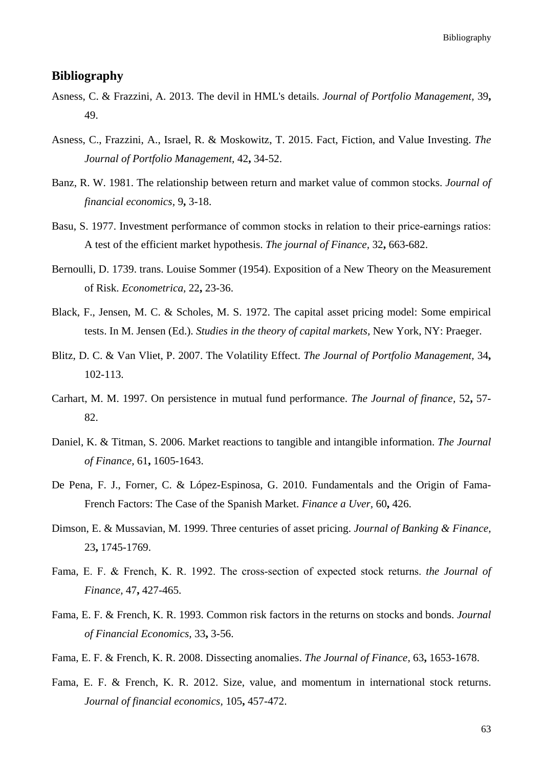## Bibliography

Asness, C. & Frazzini, A. 2013. The devil in HML's details. *Journal of Portfolio Management,* 39**,** 49.

Asness, C., Frazzini, A., Israel, R. & Moskowitz, T. 2015. Fact, Fiction, and Value Investing. *The Journal of Portfolio Management,* 42**,** 34-52.

Banz, R. W. 1981. The relationship between return and market value of common stocks. *Journal of financial economics,* 9**,** 3-18.

Basu, S. 1977. Investment performance of common stocks in relation to their price-earnings ratios: A test of the efficient market hypothesis. *The journal of Finance,* 32**,** 663-682.

Bernoulli, D. 1739. trans. Louise Sommer (1954). Exposition of a New Theory on the Measurement of Risk. *Econometrica,* 22**,** 23-36.

Black, F., Jensen, M. C. & Scholes, M. S. 1972. The capital asset pricing model: Some empirical tests. In M. Jensen (Ed.). *Studies in the theory of capital markets,* New York, NY: Praeger.

Blitz, D. C. & Van Vliet, P. 2007. The Volatility Effect. *The Journal of Portfolio Management,* 34**,** 102-113.

Carhart, M. M. 1997. On persistence in mutual fund performance. *The Journal of finance,* 52**,** 57-82.

Daniel, K. & Titman, S. 2006. Market reactions to tangible and intangible information. *The Journal of Finance,* 61**,** 1605-1643.

De Pena, F. J., Forner, C. & López-Espinosa, G. 2010. Fundamentals and the Origin of Fama-French Factors: The Case of the Spanish Market. *Finance a Uver,* 60**,** 426.

Dimson, E. & Mussavian, M. 1999. Three centuries of asset pricing. *Journal of Banking & Finance,* 23**,** 1745-1769.

Fama, E. F. & French, K. R. 1992. The cross-section of expected stock returns. *the Journal of Finance,* 47**,** 427-465.

Fama, E. F. & French, K. R. 1993. Common risk factors in the returns on stocks and bonds. *Journal of Financial Economics,* 33**,** 3-56.

Fama, E. F. & French, K. R. 2008. Dissecting anomalies. *The Journal of Finance,* 63**,** 1653-1678.

Fama, E. F. & French, K. R. 2012. Size, value, and momentum in international stock returns. *Journal of financial economics,* 105**,** 457-472.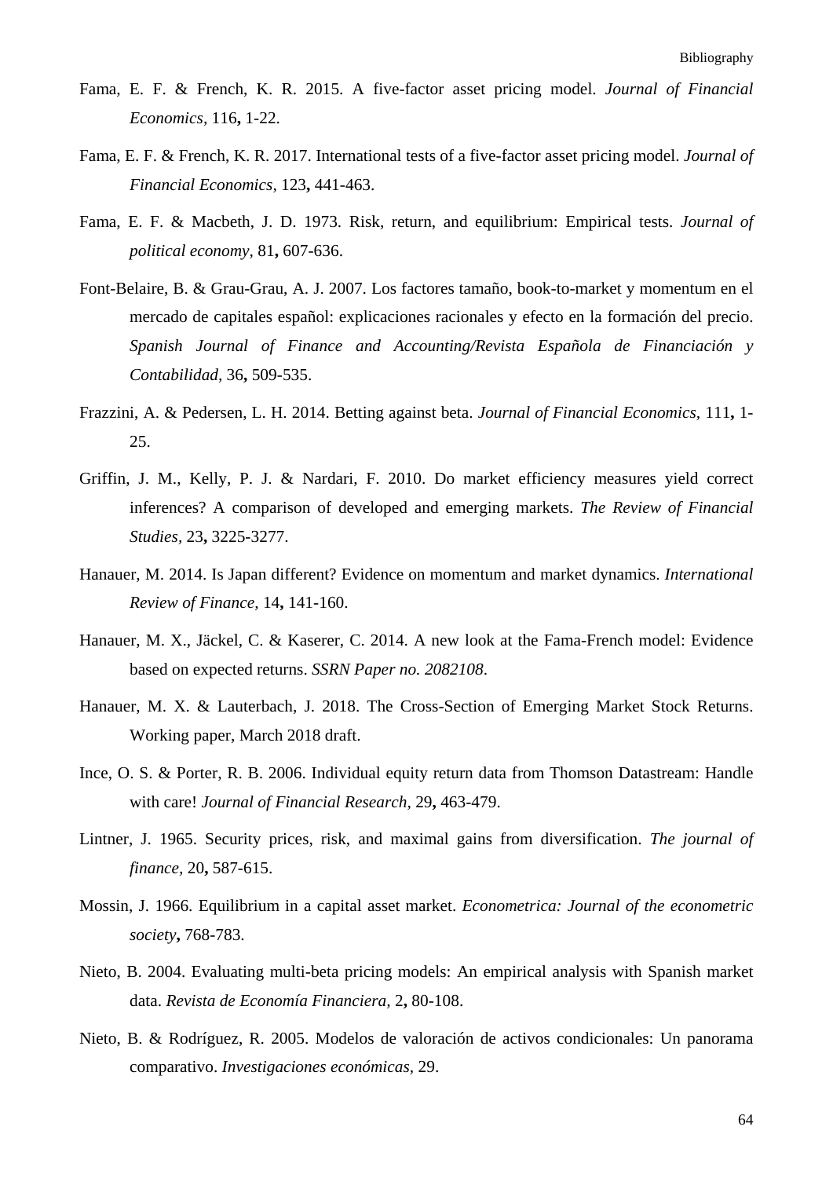Fama, E. F. & French, K. R. 2015. A five-factor asset pricing model. *Journal of Financial Economics,* 116**,** 1-22.

Fama, E. F. & French, K. R. 2017. International tests of a five-factor asset pricing model. *Journal of Financial Economics,* 123**,** 441-463.

Fama, E. F. & Macbeth, J. D. 1973. Risk, return, and equilibrium: Empirical tests. *Journal of political economy,* 81**,** 607-636.

Font-Belaire, B. & Grau-Grau, A. J. 2007. Los factores tamaño, book-to-market y momentum en el mercado de capitales español: explicaciones racionales y efecto en la formación del precio. *Spanish Journal of Finance and Accounting/Revista Española de Financiación y Contabilidad,* 36**,** 509-535.

Frazzini, A. & Pedersen, L. H. 2014. Betting against beta. *Journal of Financial Economics,* 111**,** 1-25.

Griffin, J. M., Kelly, P. J. & Nardari, F. 2010. Do market efficiency measures yield correct inferences? A comparison of developed and emerging markets. *The Review of Financial Studies,* 23**,** 3225-3277.

Hanauer, M. 2014. Is Japan different? Evidence on momentum and market dynamics. *International Review of Finance,* 14**,** 141-160.

Hanauer, M. X., Jäckel, C. & Kaserer, C. 2014. A new look at the Fama-French model: Evidence based on expected returns. *SSRN Paper no. 2082108*.

Hanauer, M. X. & Lauterbach, J. 2018. The Cross-Section of Emerging Market Stock Returns. Working paper, March 2018 draft.

Ince, O. S. & Porter, R. B. 2006. Individual equity return data from Thomson Datastream: Handle with care! *Journal of Financial Research,* 29**,** 463-479.

Lintner, J. 1965. Security prices, risk, and maximal gains from diversification. *The journal of finance,* 20**,** 587-615.

Mossin, J. 1966. Equilibrium in a capital asset market. *Econometrica: Journal of the econometric society***,** 768-783.

Nieto, B. 2004. Evaluating multi-beta pricing models: An empirical analysis with Spanish market data. *Revista de Economía Financiera,* 2**,** 80-108.

Nieto, B. & Rodríguez, R. 2005. Modelos de valoración de activos condicionales: Un panorama comparativo. *Investigaciones económicas,* 29.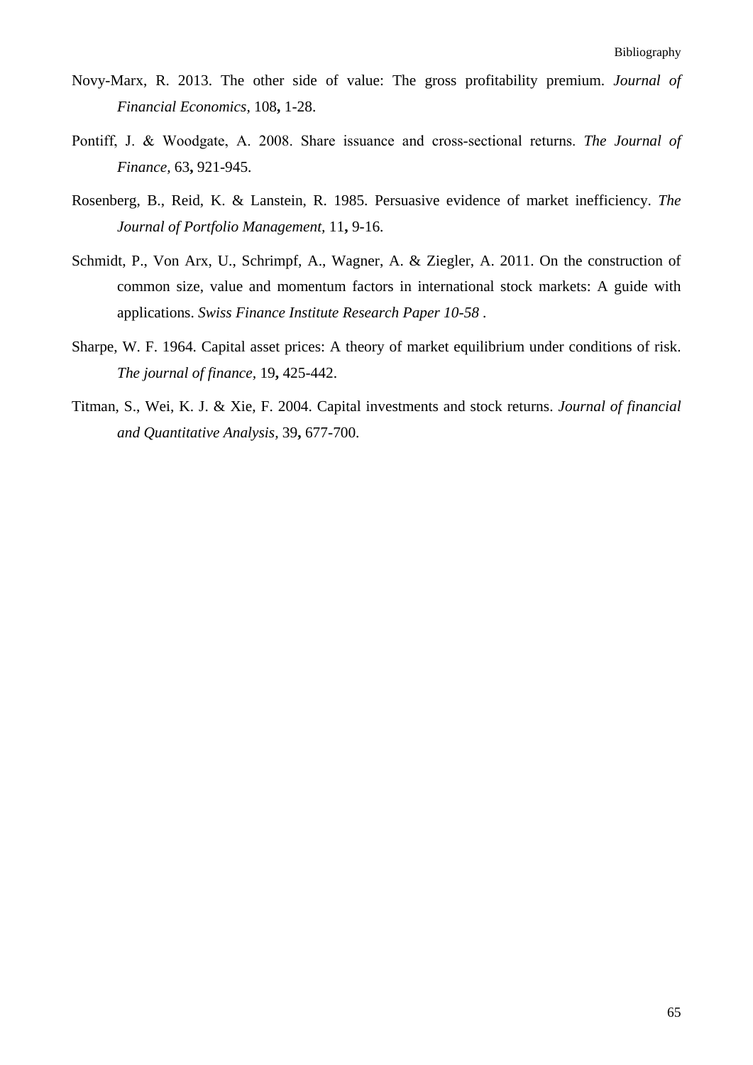Novy-Marx, R. 2013. The other side of value: The gross profitability premium. *Journal of Financial Economics,* 108**,** 1-28.

Pontiff, J. & Woodgate, A. 2008. Share issuance and cross-sectional returns. *The Journal of Finance,* 63**,** 921-945.

Rosenberg, B., Reid, K. & Lanstein, R. 1985. Persuasive evidence of market inefficiency. *The Journal of Portfolio Management,* 11**,** 9-16.

Schmidt, P., Von Arx, U., Schrimpf, A., Wagner, A. & Ziegler, A. 2011. On the construction of common size, value and momentum factors in international stock markets: A guide with applications. *Swiss Finance Institute Research Paper 10-58* .

Sharpe, W. F. 1964. Capital asset prices: A theory of market equilibrium under conditions of risk. *The journal of finance,* 19**,** 425-442.

Titman, S., Wei, K. J. & Xie, F. 2004. Capital investments and stock returns. *Journal of financial and Quantitative Analysis,* 39**,** 677-700.